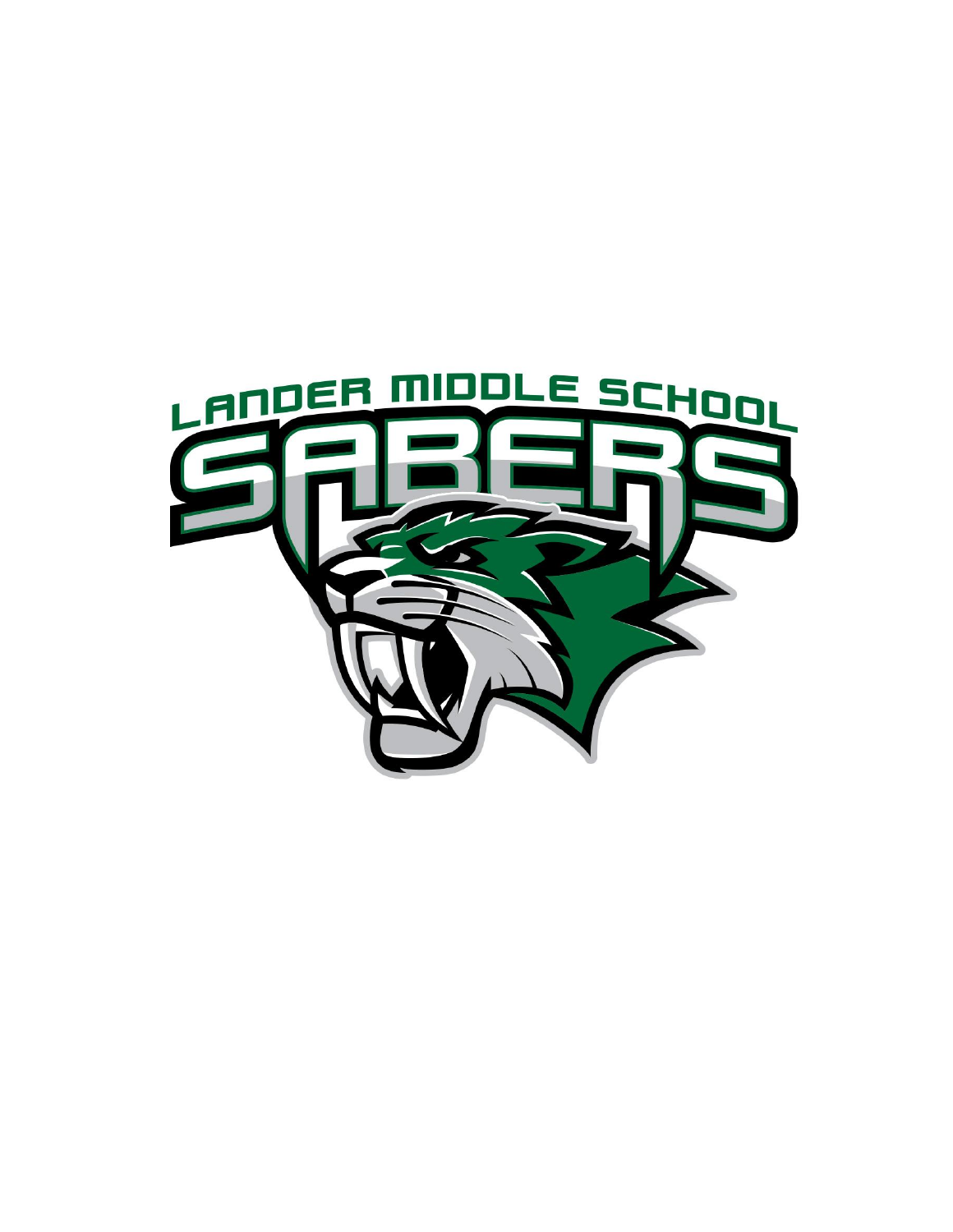LANDER MIDDLE SCHOOL

SABERS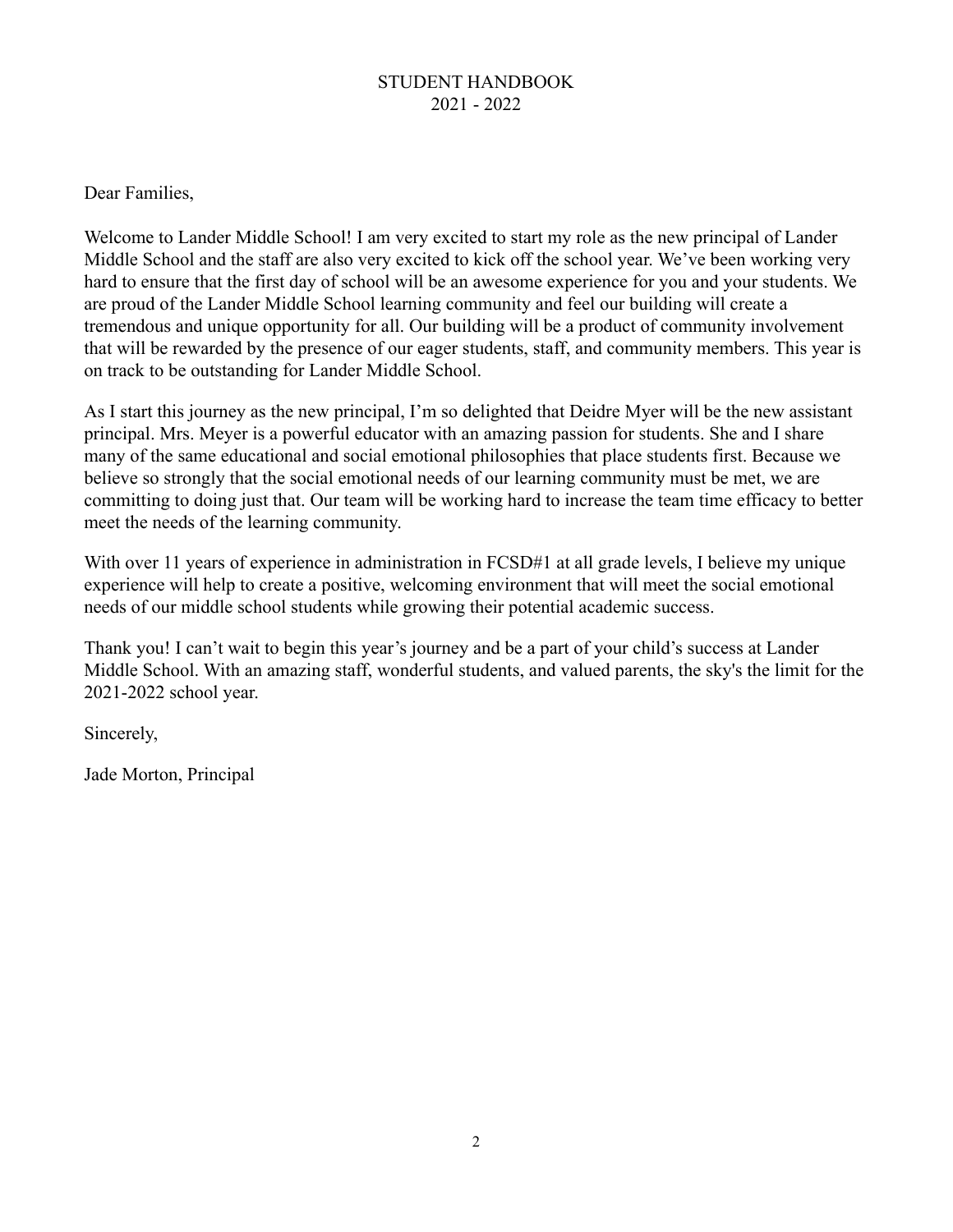# STUDENT HANDBOOK
## 2021 - 2022

Dear Families,

Welcome to Lander Middle School! I am very excited to start my role as the new principal of Lander Middle School and the staff are also very excited to kick off the school year. We've been working very hard to ensure that the first day of school will be an awesome experience for you and your students. We are proud of the Lander Middle School learning community and feel our building will create a tremendous and unique opportunity for all. Our building will be a product of community involvement that will be rewarded by the presence of our eager students, staff, and community members. This year is on track to be outstanding for Lander Middle School.

As I start this journey as the new principal, I'm so delighted that Deidre Myer will be the new assistant principal. Mrs. Meyer is a powerful educator with an amazing passion for students. She and I share many of the same educational and social emotional philosophies that place students first. Because we believe so strongly that the social emotional needs of our learning community must be met, we are committing to doing just that. Our team will be working hard to increase the team time efficacy to better meet the needs of the learning community.

With over 11 years of experience in administration in FCSD#1 at all grade levels, I believe my unique experience will help to create a positive, welcoming environment that will meet the social emotional needs of our middle school students while growing their potential academic success.

Thank you! I can't wait to begin this year's journey and be a part of your child's success at Lander Middle School. With an amazing staff, wonderful students, and valued parents, the sky's the limit for the 2021-2022 school year.

Sincerely,

Jade Morton, Principal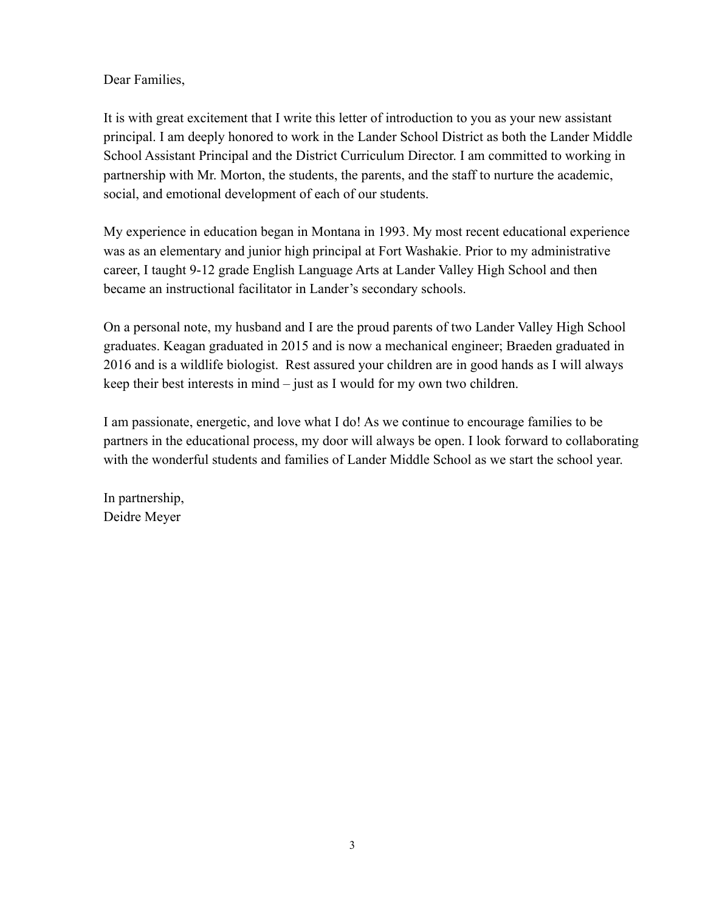Dear Families,

It is with great excitement that I write this letter of introduction to you as your new assistant principal. I am deeply honored to work in the Lander School District as both the Lander Middle School Assistant Principal and the District Curriculum Director. I am committed to working in partnership with Mr. Morton, the students, the parents, and the staff to nurture the academic, social, and emotional development of each of our students.

My experience in education began in Montana in 1993. My most recent educational experience was as an elementary and junior high principal at Fort Washakie. Prior to my administrative career, I taught 9-12 grade English Language Arts at Lander Valley High School and then became an instructional facilitator in Lander's secondary schools.

On a personal note, my husband and I are the proud parents of two Lander Valley High School graduates. Keagan graduated in 2015 and is now a mechanical engineer; Braeden graduated in 2016 and is a wildlife biologist. Rest assured your children are in good hands as I will always keep their best interests in mind – just as I would for my own two children.

I am passionate, energetic, and love what I do! As we continue to encourage families to be partners in the educational process, my door will always be open. I look forward to collaborating with the wonderful students and families of Lander Middle School as we start the school year.

In partnership,
Deidre Meyer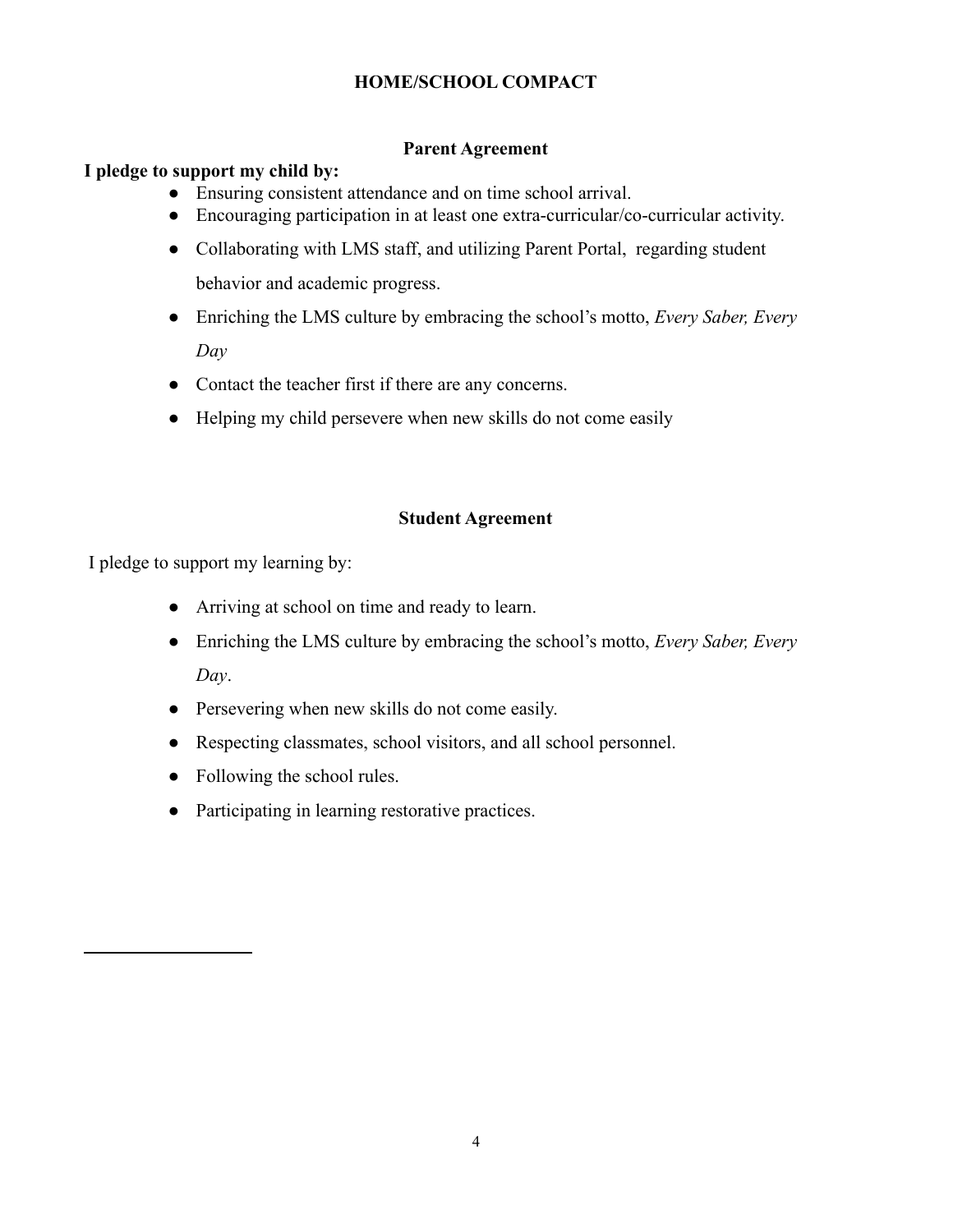## HOME/SCHOOL COMPACT

### Parent Agreement

**I pledge to support my child by:**

- Ensuring consistent attendance and on time school arrival.
- Encouraging participation in at least one extra-curricular/co-curricular activity.
- Collaborating with LMS staff, and utilizing Parent Portal, regarding student behavior and academic progress.
- Enriching the LMS culture by embracing the school's motto, *Every Saber, Every Day*
- Contact the teacher first if there are any concerns.
- Helping my child persevere when new skills do not come easily

### Student Agreement

I pledge to support my learning by:

- Arriving at school on time and ready to learn.
- Enriching the LMS culture by embracing the school's motto, *Every Saber, Every Day*.
- Persevering when new skills do not come easily.
- Respecting classmates, school visitors, and all school personnel.
- Following the school rules.
- Participating in learning restorative practices.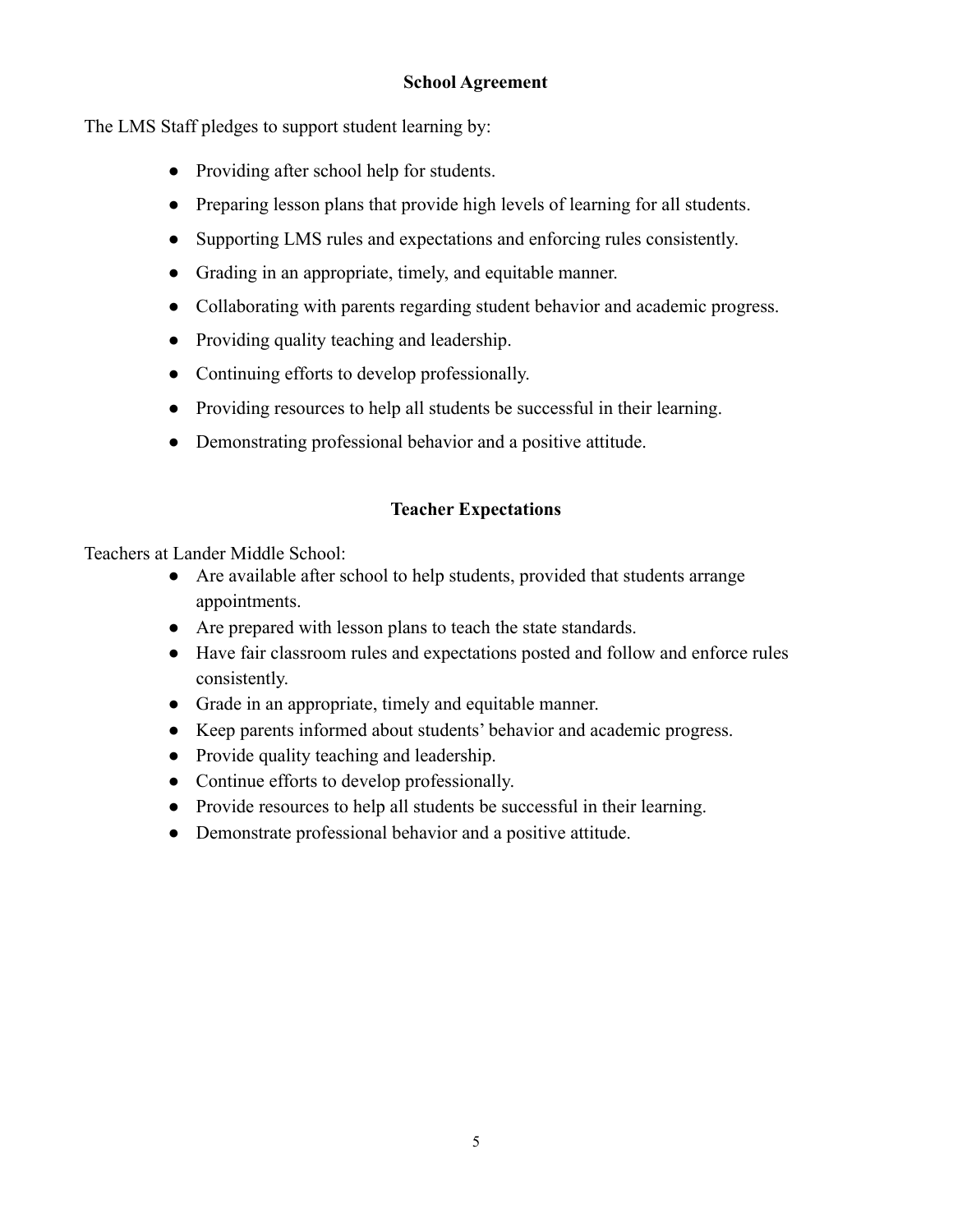## School Agreement

The LMS Staff pledges to support student learning by:

- Providing after school help for students.
- Preparing lesson plans that provide high levels of learning for all students.
- Supporting LMS rules and expectations and enforcing rules consistently.
- Grading in an appropriate, timely, and equitable manner.
- Collaborating with parents regarding student behavior and academic progress.
- Providing quality teaching and leadership.
- Continuing efforts to develop professionally.
- Providing resources to help all students be successful in their learning.
- Demonstrating professional behavior and a positive attitude.

## Teacher Expectations

Teachers at Lander Middle School:

- Are available after school to help students, provided that students arrange appointments.
- Are prepared with lesson plans to teach the state standards.
- Have fair classroom rules and expectations posted and follow and enforce rules consistently.
- Grade in an appropriate, timely and equitable manner.
- Keep parents informed about students' behavior and academic progress.
- Provide quality teaching and leadership.
- Continue efforts to develop professionally.
- Provide resources to help all students be successful in their learning.
- Demonstrate professional behavior and a positive attitude.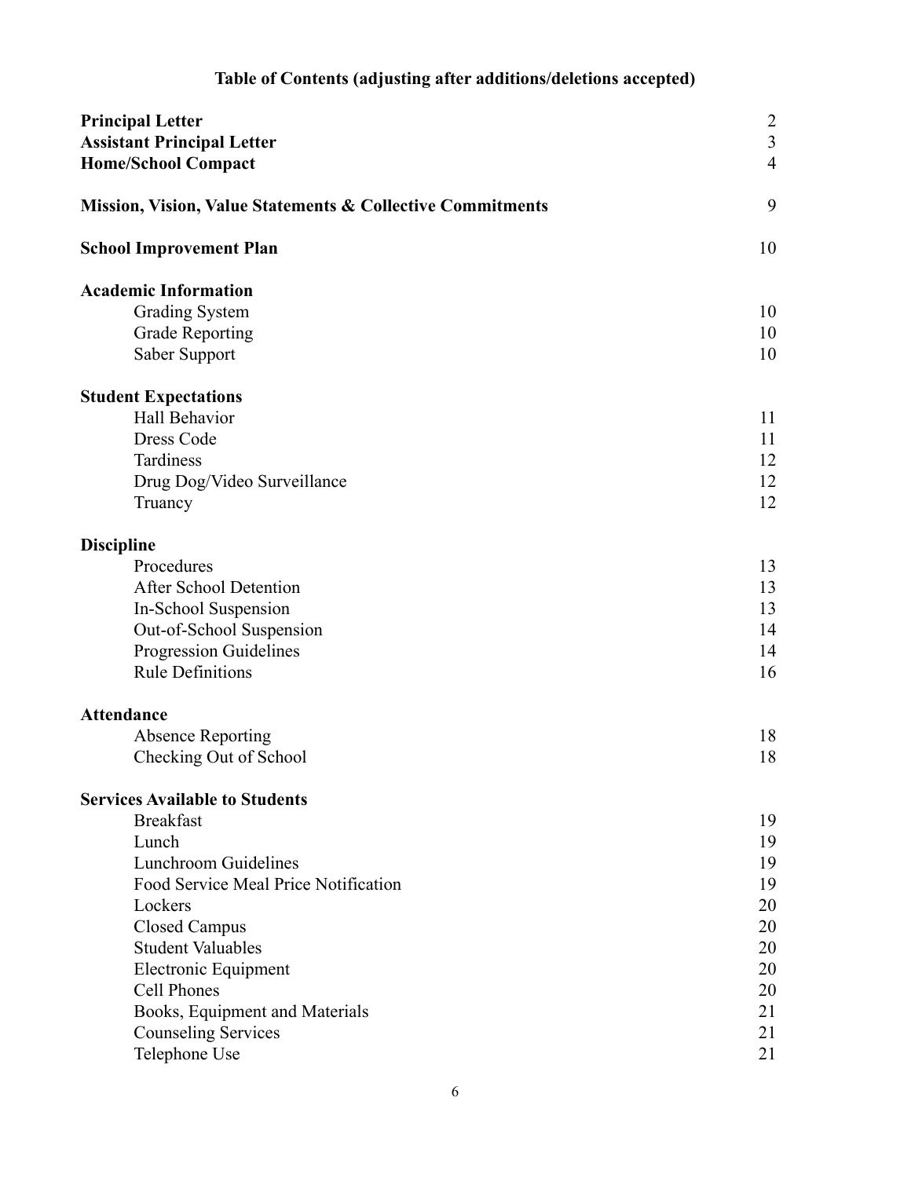# Table of Contents (adjusting after additions/deletions accepted)

| | |
|---|---|
| **Principal Letter** | 2 |
| **Assistant Principal Letter** | 3 |
| **Home/School Compact** | 4 |
| | |
| **Mission, Vision, Value Statements & Collective Commitments** | 9 |
| | |
| **School Improvement Plan** | 10 |
| | |
| **Academic Information** | |
| Grading System | 10 |
| Grade Reporting | 10 |
| Saber Support | 10 |
| | |
| **Student Expectations** | |
| Hall Behavior | 11 |
| Dress Code | 11 |
| Tardiness | 12 |
| Drug Dog/Video Surveillance | 12 |
| Truancy | 12 |
| | |
| **Discipline** | |
| Procedures | 13 |
| After School Detention | 13 |
| In-School Suspension | 13 |
| Out-of-School Suspension | 14 |
| Progression Guidelines | 14 |
| Rule Definitions | 16 |
| | |
| **Attendance** | |
| Absence Reporting | 18 |
| Checking Out of School | 18 |
| | |
| **Services Available to Students** | |
| Breakfast | 19 |
| Lunch | 19 |
| Lunchroom Guidelines | 19 |
| Food Service Meal Price Notification | 19 |
| Lockers | 20 |
| Closed Campus | 20 |
| Student Valuables | 20 |
| Electronic Equipment | 20 |
| Cell Phones | 20 |
| Books, Equipment and Materials | 21 |
| Counseling Services | 21 |
| Telephone Use | 21 |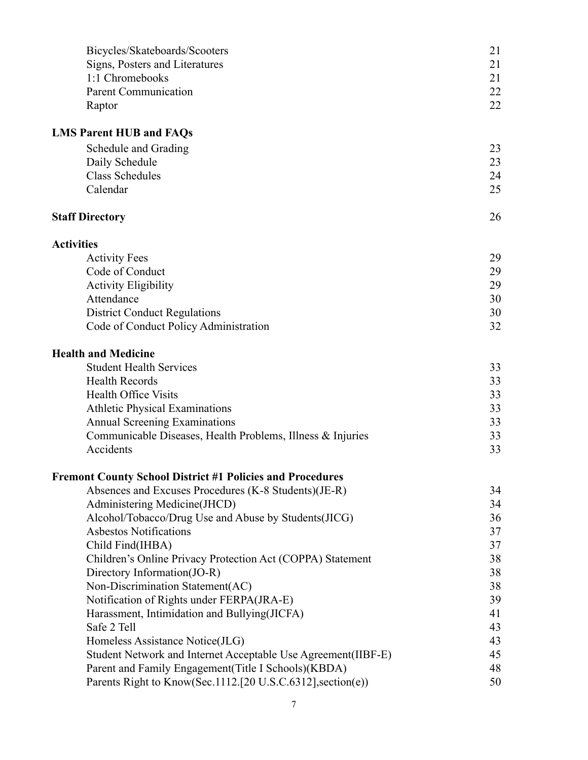| | |
|---|---|
| Bicycles/Skateboards/Scooters | 21 |
| Signs, Posters and Literatures | 21 |
| 1:1 Chromebooks | 21 |
| Parent Communication | 22 |
| Raptor | 22 |

**LMS Parent HUB and FAQs**

| | |
|---|---|
| Schedule and Grading | 23 |
| Daily Schedule | 23 |
| Class Schedules | 24 |
| Calendar | 25 |

**Staff Directory** 26

**Activities**

| | |
|---|---|
| Activity Fees | 29 |
| Code of Conduct | 29 |
| Activity Eligibility | 29 |
| Attendance | 30 |
| District Conduct Regulations | 30 |
| Code of Conduct Policy Administration | 32 |

**Health and Medicine**

| | |
|---|---|
| Student Health Services | 33 |
| Health Records | 33 |
| Health Office Visits | 33 |
| Athletic Physical Examinations | 33 |
| Annual Screening Examinations | 33 |
| Communicable Diseases, Health Problems, Illness & Injuries | 33 |
| Accidents | 33 |

**Fremont County School District #1 Policies and Procedures**

| | |
|---|---|
| Absences and Excuses Procedures (K-8 Students)(JE-R) | 34 |
| Administering Medicine(JHCD) | 34 |
| Alcohol/Tobacco/Drug Use and Abuse by Students(JICG) | 36 |
| Asbestos Notifications | 37 |
| Child Find(IHBA) | 37 |
| Children's Online Privacy Protection Act (COPPA) Statement | 38 |
| Directory Information(JO-R) | 38 |
| Non-Discrimination Statement(AC) | 38 |
| Notification of Rights under FERPA(JRA-E) | 39 |
| Harassment, Intimidation and Bullying(JICFA) | 41 |
| Safe 2 Tell | 43 |
| Homeless Assistance Notice(JLG) | 43 |
| Student Network and Internet Acceptable Use Agreement(IIBF-E) | 45 |
| Parent and Family Engagement(Title I Schools)(KBDA) | 48 |
| Parents Right to Know(Sec.1112.[20 U.S.C.6312],section(e)) | 50 |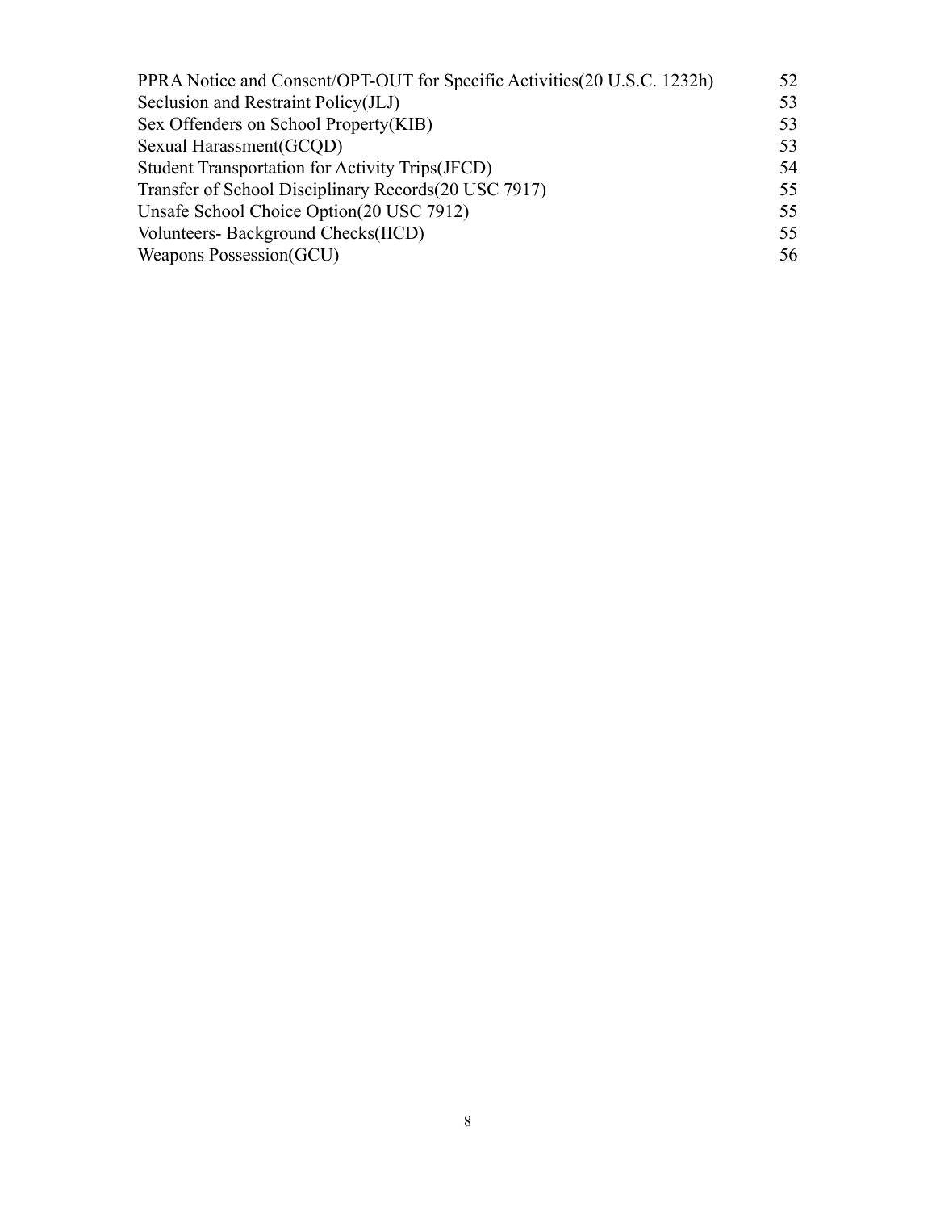| | |
|---|---|
| PPRA Notice and Consent/OPT-OUT for Specific Activities(20 U.S.C. 1232h) | 52 |
| Seclusion and Restraint Policy(JLJ) | 53 |
| Sex Offenders on School Property(KIB) | 53 |
| Sexual Harassment(GCQD) | 53 |
| Student Transportation for Activity Trips(JFCD) | 54 |
| Transfer of School Disciplinary Records(20 USC 7917) | 55 |
| Unsafe School Choice Option(20 USC 7912) | 55 |
| Volunteers- Background Checks(IICD) | 55 |
| Weapons Possession(GCU) | 56 |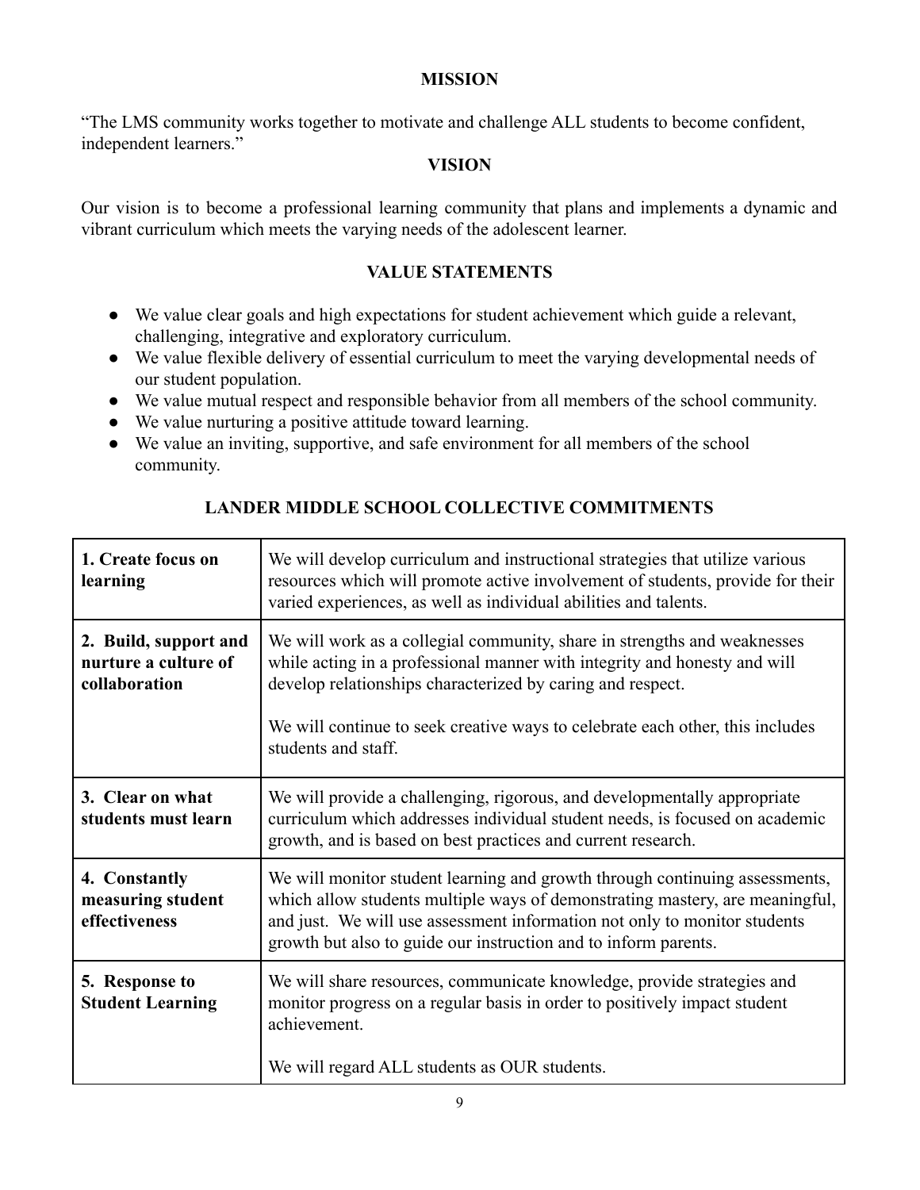## MISSION

"The LMS community works together to motivate and challenge ALL students to become confident, independent learners."

## VISION

Our vision is to become a professional learning community that plans and implements a dynamic and vibrant curriculum which meets the varying needs of the adolescent learner.

## VALUE STATEMENTS

- We value clear goals and high expectations for student achievement which guide a relevant, challenging, integrative and exploratory curriculum.
- We value flexible delivery of essential curriculum to meet the varying developmental needs of our student population.
- We value mutual respect and responsible behavior from all members of the school community.
- We value nurturing a positive attitude toward learning.
- We value an inviting, supportive, and safe environment for all members of the school community.

## LANDER MIDDLE SCHOOL COLLECTIVE COMMITMENTS

| | |
|---|---|
| **1. Create focus on learning** | We will develop curriculum and instructional strategies that utilize various resources which will promote active involvement of students, provide for their varied experiences, as well as individual abilities and talents. |
| **2. Build, support and nurture a culture of collaboration** | We will work as a collegial community, share in strengths and weaknesses while acting in a professional manner with integrity and honesty and will develop relationships characterized by caring and respect.<br><br>We will continue to seek creative ways to celebrate each other, this includes students and staff. |
| **3. Clear on what students must learn** | We will provide a challenging, rigorous, and developmentally appropriate curriculum which addresses individual student needs, is focused on academic growth, and is based on best practices and current research. |
| **4. Constantly measuring student effectiveness** | We will monitor student learning and growth through continuing assessments, which allow students multiple ways of demonstrating mastery, are meaningful, and just. We will use assessment information not only to monitor students growth but also to guide our instruction and to inform parents. |
| **5. Response to Student Learning** | We will share resources, communicate knowledge, provide strategies and monitor progress on a regular basis in order to positively impact student achievement.<br><br>We will regard ALL students as OUR students. |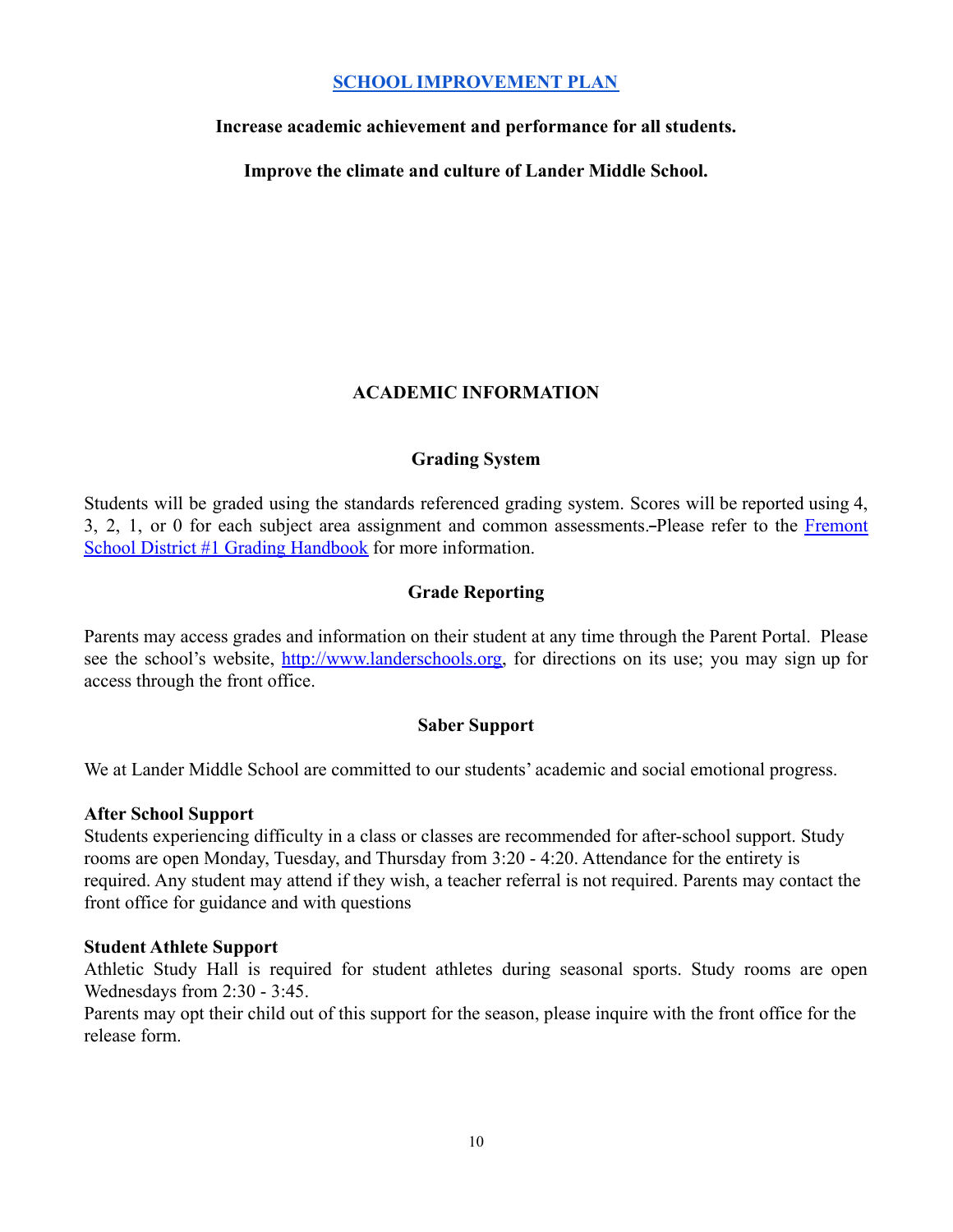## [SCHOOL IMPROVEMENT PLAN]()

**Increase academic achievement and performance for all students.**

**Improve the climate and culture of Lander Middle School.**

## ACADEMIC INFORMATION

### Grading System

Students will be graded using the standards referenced grading system. Scores will be reported using 4, 3, 2, 1, or 0 for each subject area assignment and common assessments.–Please refer to the [Fremont School District #1 Grading Handbook]() for more information.

### Grade Reporting

Parents may access grades and information on their student at any time through the Parent Portal. Please see the school's website, [http://www.landerschools.org](http://www.landerschools.org), for directions on its use; you may sign up for access through the front office.

### Saber Support

We at Lander Middle School are committed to our students' academic and social emotional progress.

**After School Support**
Students experiencing difficulty in a class or classes are recommended for after-school support. Study rooms are open Monday, Tuesday, and Thursday from 3:20 - 4:20. Attendance for the entirety is required. Any student may attend if they wish, a teacher referral is not required. Parents may contact the front office for guidance and with questions

**Student Athlete Support**
Athletic Study Hall is required for student athletes during seasonal sports. Study rooms are open Wednesdays from 2:30 - 3:45.
Parents may opt their child out of this support for the season, please inquire with the front office for the release form.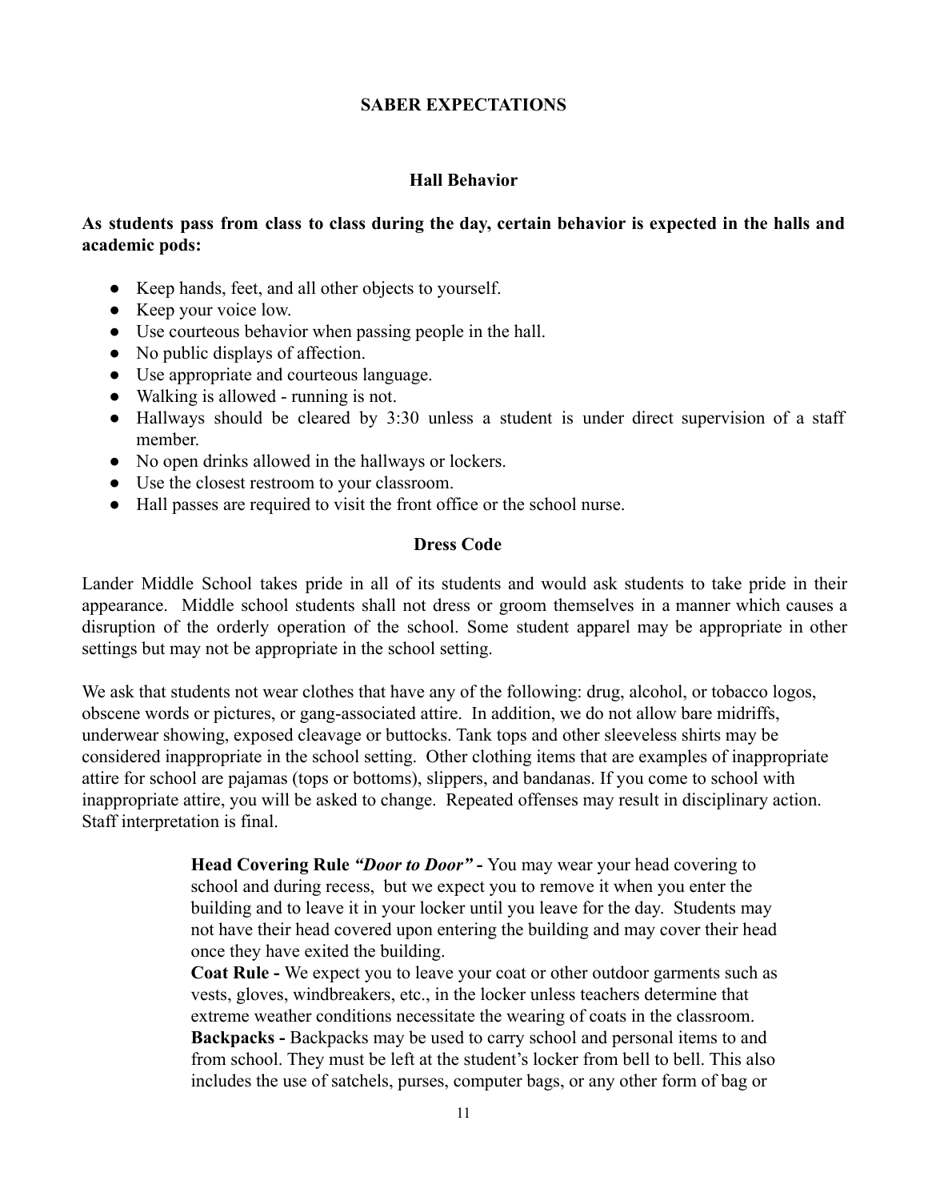## SABER EXPECTATIONS

### Hall Behavior

**As students pass from class to class during the day, certain behavior is expected in the halls and academic pods:**

- Keep hands, feet, and all other objects to yourself.
- Keep your voice low.
- Use courteous behavior when passing people in the hall.
- No public displays of affection.
- Use appropriate and courteous language.
- Walking is allowed - running is not.
- Hallways should be cleared by 3:30 unless a student is under direct supervision of a staff member.
- No open drinks allowed in the hallways or lockers.
- Use the closest restroom to your classroom.
- Hall passes are required to visit the front office or the school nurse.

### Dress Code

Lander Middle School takes pride in all of its students and would ask students to take pride in their appearance. Middle school students shall not dress or groom themselves in a manner which causes a disruption of the orderly operation of the school. Some student apparel may be appropriate in other settings but may not be appropriate in the school setting.

We ask that students not wear clothes that have any of the following: drug, alcohol, or tobacco logos, obscene words or pictures, or gang-associated attire. In addition, we do not allow bare midriffs, underwear showing, exposed cleavage or buttocks. Tank tops and other sleeveless shirts may be considered inappropriate in the school setting. Other clothing items that are examples of inappropriate attire for school are pajamas (tops or bottoms), slippers, and bandanas. If you come to school with inappropriate attire, you will be asked to change. Repeated offenses may result in disciplinary action. Staff interpretation is final.

> **Head Covering Rule** ***"Door to Door"*** **-** You may wear your head covering to school and during recess, but we expect you to remove it when you enter the building and to leave it in your locker until you leave for the day. Students may not have their head covered upon entering the building and may cover their head once they have exited the building.
>
> **Coat Rule -** We expect you to leave your coat or other outdoor garments such as vests, gloves, windbreakers, etc., in the locker unless teachers determine that extreme weather conditions necessitate the wearing of coats in the classroom.
>
> **Backpacks -** Backpacks may be used to carry school and personal items to and from school. They must be left at the student's locker from bell to bell. This also includes the use of satchels, purses, computer bags, or any other form of bag or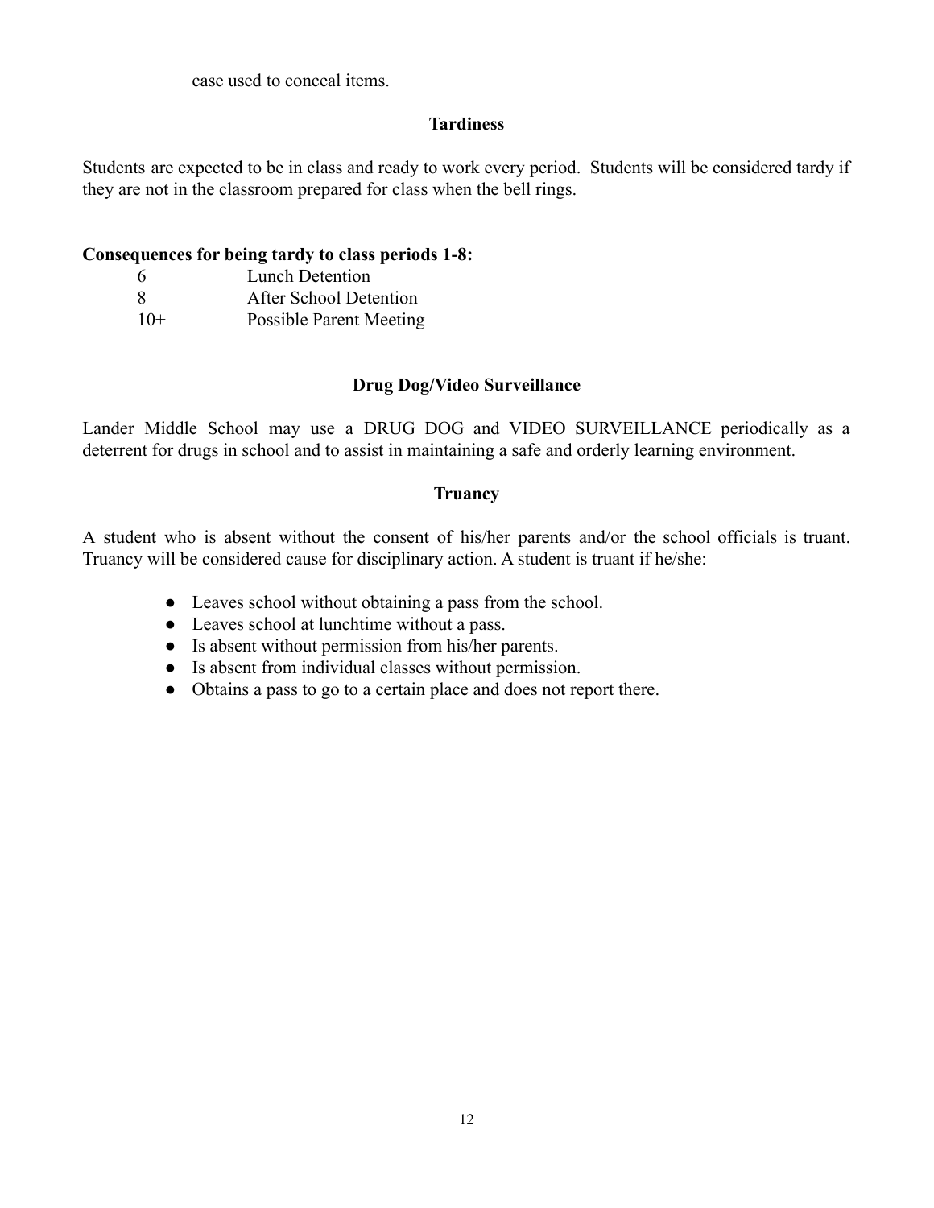case used to conceal items.

## Tardiness

Students are expected to be in class and ready to work every period. Students will be considered tardy if they are not in the classroom prepared for class when the bell rings.

**Consequences for being tardy to class periods 1-8:**

| | |
|---|---|
| 6 | Lunch Detention |
| 8 | After School Detention |
| 10+ | Possible Parent Meeting |

## Drug Dog/Video Surveillance

Lander Middle School may use a DRUG DOG and VIDEO SURVEILLANCE periodically as a deterrent for drugs in school and to assist in maintaining a safe and orderly learning environment.

## Truancy

A student who is absent without the consent of his/her parents and/or the school officials is truant. Truancy will be considered cause for disciplinary action. A student is truant if he/she:

- Leaves school without obtaining a pass from the school.
- Leaves school at lunchtime without a pass.
- Is absent without permission from his/her parents.
- Is absent from individual classes without permission.
- Obtains a pass to go to a certain place and does not report there.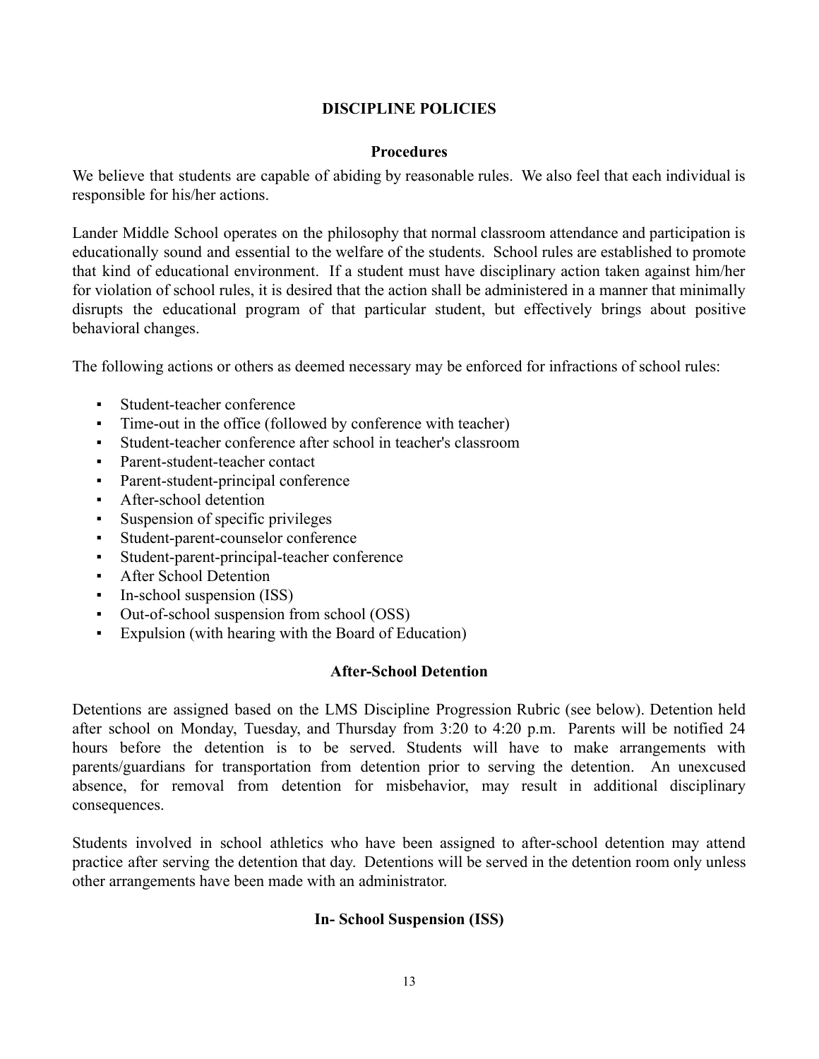## DISCIPLINE POLICIES

### Procedures

We believe that students are capable of abiding by reasonable rules. We also feel that each individual is responsible for his/her actions.

Lander Middle School operates on the philosophy that normal classroom attendance and participation is educationally sound and essential to the welfare of the students. School rules are established to promote that kind of educational environment. If a student must have disciplinary action taken against him/her for violation of school rules, it is desired that the action shall be administered in a manner that minimally disrupts the educational program of that particular student, but effectively brings about positive behavioral changes.

The following actions or others as deemed necessary may be enforced for infractions of school rules:

- Student-teacher conference
- Time-out in the office (followed by conference with teacher)
- Student-teacher conference after school in teacher's classroom
- Parent-student-teacher contact
- Parent-student-principal conference
- After-school detention
- Suspension of specific privileges
- Student-parent-counselor conference
- Student-parent-principal-teacher conference
- After School Detention
- In-school suspension (ISS)
- Out-of-school suspension from school (OSS)
- Expulsion (with hearing with the Board of Education)

### After-School Detention

Detentions are assigned based on the LMS Discipline Progression Rubric (see below). Detention held after school on Monday, Tuesday, and Thursday from 3:20 to 4:20 p.m. Parents will be notified 24 hours before the detention is to be served. Students will have to make arrangements with parents/guardians for transportation from detention prior to serving the detention. An unexcused absence, for removal from detention for misbehavior, may result in additional disciplinary consequences.

Students involved in school athletics who have been assigned to after-school detention may attend practice after serving the detention that day. Detentions will be served in the detention room only unless other arrangements have been made with an administrator.

### In- School Suspension (ISS)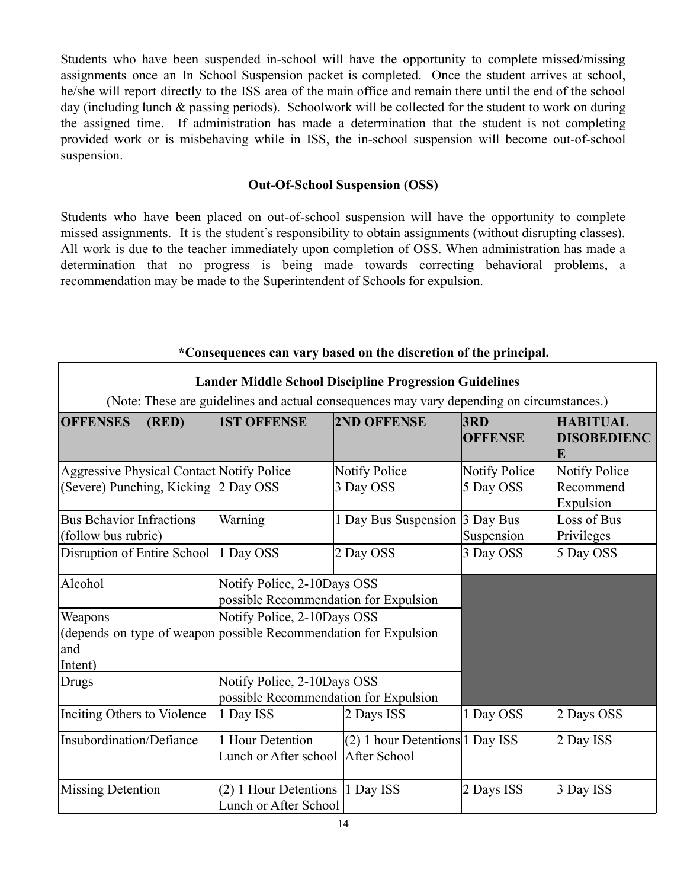Students who have been suspended in-school will have the opportunity to complete missed/missing assignments once an In School Suspension packet is completed. Once the student arrives at school, he/she will report directly to the ISS area of the main office and remain there until the end of the school day (including lunch & passing periods). Schoolwork will be collected for the student to work on during the assigned time. If administration has made a determination that the student is not completing provided work or is misbehaving while in ISS, the in-school suspension will become out-of-school suspension.

### Out-Of-School Suspension (OSS)

Students who have been placed on out-of-school suspension will have the opportunity to complete missed assignments. It is the student's responsibility to obtain assignments (without disrupting classes). All work is due to the teacher immediately upon completion of OSS. When administration has made a determination that no progress is being made towards correcting behavioral problems, a recommendation may be made to the Superintendent of Schools for expulsion.

**\*Consequences can vary based on the discretion of the principal.**

**Lander Middle School Discipline Progression Guidelines**

(Note: These are guidelines and actual consequences may vary depending on circumstances.)

| OFFENSES (RED) | 1ST OFFENSE | 2ND OFFENSE | 3RD OFFENSE | HABITUAL DISOBEDIENCE |
|---|---|---|---|---|
| Aggressive Physical Contact (Severe) Punching, Kicking | Notify Police 2 Day OSS | Notify Police 3 Day OSS | Notify Police 5 Day OSS | Notify Police Recommend Expulsion |
| Bus Behavior Infractions (follow bus rubric) | Warning | 1 Day Bus Suspension | 3 Day Bus Suspension | Loss of Bus Privileges |
| Disruption of Entire School | 1 Day OSS | 2 Day OSS | 3 Day OSS | 5 Day OSS |
| Alcohol | Notify Police, 2-10Days OSS possible Recommendation for Expulsion | | | |
| Weapons (depends on type of weapon and Intent) | Notify Police, 2-10Days OSS possible Recommendation for Expulsion | | | |
| Drugs | Notify Police, 2-10Days OSS possible Recommendation for Expulsion | | | |
| Inciting Others to Violence | 1 Day ISS | 2 Days ISS | 1 Day OSS | 2 Days OSS |
| Insubordination/Defiance | 1 Hour Detention Lunch or After school | (2) 1 hour Detentions After School | 1 Day ISS | 2 Day ISS |
| Missing Detention | (2) 1 Hour Detentions Lunch or After School | 1 Day ISS | 2 Days ISS | 3 Day ISS |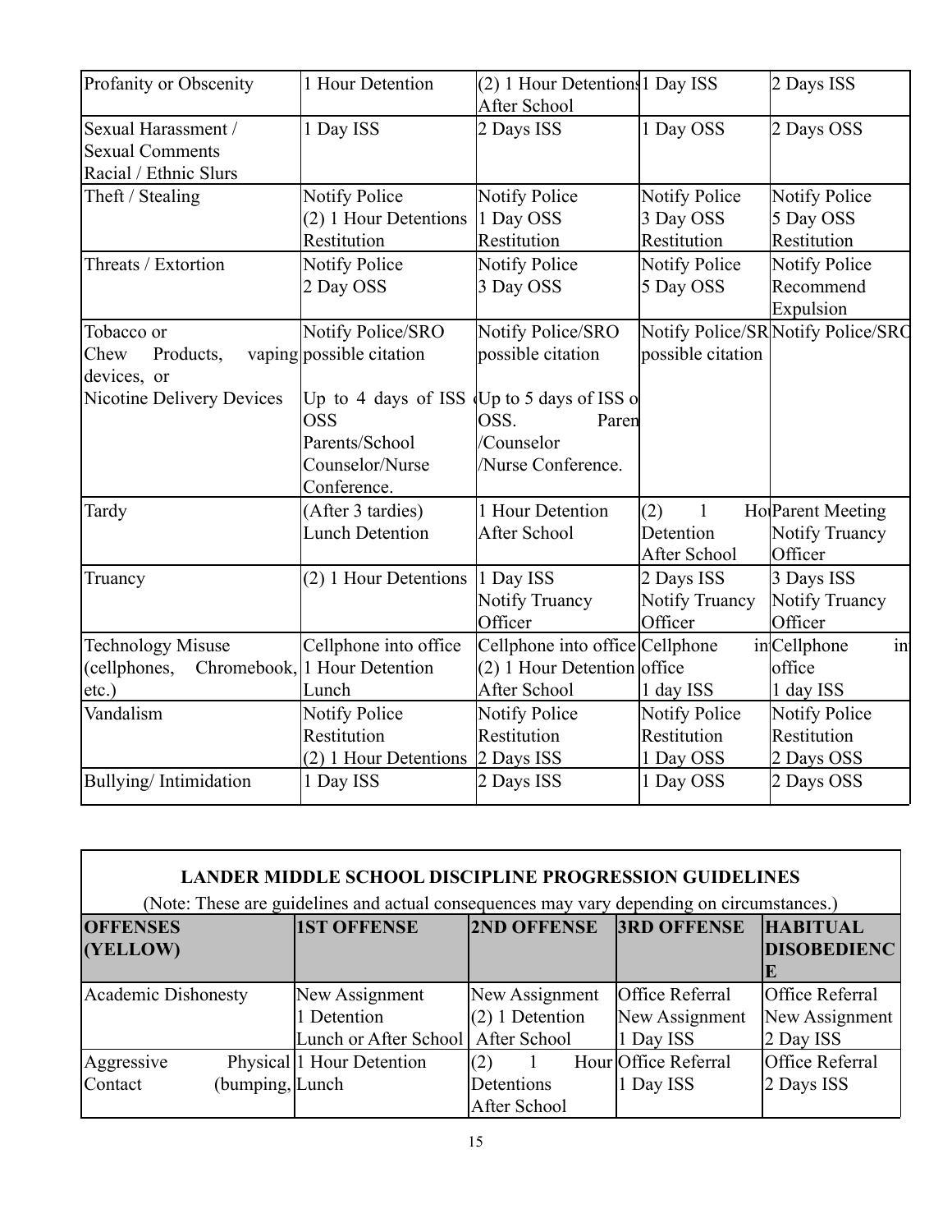| | | | | |
|---|---|---|---|---|
| Profanity or Obscenity | 1 Hour Detention | (2) 1 Hour Detentions After School | 1 Day ISS | 2 Days ISS |
| Sexual Harassment / Sexual Comments Racial / Ethnic Slurs | 1 Day ISS | 2 Days ISS | 1 Day OSS | 2 Days OSS |
| Theft / Stealing | Notify Police (2) 1 Hour Detentions Restitution | Notify Police 1 Day OSS Restitution | Notify Police 3 Day OSS Restitution | Notify Police 5 Day OSS Restitution |
| Threats / Extortion | Notify Police 2 Day OSS | Notify Police 3 Day OSS | Notify Police 5 Day OSS | Notify Police Recommend Expulsion |
| Tobacco or Chew Products, vaping devices, or Nicotine Delivery Devices | Notify Police/SRO possible citation Up to 4 days of ISS or OSS Parents/School Counselor/Nurse Conference. | Notify Police/SRO possible citation Up to 5 days of ISS or OSS. Parent /Counselor /Nurse Conference. | Notify Police/SRO possible citation | Notify Police/SRO |
| Tardy | (After 3 tardies) Lunch Detention | 1 Hour Detention After School | (2) 1 Hour Detention After School | Parent Meeting Notify Truancy Officer |
| Truancy | (2) 1 Hour Detentions | 1 Day ISS Notify Truancy Officer | 2 Days ISS Notify Truancy Officer | 3 Days ISS Notify Truancy Officer |
| Technology Misuse (cellphones, Chromebook, etc.) | Cellphone into office 1 Hour Detention Lunch | Cellphone into office (2) 1 Hour Detention After School | Cellphone in office 1 day ISS | Cellphone in office 1 day ISS |
| Vandalism | Notify Police Restitution (2) 1 Hour Detentions | Notify Police Restitution 2 Days ISS | Notify Police Restitution 1 Day OSS | Notify Police Restitution 2 Days OSS |
| Bullying/ Intimidation | 1 Day ISS | 2 Days ISS | 1 Day OSS | 2 Days OSS |

**LANDER MIDDLE SCHOOL DISCIPLINE PROGRESSION GUIDELINES**

(Note: These are guidelines and actual consequences may vary depending on circumstances.)

| OFFENSES (YELLOW) | 1ST OFFENSE | 2ND OFFENSE | 3RD OFFENSE | HABITUAL DISOBEDIENCE |
|---|---|---|---|---|
| Academic Dishonesty | New Assignment 1 Detention Lunch or After School | New Assignment (2) 1 Detention After School | Office Referral New Assignment 1 Day ISS | Office Referral New Assignment 2 Day ISS |
| Aggressive Physical Contact (bumping, | 1 Hour Detention Lunch | (2) 1 Hour Detentions After School | Office Referral 1 Day ISS | Office Referral 2 Days ISS |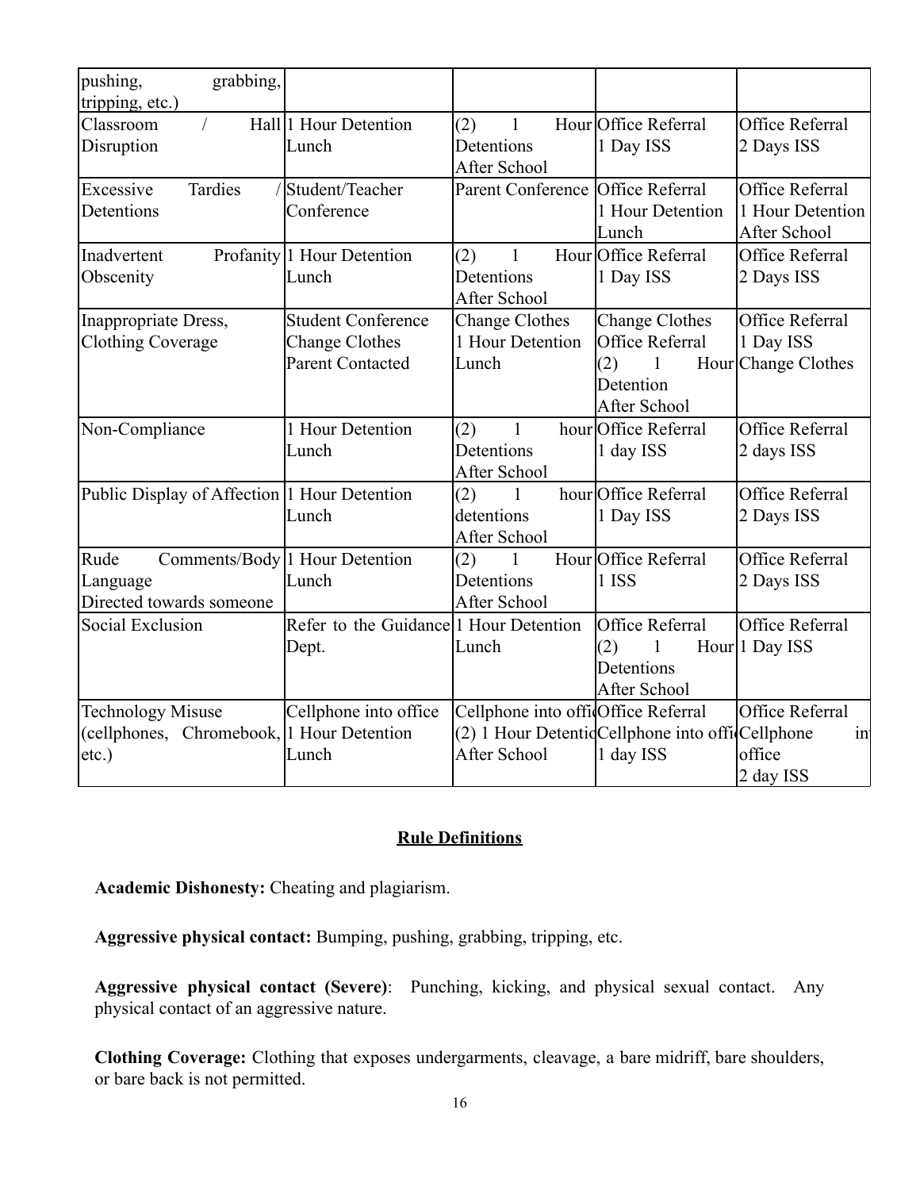| | | | | |
|---|---|---|---|---|
| pushing, grabbing, tripping, etc.) | | | | |
| Classroom / Hall Disruption | 1 Hour Detention Lunch | (2) 1 Hour Detentions After School | Office Referral 1 Day ISS | Office Referral 2 Days ISS |
| Excessive Tardies / Detentions | Student/Teacher Conference | Parent Conference | Office Referral 1 Hour Detention Lunch | Office Referral 1 Hour Detention After School |
| Inadvertent Profanity Obscenity | 1 Hour Detention Lunch | (2) 1 Hour Detentions After School | Office Referral 1 Day ISS | Office Referral 2 Days ISS |
| Inappropriate Dress, Clothing Coverage | Student Conference Change Clothes Parent Contacted | Change Clothes 1 Hour Detention Lunch | Change Clothes Office Referral (2) 1 Hour Detention After School | Office Referral 1 Day ISS Change Clothes |
| Non-Compliance | 1 Hour Detention Lunch | (2) 1 hour Detentions After School | Office Referral 1 day ISS | Office Referral 2 days ISS |
| Public Display of Affection | 1 Hour Detention Lunch | (2) 1 hour detentions After School | Office Referral 1 Day ISS | Office Referral 2 Days ISS |
| Rude Comments/Body Language Directed towards someone | 1 Hour Detention Lunch | (2) 1 Hour Detentions After School | Office Referral 1 ISS | Office Referral 2 Days ISS |
| Social Exclusion | Refer to the Guidance Dept. | 1 Hour Detention Lunch | Office Referral (2) 1 Hour Detentions After School | Office Referral 1 Day ISS |
| Technology Misuse (cellphones, Chromebook, etc.) | Cellphone into office 1 Hour Detention Lunch | Cellphone into offi (2) 1 Hour Detentio After School | Office Referral Cellphone into offi 1 day ISS | Office Referral Cellphone in office 2 day ISS |

## Rule Definitions

**Academic Dishonesty:** Cheating and plagiarism.

**Aggressive physical contact:** Bumping, pushing, grabbing, tripping, etc.

**Aggressive physical contact (Severe)**: Punching, kicking, and physical sexual contact. Any physical contact of an aggressive nature.

**Clothing Coverage:** Clothing that exposes undergarments, cleavage, a bare midriff, bare shoulders, or bare back is not permitted.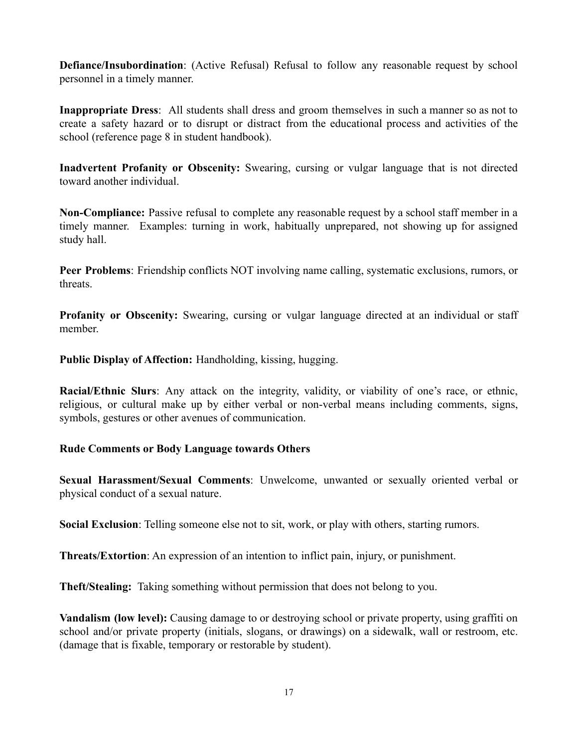**Defiance/Insubordination**: (Active Refusal) Refusal to follow any reasonable request by school personnel in a timely manner.

**Inappropriate Dress**: All students shall dress and groom themselves in such a manner so as not to create a safety hazard or to disrupt or distract from the educational process and activities of the school (reference page 8 in student handbook).

**Inadvertent Profanity or Obscenity:** Swearing, cursing or vulgar language that is not directed toward another individual.

**Non-Compliance:** Passive refusal to complete any reasonable request by a school staff member in a timely manner. Examples: turning in work, habitually unprepared, not showing up for assigned study hall.

**Peer Problems**: Friendship conflicts NOT involving name calling, systematic exclusions, rumors, or threats.

**Profanity or Obscenity:** Swearing, cursing or vulgar language directed at an individual or staff member.

**Public Display of Affection:** Handholding, kissing, hugging.

**Racial/Ethnic Slurs**: Any attack on the integrity, validity, or viability of one's race, or ethnic, religious, or cultural make up by either verbal or non-verbal means including comments, signs, symbols, gestures or other avenues of communication.

**Rude Comments or Body Language towards Others**

**Sexual Harassment/Sexual Comments**: Unwelcome, unwanted or sexually oriented verbal or physical conduct of a sexual nature.

**Social Exclusion**: Telling someone else not to sit, work, or play with others, starting rumors.

**Threats/Extortion**: An expression of an intention to inflict pain, injury, or punishment.

**Theft/Stealing:** Taking something without permission that does not belong to you.

**Vandalism (low level):** Causing damage to or destroying school or private property, using graffiti on school and/or private property (initials, slogans, or drawings) on a sidewalk, wall or restroom, etc. (damage that is fixable, temporary or restorable by student).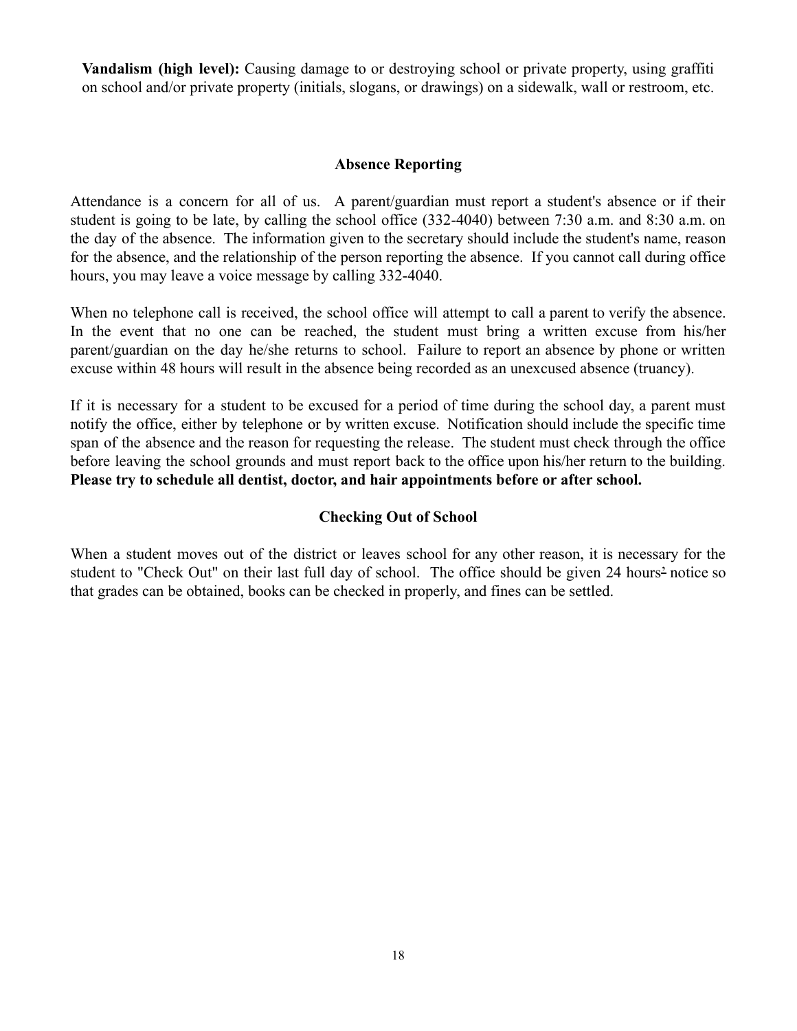**Vandalism (high level):** Causing damage to or destroying school or private property, using graffiti on school and/or private property (initials, slogans, or drawings) on a sidewalk, wall or restroom, etc.

## Absence Reporting

Attendance is a concern for all of us. A parent/guardian must report a student's absence or if their student is going to be late, by calling the school office (332-4040) between 7:30 a.m. and 8:30 a.m. on the day of the absence. The information given to the secretary should include the student's name, reason for the absence, and the relationship of the person reporting the absence. If you cannot call during office hours, you may leave a voice message by calling 332-4040.

When no telephone call is received, the school office will attempt to call a parent to verify the absence. In the event that no one can be reached, the student must bring a written excuse from his/her parent/guardian on the day he/she returns to school. Failure to report an absence by phone or written excuse within 48 hours will result in the absence being recorded as an unexcused absence (truancy).

If it is necessary for a student to be excused for a period of time during the school day, a parent must notify the office, either by telephone or by written excuse. Notification should include the specific time span of the absence and the reason for requesting the release. The student must check through the office before leaving the school grounds and must report back to the office upon his/her return to the building. **Please try to schedule all dentist, doctor, and hair appointments before or after school.**

## Checking Out of School

When a student moves out of the district or leaves school for any other reason, it is necessary for the student to "Check Out" on their last full day of school. The office should be given 24 hours notice so that grades can be obtained, books can be checked in properly, and fines can be settled.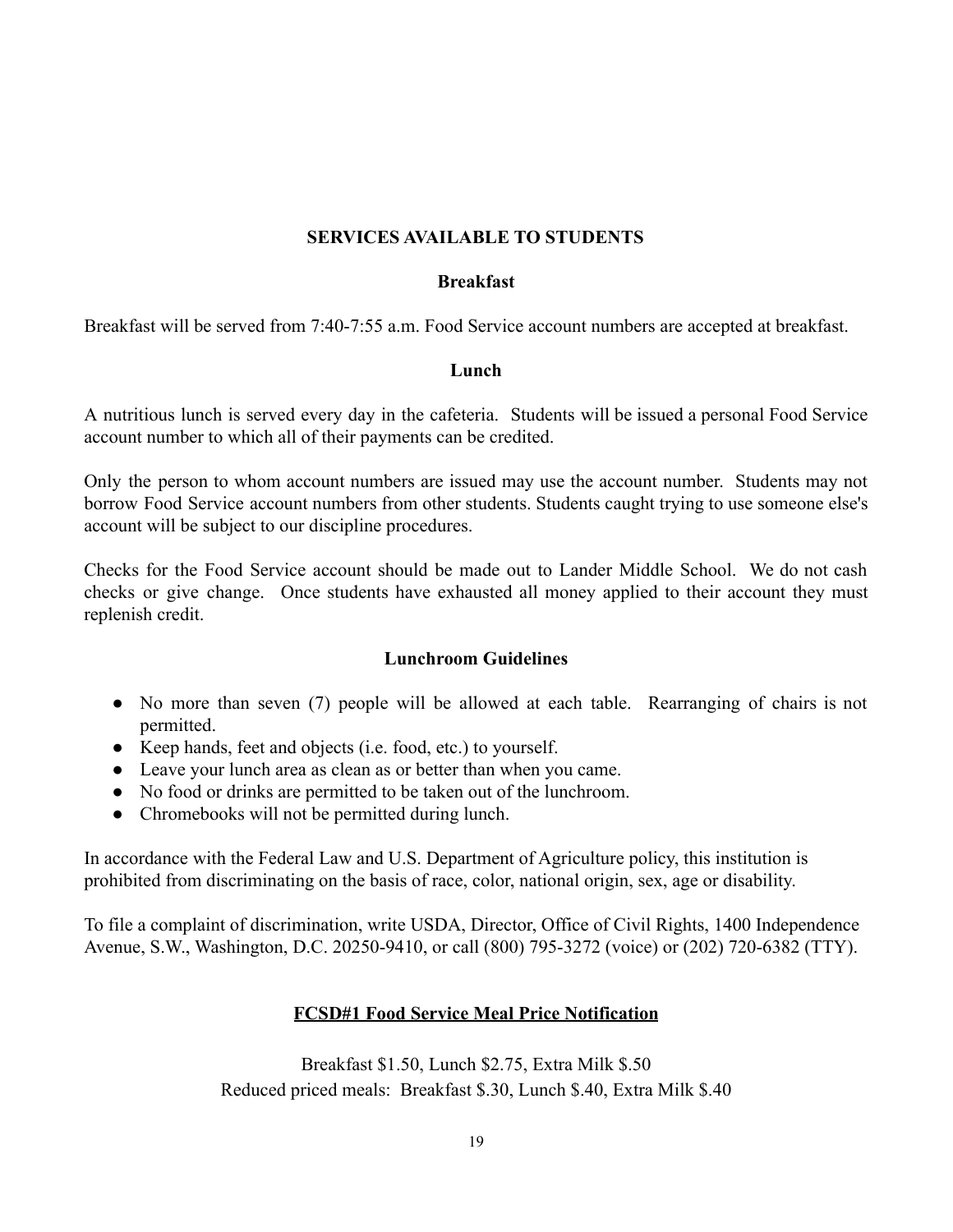## SERVICES AVAILABLE TO STUDENTS

### Breakfast

Breakfast will be served from 7:40-7:55 a.m. Food Service account numbers are accepted at breakfast.

### Lunch

A nutritious lunch is served every day in the cafeteria. Students will be issued a personal Food Service account number to which all of their payments can be credited.

Only the person to whom account numbers are issued may use the account number. Students may not borrow Food Service account numbers from other students. Students caught trying to use someone else's account will be subject to our discipline procedures.

Checks for the Food Service account should be made out to Lander Middle School. We do not cash checks or give change. Once students have exhausted all money applied to their account they must replenish credit.

### Lunchroom Guidelines

- No more than seven (7) people will be allowed at each table. Rearranging of chairs is not permitted.
- Keep hands, feet and objects (i.e. food, etc.) to yourself.
- Leave your lunch area as clean as or better than when you came.
- No food or drinks are permitted to be taken out of the lunchroom.
- Chromebooks will not be permitted during lunch.

In accordance with the Federal Law and U.S. Department of Agriculture policy, this institution is prohibited from discriminating on the basis of race, color, national origin, sex, age or disability.

To file a complaint of discrimination, write USDA, Director, Office of Civil Rights, 1400 Independence Avenue, S.W., Washington, D.C. 20250-9410, or call (800) 795-3272 (voice) or (202) 720-6382 (TTY).

### FCSD#1 Food Service Meal Price Notification

Breakfast $1.50, Lunch $2.75, Extra Milk $.50

Reduced priced meals: Breakfast $.30, Lunch $.40, Extra Milk $.40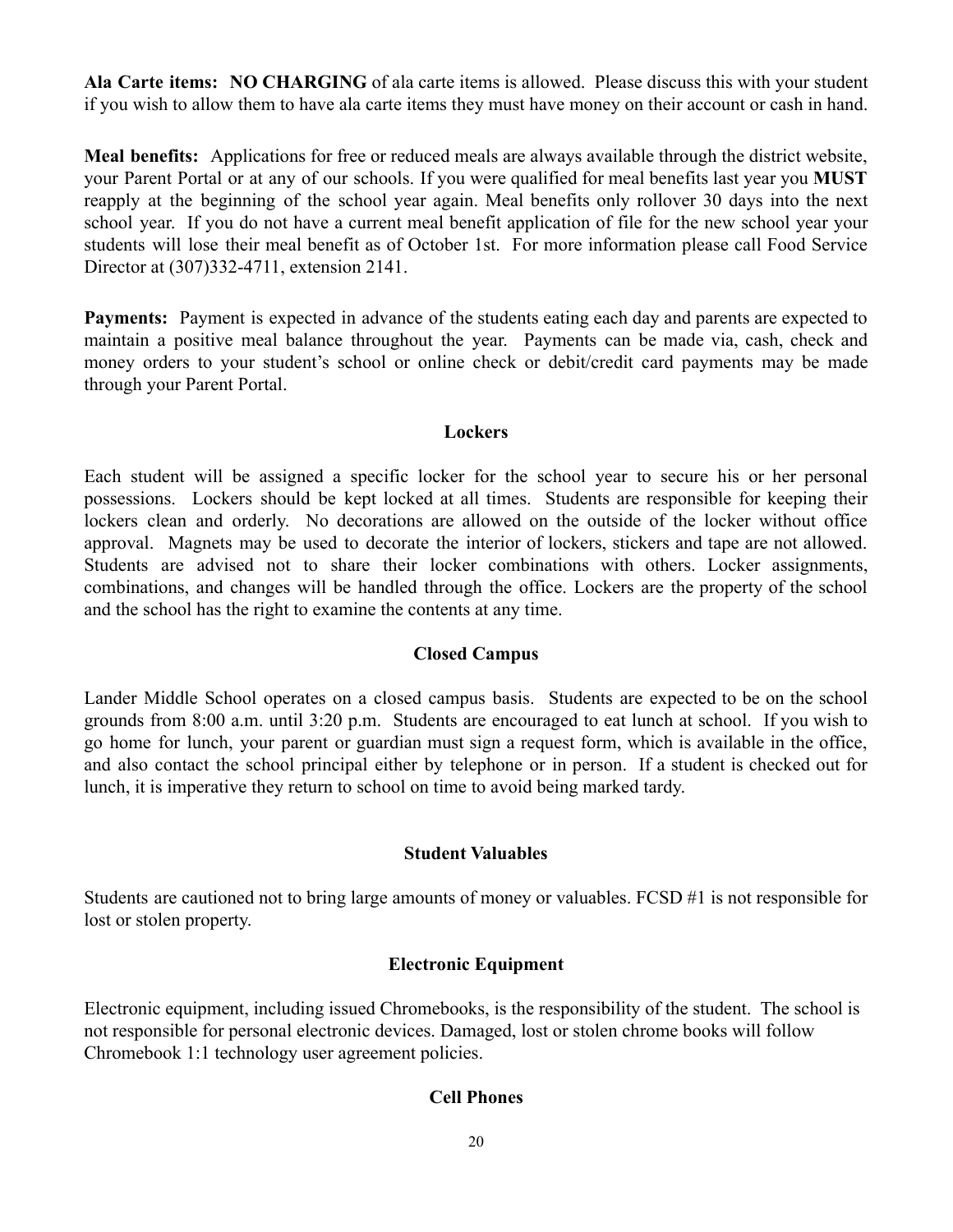**Ala Carte items: NO CHARGING** of ala carte items is allowed. Please discuss this with your student if you wish to allow them to have ala carte items they must have money on their account or cash in hand.

**Meal benefits:** Applications for free or reduced meals are always available through the district website, your Parent Portal or at any of our schools. If you were qualified for meal benefits last year you **MUST** reapply at the beginning of the school year again. Meal benefits only rollover 30 days into the next school year. If you do not have a current meal benefit application of file for the new school year your students will lose their meal benefit as of October 1st. For more information please call Food Service Director at (307)332-4711, extension 2141.

**Payments:** Payment is expected in advance of the students eating each day and parents are expected to maintain a positive meal balance throughout the year. Payments can be made via, cash, check and money orders to your student's school or online check or debit/credit card payments may be made through your Parent Portal.

## Lockers

Each student will be assigned a specific locker for the school year to secure his or her personal possessions. Lockers should be kept locked at all times. Students are responsible for keeping their lockers clean and orderly. No decorations are allowed on the outside of the locker without office approval. Magnets may be used to decorate the interior of lockers, stickers and tape are not allowed. Students are advised not to share their locker combinations with others. Locker assignments, combinations, and changes will be handled through the office. Lockers are the property of the school and the school has the right to examine the contents at any time.

## Closed Campus

Lander Middle School operates on a closed campus basis. Students are expected to be on the school grounds from 8:00 a.m. until 3:20 p.m. Students are encouraged to eat lunch at school. If you wish to go home for lunch, your parent or guardian must sign a request form, which is available in the office, and also contact the school principal either by telephone or in person. If a student is checked out for lunch, it is imperative they return to school on time to avoid being marked tardy.

## Student Valuables

Students are cautioned not to bring large amounts of money or valuables. FCSD #1 is not responsible for lost or stolen property.

## Electronic Equipment

Electronic equipment, including issued Chromebooks, is the responsibility of the student. The school is not responsible for personal electronic devices. Damaged, lost or stolen chrome books will follow Chromebook 1:1 technology user agreement policies.

## Cell Phones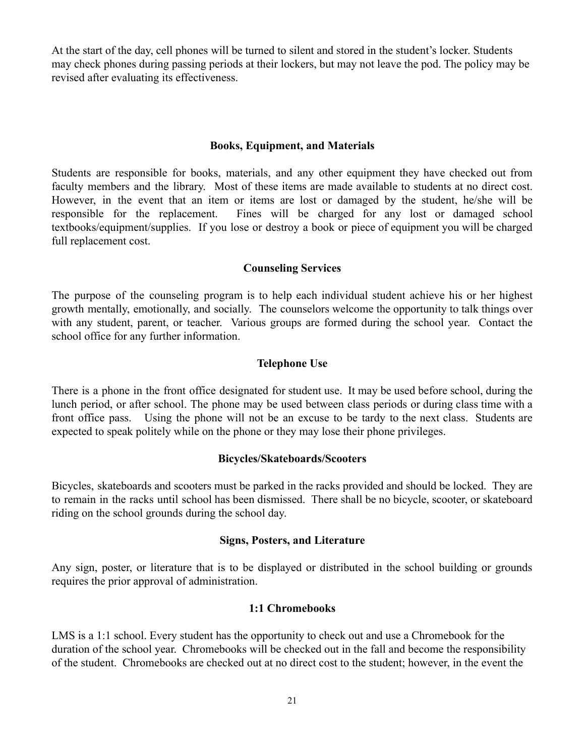At the start of the day, cell phones will be turned to silent and stored in the student's locker. Students may check phones during passing periods at their lockers, but may not leave the pod. The policy may be revised after evaluating its effectiveness.

### Books, Equipment, and Materials

Students are responsible for books, materials, and any other equipment they have checked out from faculty members and the library. Most of these items are made available to students at no direct cost. However, in the event that an item or items are lost or damaged by the student, he/she will be responsible for the replacement. Fines will be charged for any lost or damaged school textbooks/equipment/supplies. If you lose or destroy a book or piece of equipment you will be charged full replacement cost.

### Counseling Services

The purpose of the counseling program is to help each individual student achieve his or her highest growth mentally, emotionally, and socially. The counselors welcome the opportunity to talk things over with any student, parent, or teacher. Various groups are formed during the school year. Contact the school office for any further information.

### Telephone Use

There is a phone in the front office designated for student use. It may be used before school, during the lunch period, or after school. The phone may be used between class periods or during class time with a front office pass. Using the phone will not be an excuse to be tardy to the next class. Students are expected to speak politely while on the phone or they may lose their phone privileges.

### Bicycles/Skateboards/Scooters

Bicycles, skateboards and scooters must be parked in the racks provided and should be locked. They are to remain in the racks until school has been dismissed. There shall be no bicycle, scooter, or skateboard riding on the school grounds during the school day.

### Signs, Posters, and Literature

Any sign, poster, or literature that is to be displayed or distributed in the school building or grounds requires the prior approval of administration.

### 1:1 Chromebooks

LMS is a 1:1 school. Every student has the opportunity to check out and use a Chromebook for the duration of the school year. Chromebooks will be checked out in the fall and become the responsibility of the student. Chromebooks are checked out at no direct cost to the student; however, in the event the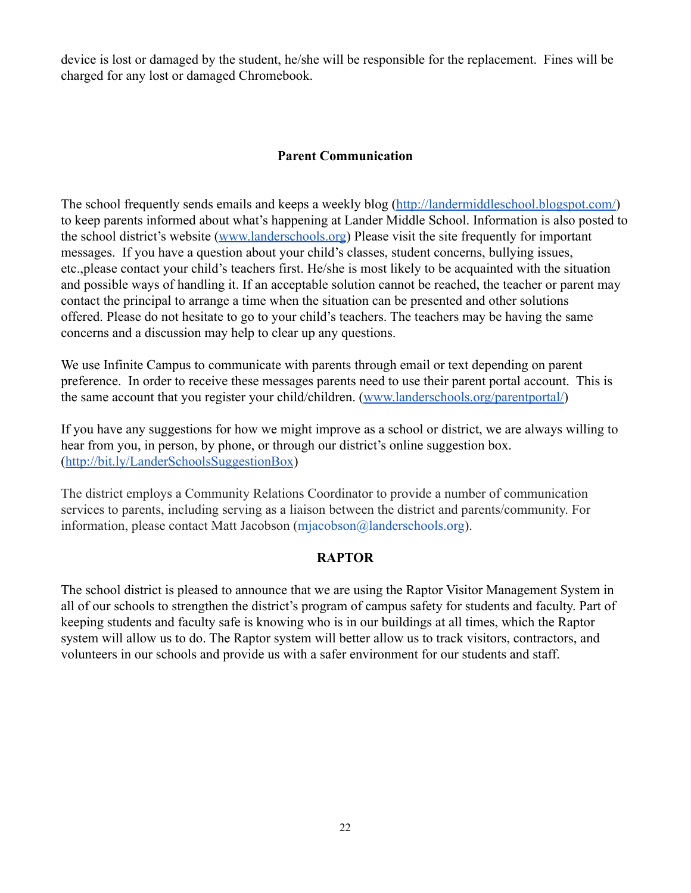device is lost or damaged by the student, he/she will be responsible for the replacement. Fines will be charged for any lost or damaged Chromebook.

## Parent Communication

The school frequently sends emails and keeps a weekly blog ([http://landermiddleschool.blogspot.com/](http://landermiddleschool.blogspot.com/)) to keep parents informed about what's happening at Lander Middle School. Information is also posted to the school district's website ([www.landerschools.org](http://www.landerschools.org)) Please visit the site frequently for important messages. If you have a question about your child's classes, student concerns, bullying issues, etc.,please contact your child's teachers first. He/she is most likely to be acquainted with the situation and possible ways of handling it. If an acceptable solution cannot be reached, the teacher or parent may contact the principal to arrange a time when the situation can be presented and other solutions offered. Please do not hesitate to go to your child's teachers. The teachers may be having the same concerns and a discussion may help to clear up any questions.

We use Infinite Campus to communicate with parents through email or text depending on parent preference. In order to receive these messages parents need to use their parent portal account. This is the same account that you register your child/children. ([www.landerschools.org/parentportal/](http://www.landerschools.org/parentportal/))

If you have any suggestions for how we might improve as a school or district, we are always willing to hear from you, in person, by phone, or through our district's online suggestion box. ([http://bit.ly/LanderSchoolsSuggestionBox](http://bit.ly/LanderSchoolsSuggestionBox))

The district employs a Community Relations Coordinator to provide a number of communication services to parents, including serving as a liaison between the district and parents/community. For information, please contact Matt Jacobson (mjacobson@landerschools.org).

## RAPTOR

The school district is pleased to announce that we are using the Raptor Visitor Management System in all of our schools to strengthen the district's program of campus safety for students and faculty. Part of keeping students and faculty safe is knowing who is in our buildings at all times, which the Raptor system will allow us to do. The Raptor system will better allow us to track visitors, contractors, and volunteers in our schools and provide us with a safer environment for our students and staff.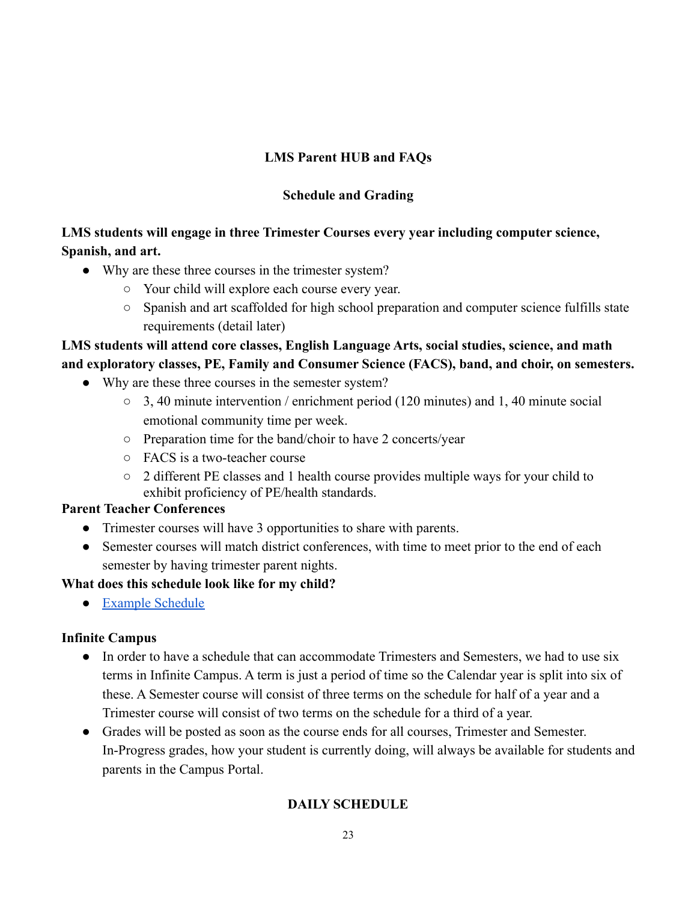## LMS Parent HUB and FAQs

### Schedule and Grading

**LMS students will engage in three Trimester Courses every year including computer science, Spanish, and art.**

- Why are these three courses in the trimester system?
  - Your child will explore each course every year.
  - Spanish and art scaffolded for high school preparation and computer science fulfills state requirements (detail later)

**LMS students will attend core classes, English Language Arts, social studies, science, and math and exploratory classes, PE, Family and Consumer Science (FACS), band, and choir, on semesters.**

- Why are these three courses in the semester system?
  - 3, 40 minute intervention / enrichment period (120 minutes) and 1, 40 minute social emotional community time per week.
  - Preparation time for the band/choir to have 2 concerts/year
  - FACS is a two-teacher course
  - 2 different PE classes and 1 health course provides multiple ways for your child to exhibit proficiency of PE/health standards.

**Parent Teacher Conferences**

- Trimester courses will have 3 opportunities to share with parents.
- Semester courses will match district conferences, with time to meet prior to the end of each semester by having trimester parent nights.

**What does this schedule look like for my child?**

- [Example Schedule]

**Infinite Campus**

- In order to have a schedule that can accommodate Trimesters and Semesters, we had to use six terms in Infinite Campus. A term is just a period of time so the Calendar year is split into six of these. A Semester course will consist of three terms on the schedule for half of a year and a Trimester course will consist of two terms on the schedule for a third of a year.
- Grades will be posted as soon as the course ends for all courses, Trimester and Semester. In-Progress grades, how your student is currently doing, will always be available for students and parents in the Campus Portal.

### DAILY SCHEDULE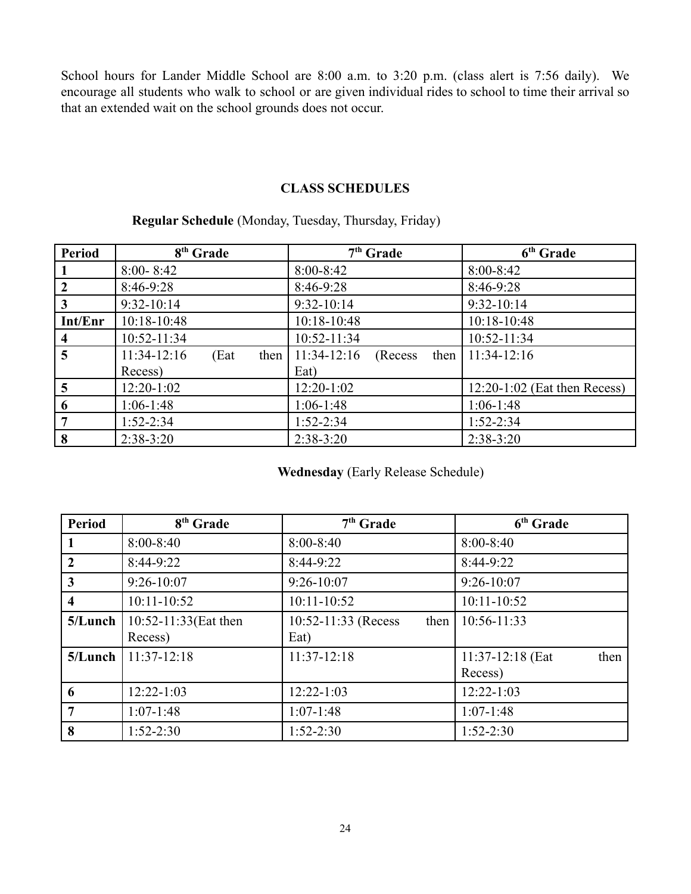School hours for Lander Middle School are 8:00 a.m. to 3:20 p.m. (class alert is 7:56 daily). We encourage all students who walk to school or are given individual rides to school to time their arrival so that an extended wait on the school grounds does not occur.

## CLASS SCHEDULES

**Regular Schedule** (Monday, Tuesday, Thursday, Friday)

| Period | 8th Grade | 7th Grade | 6th Grade |
|---|---|---|---|
| 1 | 8:00- 8:42 | 8:00-8:42 | 8:00-8:42 |
| 2 | 8:46-9:28 | 8:46-9:28 | 8:46-9:28 |
| 3 | 9:32-10:14 | 9:32-10:14 | 9:32-10:14 |
| Int/Enr | 10:18-10:48 | 10:18-10:48 | 10:18-10:48 |
| 4 | 10:52-11:34 | 10:52-11:34 | 10:52-11:34 |
| 5 | 11:34-12:16 (Eat then Recess) | 11:34-12:16 (Recess then Eat) | 11:34-12:16 |
| 5 | 12:20-1:02 | 12:20-1:02 | 12:20-1:02 (Eat then Recess) |
| 6 | 1:06-1:48 | 1:06-1:48 | 1:06-1:48 |
| 7 | 1:52-2:34 | 1:52-2:34 | 1:52-2:34 |
| 8 | 2:38-3:20 | 2:38-3:20 | 2:38-3:20 |

**Wednesday** (Early Release Schedule)

| Period | 8th Grade | 7th Grade | 6th Grade |
|---|---|---|---|
| 1 | 8:00-8:40 | 8:00-8:40 | 8:00-8:40 |
| 2 | 8:44-9:22 | 8:44-9:22 | 8:44-9:22 |
| 3 | 9:26-10:07 | 9:26-10:07 | 9:26-10:07 |
| 4 | 10:11-10:52 | 10:11-10:52 | 10:11-10:52 |
| 5/Lunch | 10:52-11:33(Eat then Recess) | 10:52-11:33 (Recess then Eat) | 10:56-11:33 |
| 5/Lunch | 11:37-12:18 | 11:37-12:18 | 11:37-12:18 (Eat then Recess) |
| 6 | 12:22-1:03 | 12:22-1:03 | 12:22-1:03 |
| 7 | 1:07-1:48 | 1:07-1:48 | 1:07-1:48 |
| 8 | 1:52-2:30 | 1:52-2:30 | 1:52-2:30 |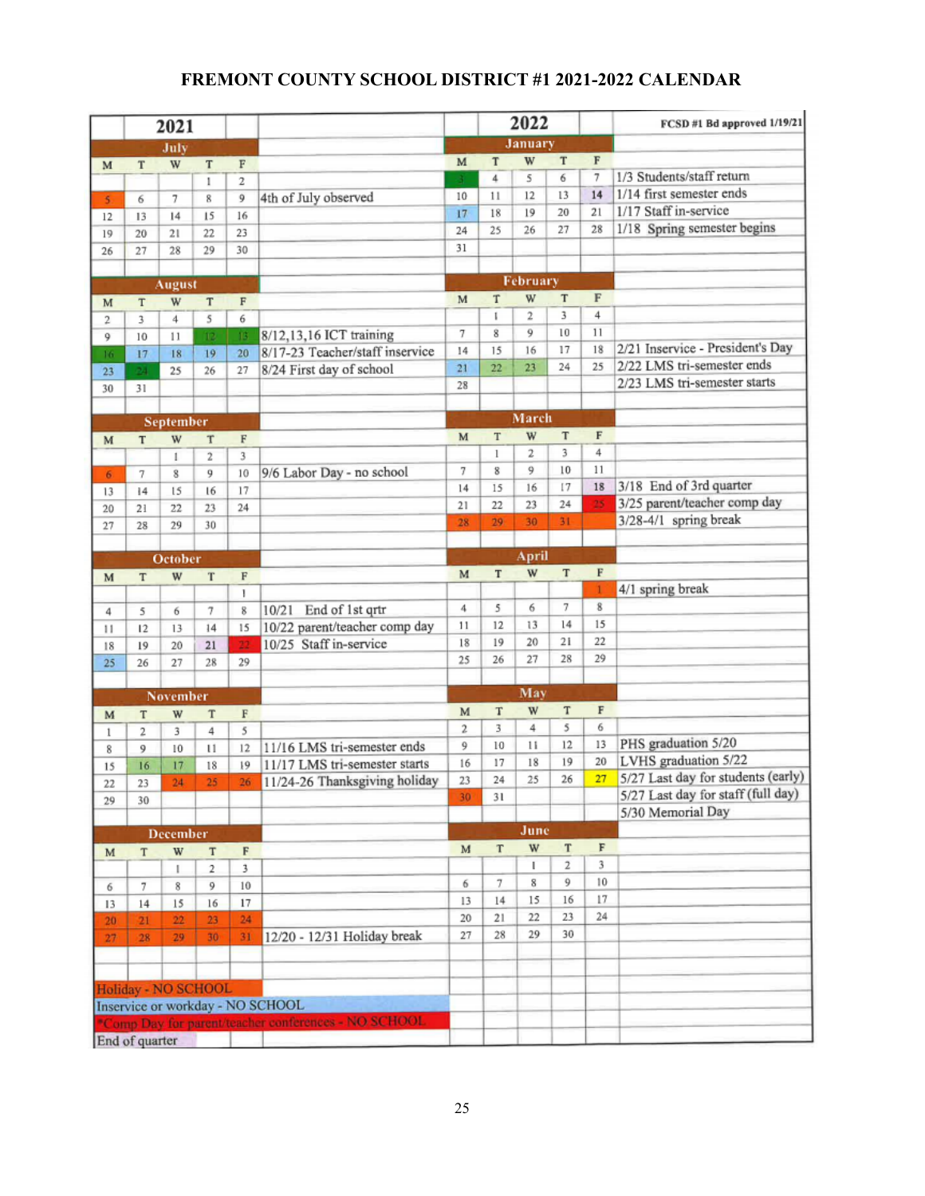# FREMONT COUNTY SCHOOL DISTRICT #1 2021-2022 CALENDAR

FCSD #1 Bd approved 1/19/21

## 2021

**July**

| M | T | W | T | F |
|---|---|---|---|---|
| | | | 1 | 2 |
| 5 | 6 | 7 | 8 | 9 |
| 12 | 13 | 14 | 15 | 16 |
| 19 | 20 | 21 | 22 | 23 |
| 26 | 27 | 28 | 29 | 30 |

4th of July observed

**August**

| M | T | W | T | F |
|---|---|---|---|---|
| 2 | 3 | 4 | 5 | 6 |
| 9 | 10 | 11 | 12 | 13 |
| 16 | 17 | 18 | 19 | 20 |
| 23 | 24 | 25 | 26 | 27 |
| 30 | 31 | | | |

8/12,13,16 ICT training
8/17-23 Teacher/staff inservice
8/24 First day of school

**September**

| M | T | W | T | F |
|---|---|---|---|---|
| | | 1 | 2 | 3 |
| 6 | 7 | 8 | 9 | 10 |
| 13 | 14 | 15 | 16 | 17 |
| 20 | 21 | 22 | 23 | 24 |
| 27 | 28 | 29 | 30 | |

9/6 Labor Day - no school

**October**

| M | T | W | T | F |
|---|---|---|---|---|
| | | | | 1 |
| 4 | 5 | 6 | 7 | 8 |
| 11 | 12 | 13 | 14 | 15 |
| 18 | 19 | 20 | 21 | 22 |
| 25 | 26 | 27 | 28 | 29 |

10/21 End of 1st qrtr
10/22 parent/teacher comp day
10/25 Staff in-service

**November**

| M | T | W | T | F |
|---|---|---|---|---|
| 1 | 2 | 3 | 4 | 5 |
| 8 | 9 | 10 | 11 | 12 |
| 15 | 16 | 17 | 18 | 19 |
| 22 | 23 | 24 | 25 | 26 |
| 29 | 30 | | | |

11/16 LMS tri-semester ends
11/17 LMS tri-semester starts
11/24-26 Thanksgiving holiday

**December**

| M | T | W | T | F |
|---|---|---|---|---|
| | | 1 | 2 | 3 |
| 6 | 7 | 8 | 9 | 10 |
| 13 | 14 | 15 | 16 | 17 |
| 20 | 21 | 22 | 23 | 24 |
| 27 | 28 | 29 | 30 | 31 |

12/20 - 12/31 Holiday break

## 2022

**January**

| M | T | W | T | F |
|---|---|---|---|---|
| 3 | 4 | 5 | 6 | 7 |
| 10 | 11 | 12 | 13 | 14 |
| 17 | 18 | 19 | 20 | 21 |
| 24 | 25 | 26 | 27 | 28 |
| 31 | | | | |

1/3 Students/staff return
1/14 first semester ends
1/17 Staff in-service
1/18 Spring semester begins

**February**

| M | T | W | T | F |
|---|---|---|---|---|
| | 1 | 2 | 3 | 4 |
| 7 | 8 | 9 | 10 | 11 |
| 14 | 15 | 16 | 17 | 18 |
| 21 | 22 | 23 | 24 | 25 |
| 28 | | | | |

2/21 Inservice - President's Day
2/22 LMS tri-semester ends
2/23 LMS tri-semester starts

**March**

| M | T | W | T | F |
|---|---|---|---|---|
| | 1 | 2 | 3 | 4 |
| 7 | 8 | 9 | 10 | 11 |
| 14 | 15 | 16 | 17 | 18 |
| 21 | 22 | 23 | 24 | 25 |
| 28 | 29 | 30 | 31 | |

3/18 End of 3rd quarter
3/25 parent/teacher comp day
3/28-4/1 spring break

**April**

| M | T | W | T | F |
|---|---|---|---|---|
| | | | | 1 |
| 4 | 5 | 6 | 7 | 8 |
| 11 | 12 | 13 | 14 | 15 |
| 18 | 19 | 20 | 21 | 22 |
| 25 | 26 | 27 | 28 | 29 |

4/1 spring break

**May**

| M | T | W | T | F |
|---|---|---|---|---|
| 2 | 3 | 4 | 5 | 6 |
| 9 | 10 | 11 | 12 | 13 |
| 16 | 17 | 18 | 19 | 20 |
| 23 | 24 | 25 | 26 | 27 |
| 30 | 31 | | | |

PHS graduation 5/20
LVHS graduation 5/22
5/27 Last day for students (early)
5/27 Last day for staff (full day)
5/30 Memorial Day

**June**

| M | T | W | T | F |
|---|---|---|---|---|
| | | 1 | 2 | 3 |
| 6 | 7 | 8 | 9 | 10 |
| 13 | 14 | 15 | 16 | 17 |
| 20 | 21 | 22 | 23 | 24 |
| 27 | 28 | 29 | 30 | |

**Legend:**

- Holiday - NO SCHOOL
- Inservice or workday - NO SCHOOL
- *Comp Day for parent/teacher conferences - NO SCHOOL
- End of quarter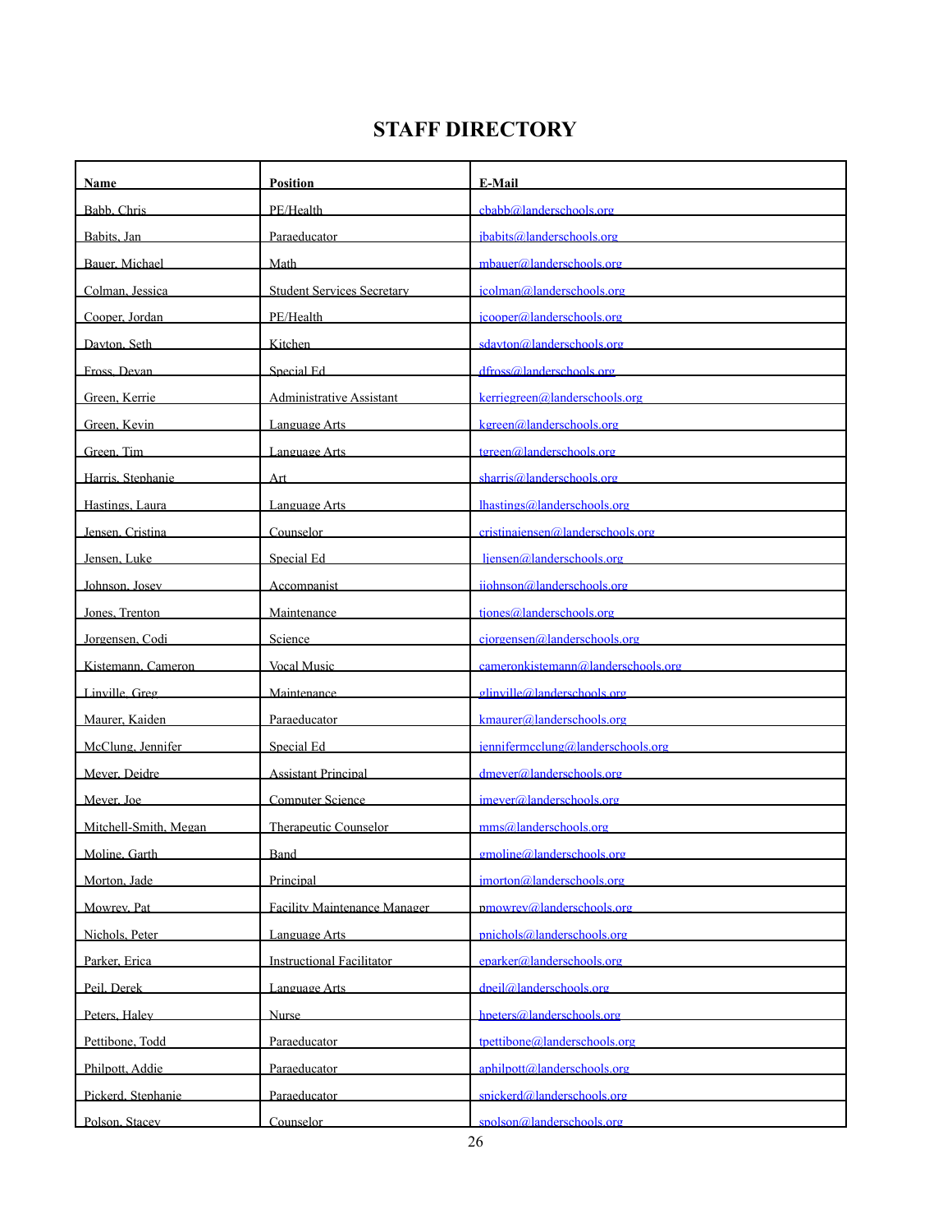# STAFF DIRECTORY

| Name | Position | E-Mail |
|---|---|---|
| Babb, Chris | PE/Health | cbabb@landerschools.org |
| Babits, Jan | Paraeducator | jbabits@landerschools.org |
| Bauer, Michael | Math | mbauer@landerschools.org |
| Colman, Jessica | Student Services Secretary | jcolman@landerschools.org |
| Cooper, Jordan | PE/Health | jcooper@landerschools.org |
| Dayton, Seth | Kitchen | sdayton@landerschools.org |
| Fross, Devan | Special Ed | dfross@landerschools.org |
| Green, Kerrie | Administrative Assistant | kerriegreen@landerschools.org |
| Green, Kevin | Language Arts | kgreen@landerschools.org |
| Green, Tim | Language Arts | tgreen@landerschools.org |
| Harris, Stephanie | Art | sharris@landerschools.org |
| Hastings, Laura | Language Arts | lhastings@landerschools.org |
| Jensen, Cristina | Counselor | cristinajensen@landerschools.org |
| Jensen, Luke | Special Ed | ljensen@landerschools.org |
| Johnson, Josey | Accompanist | jjohnson@landerschools.org |
| Jones, Trenton | Maintenance | tjones@landerschools.org |
| Jorgensen, Codi | Science | cjorgensen@landerschools.org |
| Kistemann, Cameron | Vocal Music | cameronkistemann@landerschools.org |
| Linville, Greg | Maintenance | glinville@landerschools.org |
| Maurer, Kaiden | Paraeducator | kmaurer@landerschools.org |
| McClung, Jennifer | Special Ed | jennifermcclung@landerschools.org |
| Meyer, Deidre | Assistant Principal | dmeyer@landerschools.org |
| Meyer, Joe | Computer Science | jmeyer@landerschools.org |
| Mitchell-Smith, Megan | Therapeutic Counselor | mms@landerschools.org |
| Moline, Garth | Band | gmoline@landerschools.org |
| Morton, Jade | Principal | jmorton@landerschools.org |
| Mowrey, Pat | Facility Maintenance Manager | pmowrey@landerschools.org |
| Nichols, Peter | Language Arts | pnichols@landerschools.org |
| Parker, Erica | Instructional Facilitator | eparker@landerschools.org |
| Peil, Derek | Language Arts | dpeil@landerschools.org |
| Peters, Haley | Nurse | hpeters@landerschools.org |
| Pettibone, Todd | Paraeducator | tpettibone@landerschools.org |
| Philpott, Addie | Paraeducator | aphilpott@landerschools.org |
| Pickerd, Stephanie | Paraeducator | spickerd@landerschools.org |
| Polson, Stacey | Counselor | spolson@landerschools.org |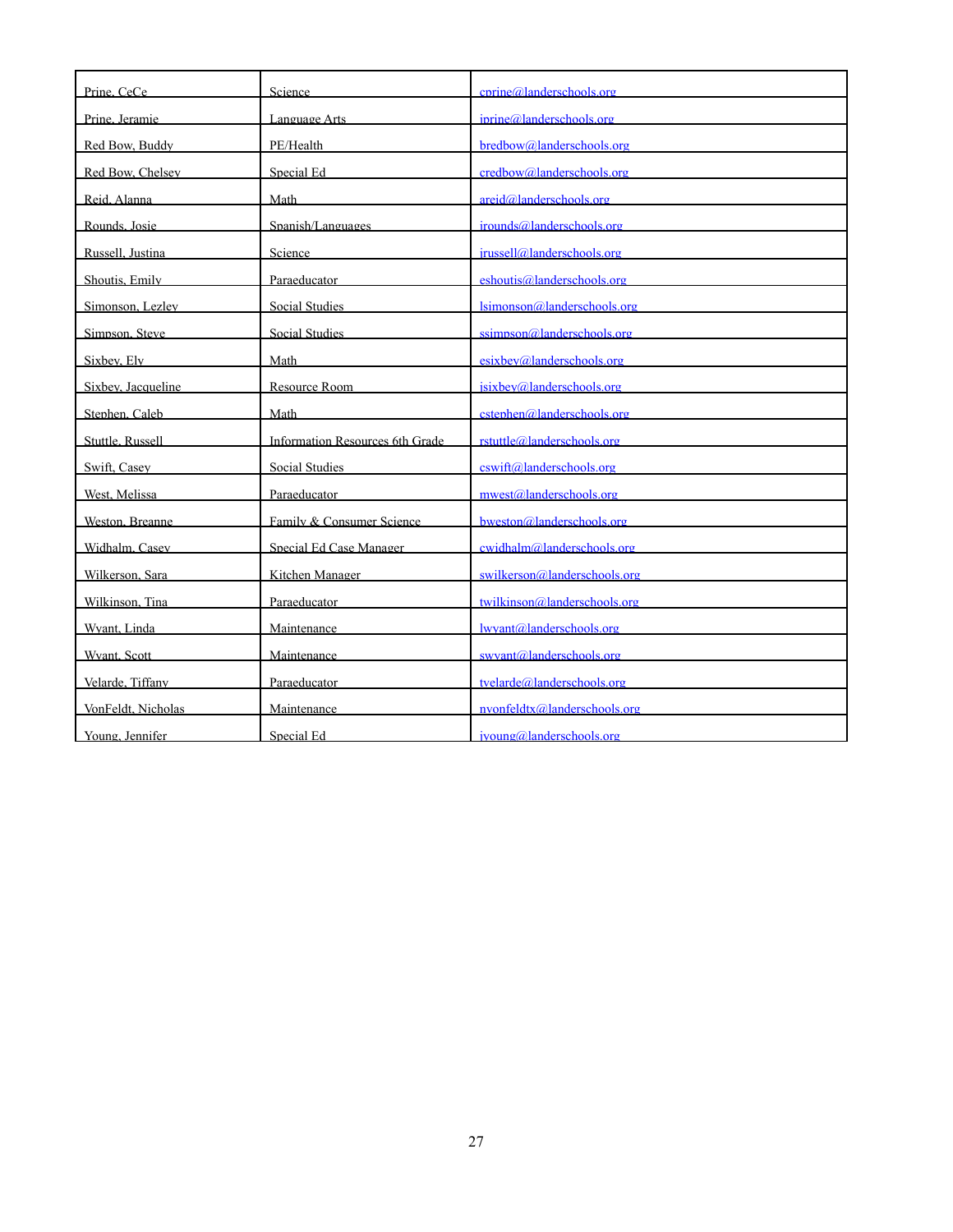| Prine, CeCe | Science | cprine@landerschools.org |
|---|---|---|
| Prine, Jeramie | Language Arts | jprine@landerschools.org |
| Red Bow, Buddy | PE/Health | bredbow@landerschools.org |
| Red Bow, Chelsey | Special Ed | credbow@landerschools.org |
| Reid, Alanna | Math | areid@landerschools.org |
| Rounds, Josie | Spanish/Languages | jrounds@landerschools.org |
| Russell, Justina | Science | jrussell@landerschools.org |
| Shoutis, Emily | Paraeducator | eshoutis@landerschools.org |
| Simonson, Lezley | Social Studies | lsimonson@landerschools.org |
| Simpson, Steve | Social Studies | ssimpson@landerschools.org |
| Sixbey, Ely | Math | esixbey@landerschools.org |
| Sixbey, Jacqueline | Resource Room | jsixbey@landerschools.org |
| Stephen, Caleb | Math | cstephen@landerschools.org |
| Stuttle, Russell | Information Resources 6th Grade | rstuttle@landerschools.org |
| Swift, Casey | Social Studies | cswift@landerschools.org |
| West, Melissa | Paraeducator | mwest@landerschools.org |
| Weston, Breanne | Family & Consumer Science | bweston@landerschools.org |
| Widhalm, Casey | Special Ed Case Manager | cwidhalm@landerschools.org |
| Wilkerson, Sara | Kitchen Manager | swilkerson@landerschools.org |
| Wilkinson, Tina | Paraeducator | twilkinson@landerschools.org |
| Wyant, Linda | Maintenance | lwyant@landerschools.org |
| Wyant, Scott | Maintenance | swyant@landerschools.org |
| Velarde, Tiffany | Paraeducator | tvelarde@landerschools.org |
| VonFeldt, Nicholas | Maintenance | nvonfeldtx@landerschools.org |
| Young, Jennifer | Special Ed | jyoung@landerschools.org |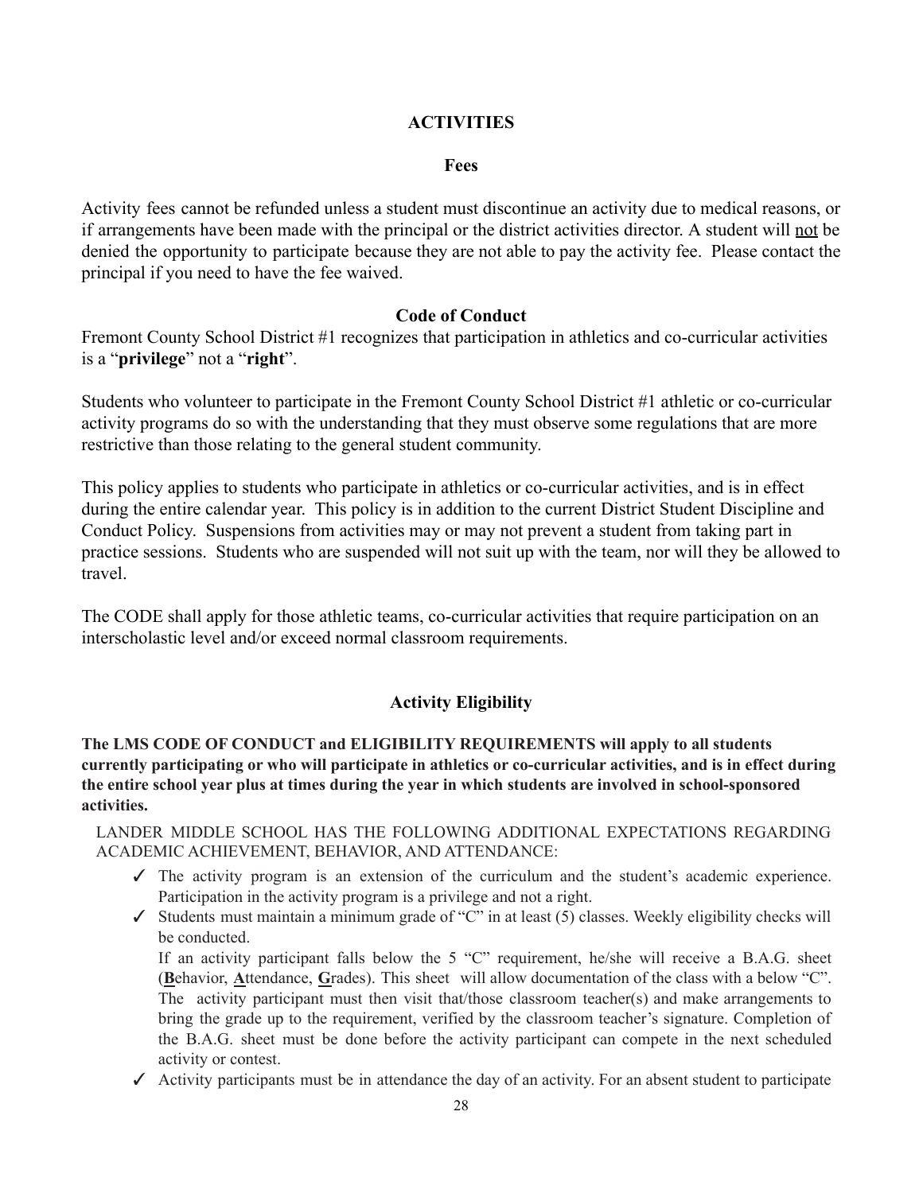## ACTIVITIES

### Fees

Activity fees cannot be refunded unless a student must discontinue an activity due to medical reasons, or if arrangements have been made with the principal or the district activities director. A student will <u>not</u> be denied the opportunity to participate because they are not able to pay the activity fee. Please contact the principal if you need to have the fee waived.

### Code of Conduct

Fremont County School District #1 recognizes that participation in athletics and co-curricular activities is a "**privilege**" not a "**right**".

Students who volunteer to participate in the Fremont County School District #1 athletic or co-curricular activity programs do so with the understanding that they must observe some regulations that are more restrictive than those relating to the general student community.

This policy applies to students who participate in athletics or co-curricular activities, and is in effect during the entire calendar year. This policy is in addition to the current District Student Discipline and Conduct Policy. Suspensions from activities may or may not prevent a student from taking part in practice sessions. Students who are suspended will not suit up with the team, nor will they be allowed to travel.

The CODE shall apply for those athletic teams, co-curricular activities that require participation on an interscholastic level and/or exceed normal classroom requirements.

### Activity Eligibility

**The LMS CODE OF CONDUCT and ELIGIBILITY REQUIREMENTS will apply to all students currently participating or who will participate in athletics or co-curricular activities, and is in effect during the entire school year plus at times during the year in which students are involved in school-sponsored activities.**

LANDER MIDDLE SCHOOL HAS THE FOLLOWING ADDITIONAL EXPECTATIONS REGARDING ACADEMIC ACHIEVEMENT, BEHAVIOR, AND ATTENDANCE:

- ✓ The activity program is an extension of the curriculum and the student's academic experience. Participation in the activity program is a privilege and not a right.
- ✓ Students must maintain a minimum grade of "C" in at least (5) classes. Weekly eligibility checks will be conducted.
  If an activity participant falls below the 5 "C" requirement, he/she will receive a B.A.G. sheet (<u>**B**</u>ehavior, <u>**A**</u>ttendance, <u>**G**</u>rades). This sheet will allow documentation of the class with a below "C". The activity participant must then visit that/those classroom teacher(s) and make arrangements to bring the grade up to the requirement, verified by the classroom teacher's signature. Completion of the B.A.G. sheet must be done before the activity participant can compete in the next scheduled activity or contest.
- ✓ Activity participants must be in attendance the day of an activity. For an absent student to participate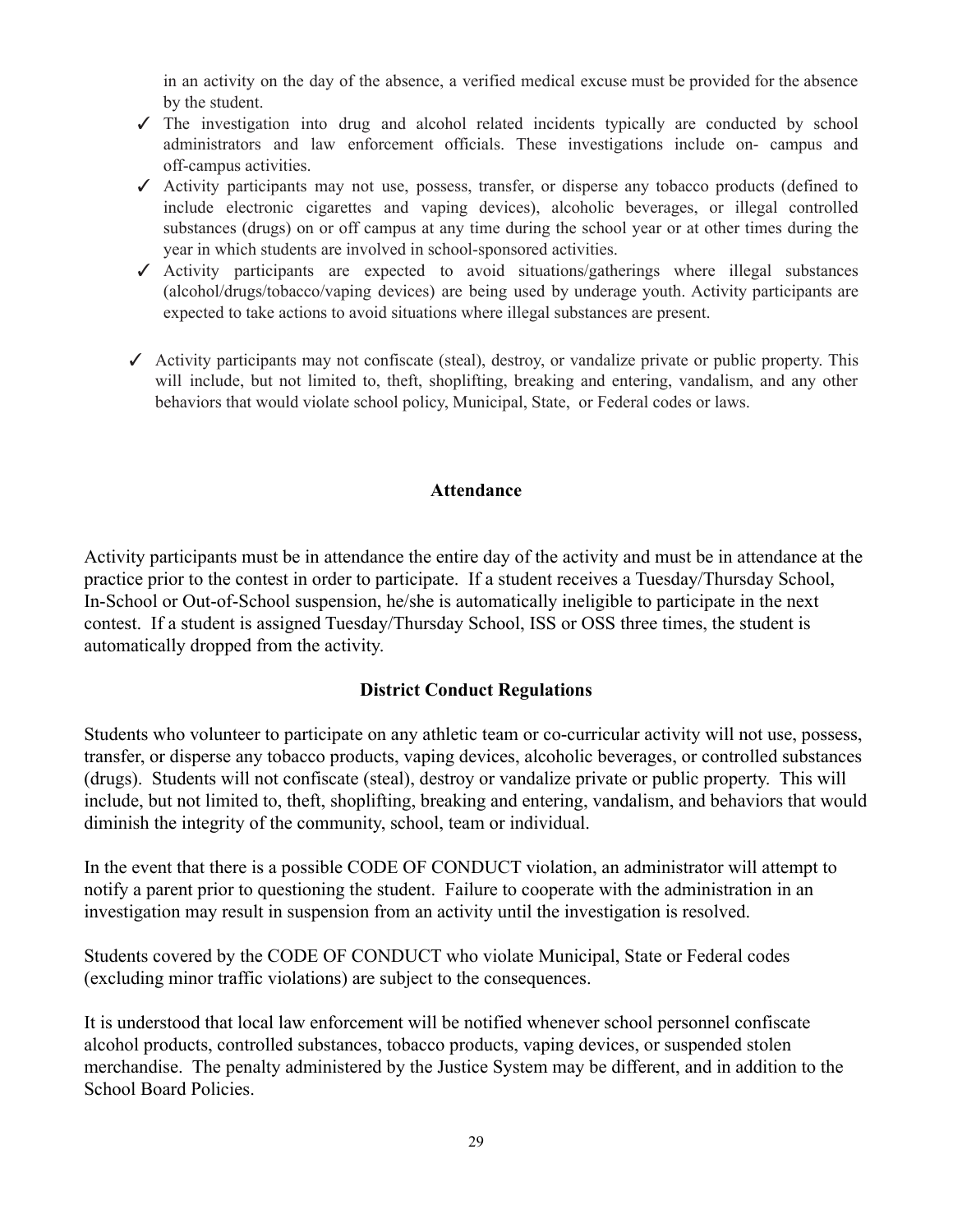in an activity on the day of the absence, a verified medical excuse must be provided for the absence by the student.

- ✓ The investigation into drug and alcohol related incidents typically are conducted by school administrators and law enforcement officials. These investigations include on- campus and off-campus activities.
- ✓ Activity participants may not use, possess, transfer, or disperse any tobacco products (defined to include electronic cigarettes and vaping devices), alcoholic beverages, or illegal controlled substances (drugs) on or off campus at any time during the school year or at other times during the year in which students are involved in school-sponsored activities.
- ✓ Activity participants are expected to avoid situations/gatherings where illegal substances (alcohol/drugs/tobacco/vaping devices) are being used by underage youth. Activity participants are expected to take actions to avoid situations where illegal substances are present.
- ✓ Activity participants may not confiscate (steal), destroy, or vandalize private or public property. This will include, but not limited to, theft, shoplifting, breaking and entering, vandalism, and any other behaviors that would violate school policy, Municipal, State, or Federal codes or laws.

## Attendance

Activity participants must be in attendance the entire day of the activity and must be in attendance at the practice prior to the contest in order to participate. If a student receives a Tuesday/Thursday School, In-School or Out-of-School suspension, he/she is automatically ineligible to participate in the next contest. If a student is assigned Tuesday/Thursday School, ISS or OSS three times, the student is automatically dropped from the activity.

## District Conduct Regulations

Students who volunteer to participate on any athletic team or co-curricular activity will not use, possess, transfer, or disperse any tobacco products, vaping devices, alcoholic beverages, or controlled substances (drugs). Students will not confiscate (steal), destroy or vandalize private or public property. This will include, but not limited to, theft, shoplifting, breaking and entering, vandalism, and behaviors that would diminish the integrity of the community, school, team or individual.

In the event that there is a possible CODE OF CONDUCT violation, an administrator will attempt to notify a parent prior to questioning the student. Failure to cooperate with the administration in an investigation may result in suspension from an activity until the investigation is resolved.

Students covered by the CODE OF CONDUCT who violate Municipal, State or Federal codes (excluding minor traffic violations) are subject to the consequences.

It is understood that local law enforcement will be notified whenever school personnel confiscate alcohol products, controlled substances, tobacco products, vaping devices, or suspended stolen merchandise. The penalty administered by the Justice System may be different, and in addition to the School Board Policies.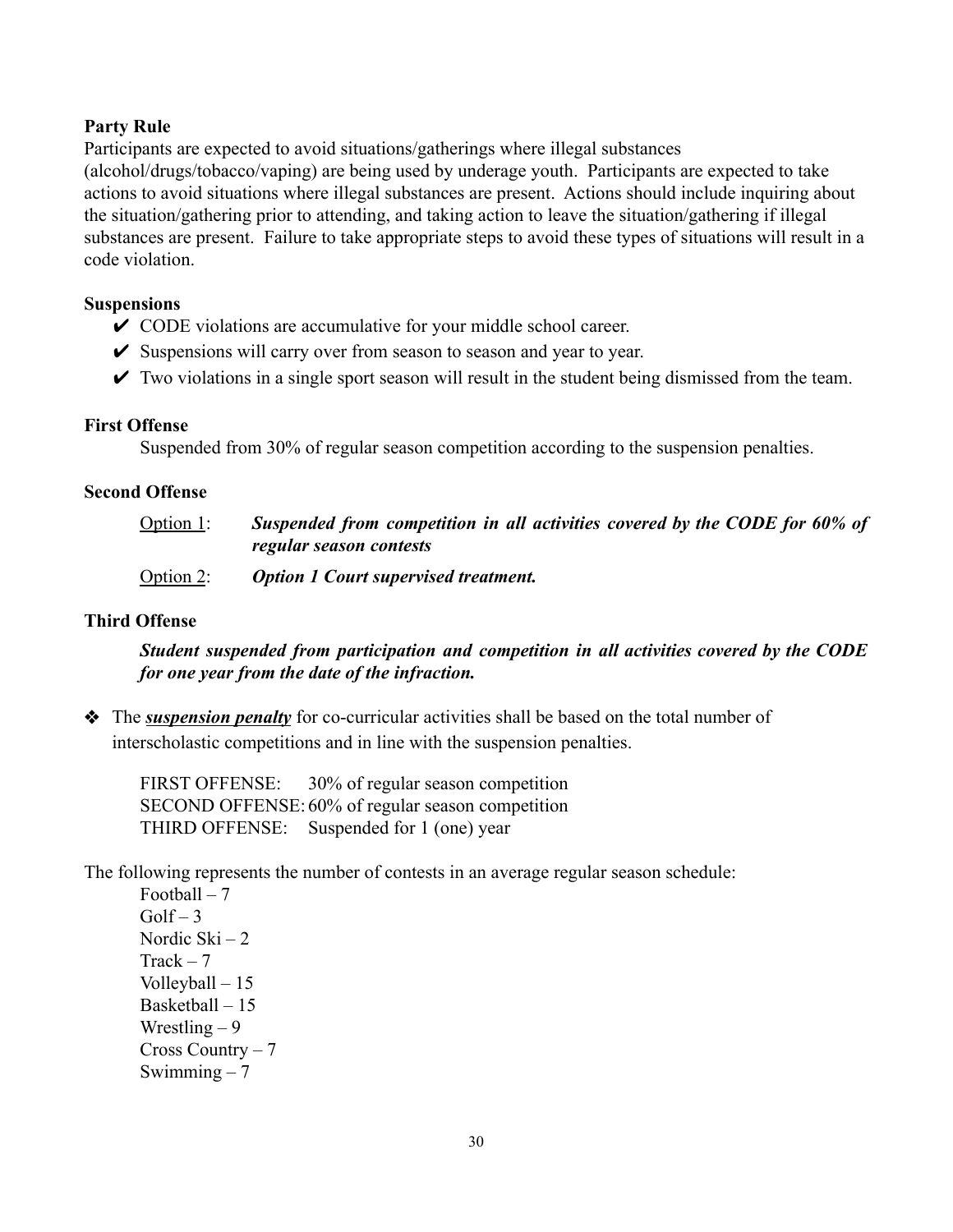### Party Rule

Participants are expected to avoid situations/gatherings where illegal substances (alcohol/drugs/tobacco/vaping) are being used by underage youth. Participants are expected to take actions to avoid situations where illegal substances are present. Actions should include inquiring about the situation/gathering prior to attending, and taking action to leave the situation/gathering if illegal substances are present. Failure to take appropriate steps to avoid these types of situations will result in a code violation.

### Suspensions

- ✔ CODE violations are accumulative for your middle school career.
- ✔ Suspensions will carry over from season to season and year to year.
- ✔ Two violations in a single sport season will result in the student being dismissed from the team.

### First Offense

Suspended from 30% of regular season competition according to the suspension penalties.

### Second Offense

Option 1: ***Suspended from competition in all activities covered by the CODE for 60% of regular season contests***

Option 2: ***Option 1 Court supervised treatment.***

### Third Offense

***Student suspended from participation and competition in all activities covered by the CODE for one year from the date of the infraction.***

- ❖ The ***suspension penalty*** for co-curricular activities shall be based on the total number of interscholastic competitions and in line with the suspension penalties.

FIRST OFFENSE: 30% of regular season competition
SECOND OFFENSE: 60% of regular season competition
THIRD OFFENSE: Suspended for 1 (one) year

The following represents the number of contests in an average regular season schedule:

Football – 7
Golf – 3
Nordic Ski – 2
Track – 7
Volleyball – 15
Basketball – 15
Wrestling – 9
Cross Country – 7
Swimming – 7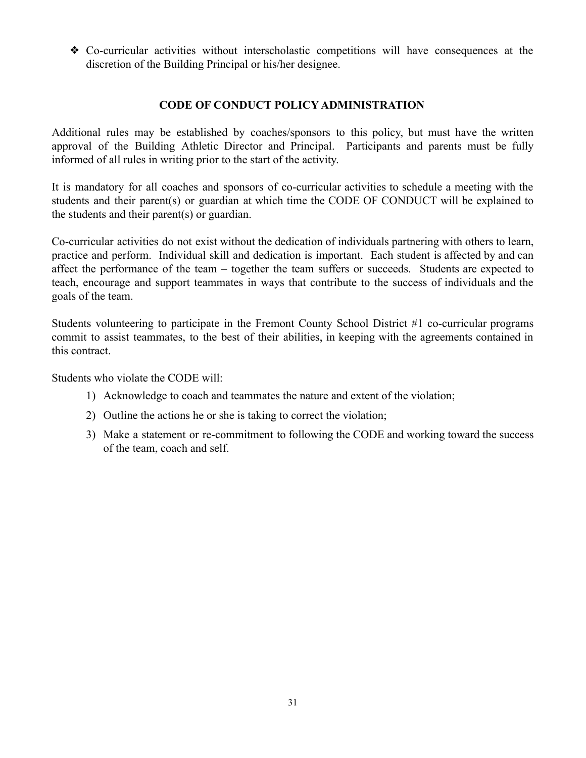- ❖ Co-curricular activities without interscholastic competitions will have consequences at the discretion of the Building Principal or his/her designee.

## CODE OF CONDUCT POLICY ADMINISTRATION

Additional rules may be established by coaches/sponsors to this policy, but must have the written approval of the Building Athletic Director and Principal. Participants and parents must be fully informed of all rules in writing prior to the start of the activity.

It is mandatory for all coaches and sponsors of co-curricular activities to schedule a meeting with the students and their parent(s) or guardian at which time the CODE OF CONDUCT will be explained to the students and their parent(s) or guardian.

Co-curricular activities do not exist without the dedication of individuals partnering with others to learn, practice and perform. Individual skill and dedication is important. Each student is affected by and can affect the performance of the team – together the team suffers or succeeds. Students are expected to teach, encourage and support teammates in ways that contribute to the success of individuals and the goals of the team.

Students volunteering to participate in the Fremont County School District #1 co-curricular programs commit to assist teammates, to the best of their abilities, in keeping with the agreements contained in this contract.

Students who violate the CODE will:

1) Acknowledge to coach and teammates the nature and extent of the violation;
2) Outline the actions he or she is taking to correct the violation;
3) Make a statement or re-commitment to following the CODE and working toward the success of the team, coach and self.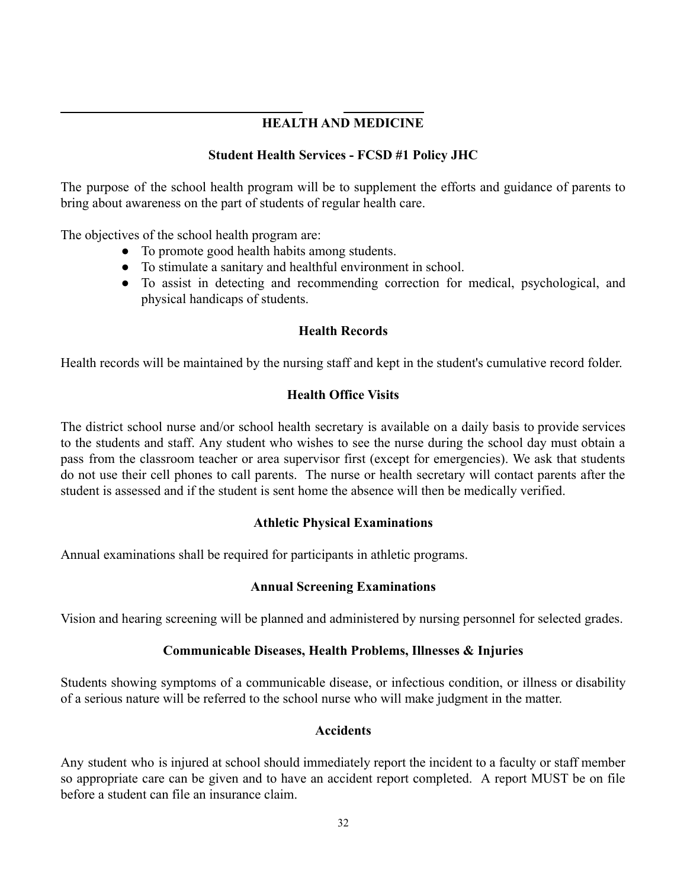# HEALTH AND MEDICINE

## Student Health Services - FCSD #1 Policy JHC

The purpose of the school health program will be to supplement the efforts and guidance of parents to bring about awareness on the part of students of regular health care.

The objectives of the school health program are:

- To promote good health habits among students.
- To stimulate a sanitary and healthful environment in school.
- To assist in detecting and recommending correction for medical, psychological, and physical handicaps of students.

## Health Records

Health records will be maintained by the nursing staff and kept in the student's cumulative record folder.

## Health Office Visits

The district school nurse and/or school health secretary is available on a daily basis to provide services to the students and staff. Any student who wishes to see the nurse during the school day must obtain a pass from the classroom teacher or area supervisor first (except for emergencies). We ask that students do not use their cell phones to call parents. The nurse or health secretary will contact parents after the student is assessed and if the student is sent home the absence will then be medically verified.

## Athletic Physical Examinations

Annual examinations shall be required for participants in athletic programs.

## Annual Screening Examinations

Vision and hearing screening will be planned and administered by nursing personnel for selected grades.

## Communicable Diseases, Health Problems, Illnesses & Injuries

Students showing symptoms of a communicable disease, or infectious condition, or illness or disability of a serious nature will be referred to the school nurse who will make judgment in the matter.

## Accidents

Any student who is injured at school should immediately report the incident to a faculty or staff member so appropriate care can be given and to have an accident report completed. A report MUST be on file before a student can file an insurance claim.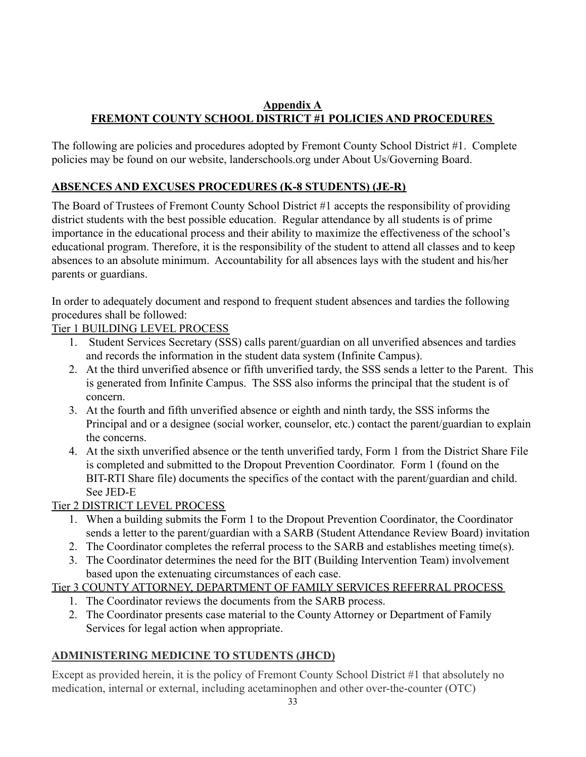## Appendix A
## FREMONT COUNTY SCHOOL DISTRICT #1 POLICIES AND PROCEDURES

The following are policies and procedures adopted by Fremont County School District #1. Complete policies may be found on our website, landerschools.org under About Us/Governing Board.

### ABSENCES AND EXCUSES PROCEDURES (K-8 STUDENTS) (JE-R)

The Board of Trustees of Fremont County School District #1 accepts the responsibility of providing district students with the best possible education. Regular attendance by all students is of prime importance in the educational process and their ability to maximize the effectiveness of the school's educational program. Therefore, it is the responsibility of the student to attend all classes and to keep absences to an absolute minimum. Accountability for all absences lays with the student and his/her parents or guardians.

In order to adequately document and respond to frequent student absences and tardies the following procedures shall be followed:

Tier 1 BUILDING LEVEL PROCESS

1. Student Services Secretary (SSS) calls parent/guardian on all unverified absences and tardies and records the information in the student data system (Infinite Campus).
2. At the third unverified absence or fifth unverified tardy, the SSS sends a letter to the Parent. This is generated from Infinite Campus. The SSS also informs the principal that the student is of concern.
3. At the fourth and fifth unverified absence or eighth and ninth tardy, the SSS informs the Principal and or a designee (social worker, counselor, etc.) contact the parent/guardian to explain the concerns.
4. At the sixth unverified absence or the tenth unverified tardy, Form 1 from the District Share File is completed and submitted to the Dropout Prevention Coordinator. Form 1 (found on the BIT-RTI Share file) documents the specifics of the contact with the parent/guardian and child. See JED-E

Tier 2 DISTRICT LEVEL PROCESS

1. When a building submits the Form 1 to the Dropout Prevention Coordinator, the Coordinator sends a letter to the parent/guardian with a SARB (Student Attendance Review Board) invitation
2. The Coordinator completes the referral process to the SARB and establishes meeting time(s).
3. The Coordinator determines the need for the BIT (Building Intervention Team) involvement based upon the extenuating circumstances of each case.

Tier 3 COUNTY ATTORNEY, DEPARTMENT OF FAMILY SERVICES REFERRAL PROCESS

1. The Coordinator reviews the documents from the SARB process.
2. The Coordinator presents case material to the County Attorney or Department of Family Services for legal action when appropriate.

### ADMINISTERING MEDICINE TO STUDENTS (JHCD)

Except as provided herein, it is the policy of Fremont County School District #1 that absolutely no medication, internal or external, including acetaminophen and other over-the-counter (OTC)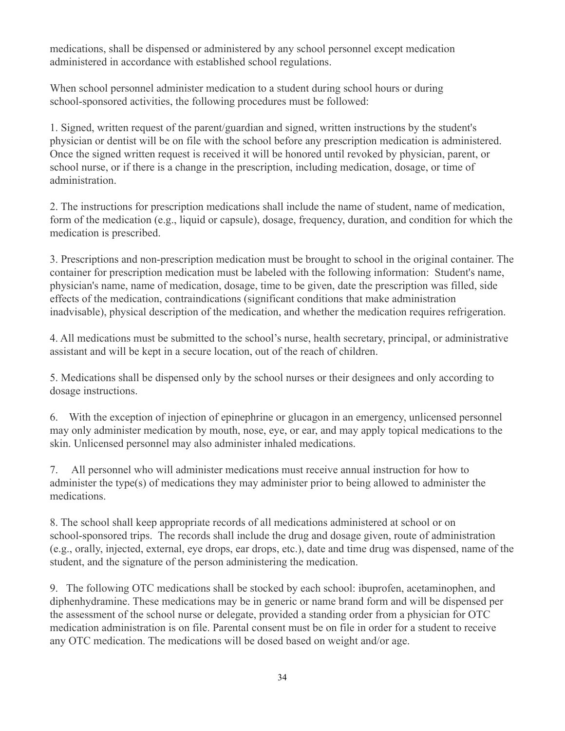medications, shall be dispensed or administered by any school personnel except medication administered in accordance with established school regulations.

When school personnel administer medication to a student during school hours or during school-sponsored activities, the following procedures must be followed:

1. Signed, written request of the parent/guardian and signed, written instructions by the student's physician or dentist will be on file with the school before any prescription medication is administered. Once the signed written request is received it will be honored until revoked by physician, parent, or school nurse, or if there is a change in the prescription, including medication, dosage, or time of administration.

2. The instructions for prescription medications shall include the name of student, name of medication, form of the medication (e.g., liquid or capsule), dosage, frequency, duration, and condition for which the medication is prescribed.

3. Prescriptions and non-prescription medication must be brought to school in the original container. The container for prescription medication must be labeled with the following information: Student's name, physician's name, name of medication, dosage, time to be given, date the prescription was filled, side effects of the medication, contraindications (significant conditions that make administration inadvisable), physical description of the medication, and whether the medication requires refrigeration.

4. All medications must be submitted to the school's nurse, health secretary, principal, or administrative assistant and will be kept in a secure location, out of the reach of children.

5. Medications shall be dispensed only by the school nurses or their designees and only according to dosage instructions.

6. With the exception of injection of epinephrine or glucagon in an emergency, unlicensed personnel may only administer medication by mouth, nose, eye, or ear, and may apply topical medications to the skin. Unlicensed personnel may also administer inhaled medications.

7. All personnel who will administer medications must receive annual instruction for how to administer the type(s) of medications they may administer prior to being allowed to administer the medications.

8. The school shall keep appropriate records of all medications administered at school or on school-sponsored trips. The records shall include the drug and dosage given, route of administration (e.g., orally, injected, external, eye drops, ear drops, etc.), date and time drug was dispensed, name of the student, and the signature of the person administering the medication.

9. The following OTC medications shall be stocked by each school: ibuprofen, acetaminophen, and diphenhydramine. These medications may be in generic or name brand form and will be dispensed per the assessment of the school nurse or delegate, provided a standing order from a physician for OTC medication administration is on file. Parental consent must be on file in order for a student to receive any OTC medication. The medications will be dosed based on weight and/or age.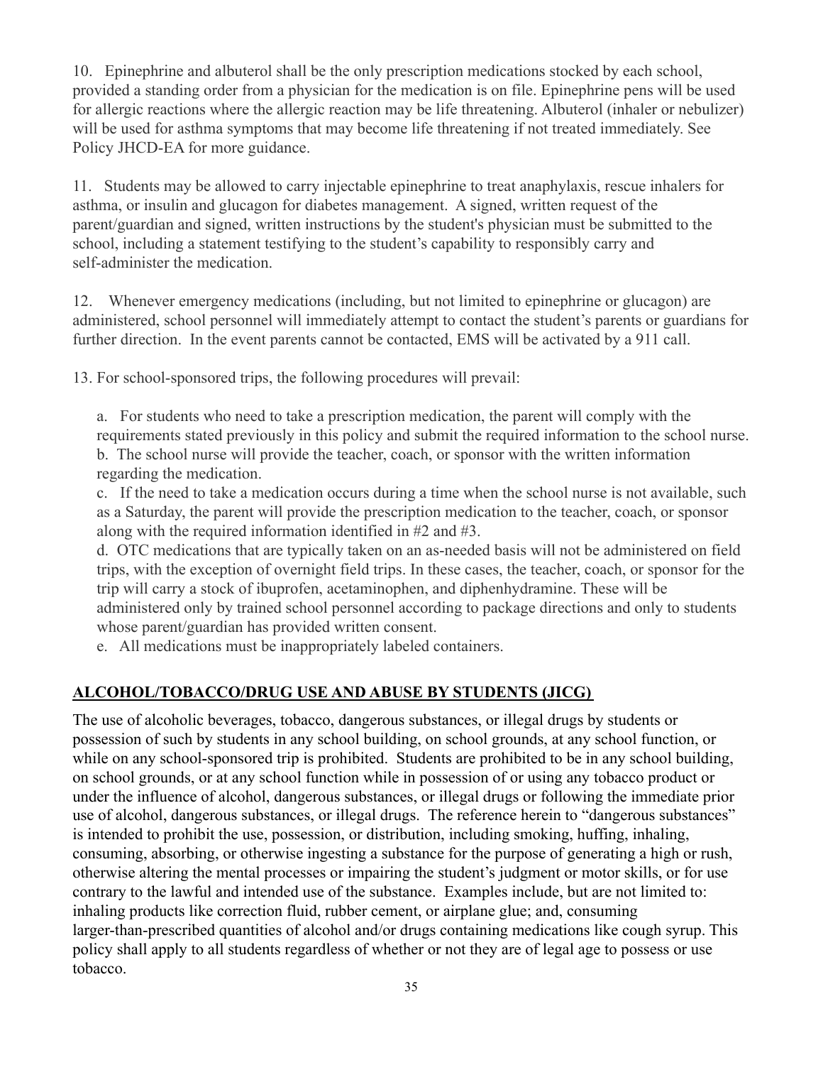10. Epinephrine and albuterol shall be the only prescription medications stocked by each school, provided a standing order from a physician for the medication is on file. Epinephrine pens will be used for allergic reactions where the allergic reaction may be life threatening. Albuterol (inhaler or nebulizer) will be used for asthma symptoms that may become life threatening if not treated immediately. See Policy JHCD-EA for more guidance.

11. Students may be allowed to carry injectable epinephrine to treat anaphylaxis, rescue inhalers for asthma, or insulin and glucagon for diabetes management. A signed, written request of the parent/guardian and signed, written instructions by the student's physician must be submitted to the school, including a statement testifying to the student's capability to responsibly carry and self-administer the medication.

12. Whenever emergency medications (including, but not limited to epinephrine or glucagon) are administered, school personnel will immediately attempt to contact the student's parents or guardians for further direction. In the event parents cannot be contacted, EMS will be activated by a 911 call.

13. For school-sponsored trips, the following procedures will prevail:

a. For students who need to take a prescription medication, the parent will comply with the requirements stated previously in this policy and submit the required information to the school nurse.
b. The school nurse will provide the teacher, coach, or sponsor with the written information regarding the medication.
c. If the need to take a medication occurs during a time when the school nurse is not available, such as a Saturday, the parent will provide the prescription medication to the teacher, coach, or sponsor along with the required information identified in #2 and #3.
d. OTC medications that are typically taken on an as-needed basis will not be administered on field trips, with the exception of overnight field trips. In these cases, the teacher, coach, or sponsor for the trip will carry a stock of ibuprofen, acetaminophen, and diphenhydramine. These will be administered only by trained school personnel according to package directions and only to students whose parent/guardian has provided written consent.
e. All medications must be inappropriately labeled containers.

## ALCOHOL/TOBACCO/DRUG USE AND ABUSE BY STUDENTS (JICG)

The use of alcoholic beverages, tobacco, dangerous substances, or illegal drugs by students or possession of such by students in any school building, on school grounds, at any school function, or while on any school-sponsored trip is prohibited. Students are prohibited to be in any school building, on school grounds, or at any school function while in possession of or using any tobacco product or under the influence of alcohol, dangerous substances, or illegal drugs or following the immediate prior use of alcohol, dangerous substances, or illegal drugs. The reference herein to "dangerous substances" is intended to prohibit the use, possession, or distribution, including smoking, huffing, inhaling, consuming, absorbing, or otherwise ingesting a substance for the purpose of generating a high or rush, otherwise altering the mental processes or impairing the student's judgment or motor skills, or for use contrary to the lawful and intended use of the substance. Examples include, but are not limited to: inhaling products like correction fluid, rubber cement, or airplane glue; and, consuming larger-than-prescribed quantities of alcohol and/or drugs containing medications like cough syrup. This policy shall apply to all students regardless of whether or not they are of legal age to possess or use tobacco.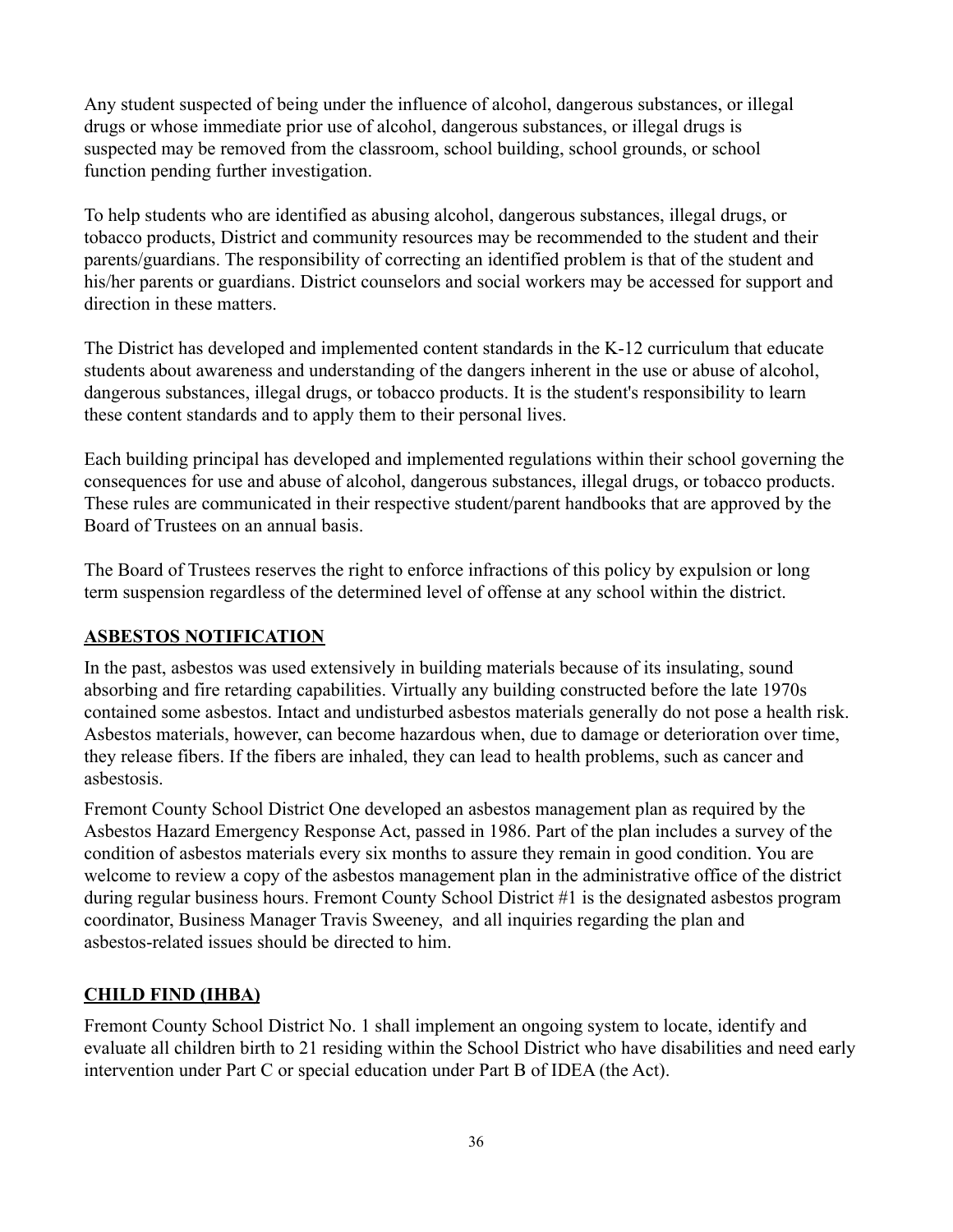Any student suspected of being under the influence of alcohol, dangerous substances, or illegal drugs or whose immediate prior use of alcohol, dangerous substances, or illegal drugs is suspected may be removed from the classroom, school building, school grounds, or school function pending further investigation.

To help students who are identified as abusing alcohol, dangerous substances, illegal drugs, or tobacco products, District and community resources may be recommended to the student and their parents/guardians. The responsibility of correcting an identified problem is that of the student and his/her parents or guardians. District counselors and social workers may be accessed for support and direction in these matters.

The District has developed and implemented content standards in the K-12 curriculum that educate students about awareness and understanding of the dangers inherent in the use or abuse of alcohol, dangerous substances, illegal drugs, or tobacco products. It is the student's responsibility to learn these content standards and to apply them to their personal lives.

Each building principal has developed and implemented regulations within their school governing the consequences for use and abuse of alcohol, dangerous substances, illegal drugs, or tobacco products. These rules are communicated in their respective student/parent handbooks that are approved by the Board of Trustees on an annual basis.

The Board of Trustees reserves the right to enforce infractions of this policy by expulsion or long term suspension regardless of the determined level of offense at any school within the district.

## ASBESTOS NOTIFICATION

In the past, asbestos was used extensively in building materials because of its insulating, sound absorbing and fire retarding capabilities. Virtually any building constructed before the late 1970s contained some asbestos. Intact and undisturbed asbestos materials generally do not pose a health risk. Asbestos materials, however, can become hazardous when, due to damage or deterioration over time, they release fibers. If the fibers are inhaled, they can lead to health problems, such as cancer and asbestosis.

Fremont County School District One developed an asbestos management plan as required by the Asbestos Hazard Emergency Response Act, passed in 1986. Part of the plan includes a survey of the condition of asbestos materials every six months to assure they remain in good condition. You are welcome to review a copy of the asbestos management plan in the administrative office of the district during regular business hours. Fremont County School District #1 is the designated asbestos program coordinator, Business Manager Travis Sweeney, and all inquiries regarding the plan and asbestos-related issues should be directed to him.

## CHILD FIND (IHBA)

Fremont County School District No. 1 shall implement an ongoing system to locate, identify and evaluate all children birth to 21 residing within the School District who have disabilities and need early intervention under Part C or special education under Part B of IDEA (the Act).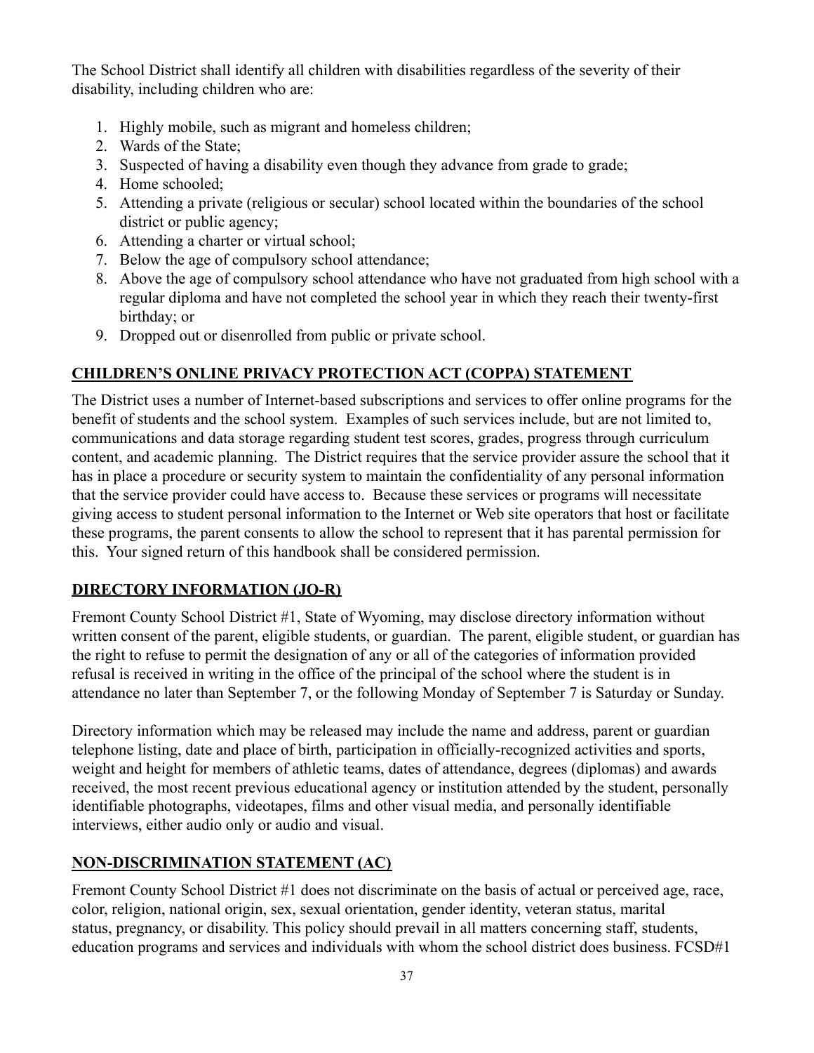The School District shall identify all children with disabilities regardless of the severity of their disability, including children who are:

1. Highly mobile, such as migrant and homeless children;
2. Wards of the State;
3. Suspected of having a disability even though they advance from grade to grade;
4. Home schooled;
5. Attending a private (religious or secular) school located within the boundaries of the school district or public agency;
6. Attending a charter or virtual school;
7. Below the age of compulsory school attendance;
8. Above the age of compulsory school attendance who have not graduated from high school with a regular diploma and have not completed the school year in which they reach their twenty-first birthday; or
9. Dropped out or disenrolled from public or private school.

## CHILDREN'S ONLINE PRIVACY PROTECTION ACT (COPPA) STATEMENT

The District uses a number of Internet-based subscriptions and services to offer online programs for the benefit of students and the school system. Examples of such services include, but are not limited to, communications and data storage regarding student test scores, grades, progress through curriculum content, and academic planning. The District requires that the service provider assure the school that it has in place a procedure or security system to maintain the confidentiality of any personal information that the service provider could have access to. Because these services or programs will necessitate giving access to student personal information to the Internet or Web site operators that host or facilitate these programs, the parent consents to allow the school to represent that it has parental permission for this. Your signed return of this handbook shall be considered permission.

## DIRECTORY INFORMATION (JO-R)

Fremont County School District #1, State of Wyoming, may disclose directory information without written consent of the parent, eligible students, or guardian. The parent, eligible student, or guardian has the right to refuse to permit the designation of any or all of the categories of information provided refusal is received in writing in the office of the principal of the school where the student is in attendance no later than September 7, or the following Monday of September 7 is Saturday or Sunday.

Directory information which may be released may include the name and address, parent or guardian telephone listing, date and place of birth, participation in officially-recognized activities and sports, weight and height for members of athletic teams, dates of attendance, degrees (diplomas) and awards received, the most recent previous educational agency or institution attended by the student, personally identifiable photographs, videotapes, films and other visual media, and personally identifiable interviews, either audio only or audio and visual.

## NON-DISCRIMINATION STATEMENT (AC)

Fremont County School District #1 does not discriminate on the basis of actual or perceived age, race, color, religion, national origin, sex, sexual orientation, gender identity, veteran status, marital status, pregnancy, or disability. This policy should prevail in all matters concerning staff, students, education programs and services and individuals with whom the school district does business. FCSD#1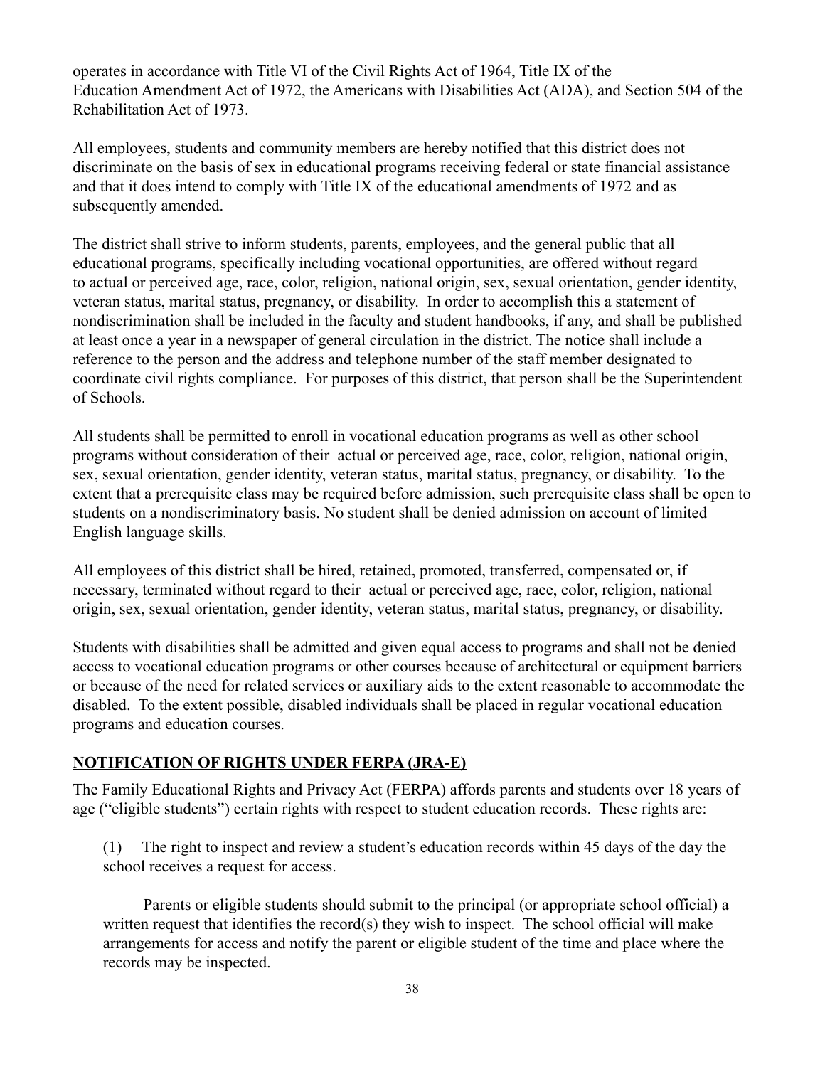operates in accordance with Title VI of the Civil Rights Act of 1964, Title IX of the Education Amendment Act of 1972, the Americans with Disabilities Act (ADA), and Section 504 of the Rehabilitation Act of 1973.

All employees, students and community members are hereby notified that this district does not discriminate on the basis of sex in educational programs receiving federal or state financial assistance and that it does intend to comply with Title IX of the educational amendments of 1972 and as subsequently amended.

The district shall strive to inform students, parents, employees, and the general public that all educational programs, specifically including vocational opportunities, are offered without regard to actual or perceived age, race, color, religion, national origin, sex, sexual orientation, gender identity, veteran status, marital status, pregnancy, or disability. In order to accomplish this a statement of nondiscrimination shall be included in the faculty and student handbooks, if any, and shall be published at least once a year in a newspaper of general circulation in the district. The notice shall include a reference to the person and the address and telephone number of the staff member designated to coordinate civil rights compliance. For purposes of this district, that person shall be the Superintendent of Schools.

All students shall be permitted to enroll in vocational education programs as well as other school programs without consideration of their actual or perceived age, race, color, religion, national origin, sex, sexual orientation, gender identity, veteran status, marital status, pregnancy, or disability. To the extent that a prerequisite class may be required before admission, such prerequisite class shall be open to students on a nondiscriminatory basis. No student shall be denied admission on account of limited English language skills.

All employees of this district shall be hired, retained, promoted, transferred, compensated or, if necessary, terminated without regard to their actual or perceived age, race, color, religion, national origin, sex, sexual orientation, gender identity, veteran status, marital status, pregnancy, or disability.

Students with disabilities shall be admitted and given equal access to programs and shall not be denied access to vocational education programs or other courses because of architectural or equipment barriers or because of the need for related services or auxiliary aids to the extent reasonable to accommodate the disabled. To the extent possible, disabled individuals shall be placed in regular vocational education programs and education courses.

## NOTIFICATION OF RIGHTS UNDER FERPA (JRA-E)

The Family Educational Rights and Privacy Act (FERPA) affords parents and students over 18 years of age ("eligible students") certain rights with respect to student education records. These rights are:

(1) The right to inspect and review a student's education records within 45 days of the day the school receives a request for access.

Parents or eligible students should submit to the principal (or appropriate school official) a written request that identifies the record(s) they wish to inspect. The school official will make arrangements for access and notify the parent or eligible student of the time and place where the records may be inspected.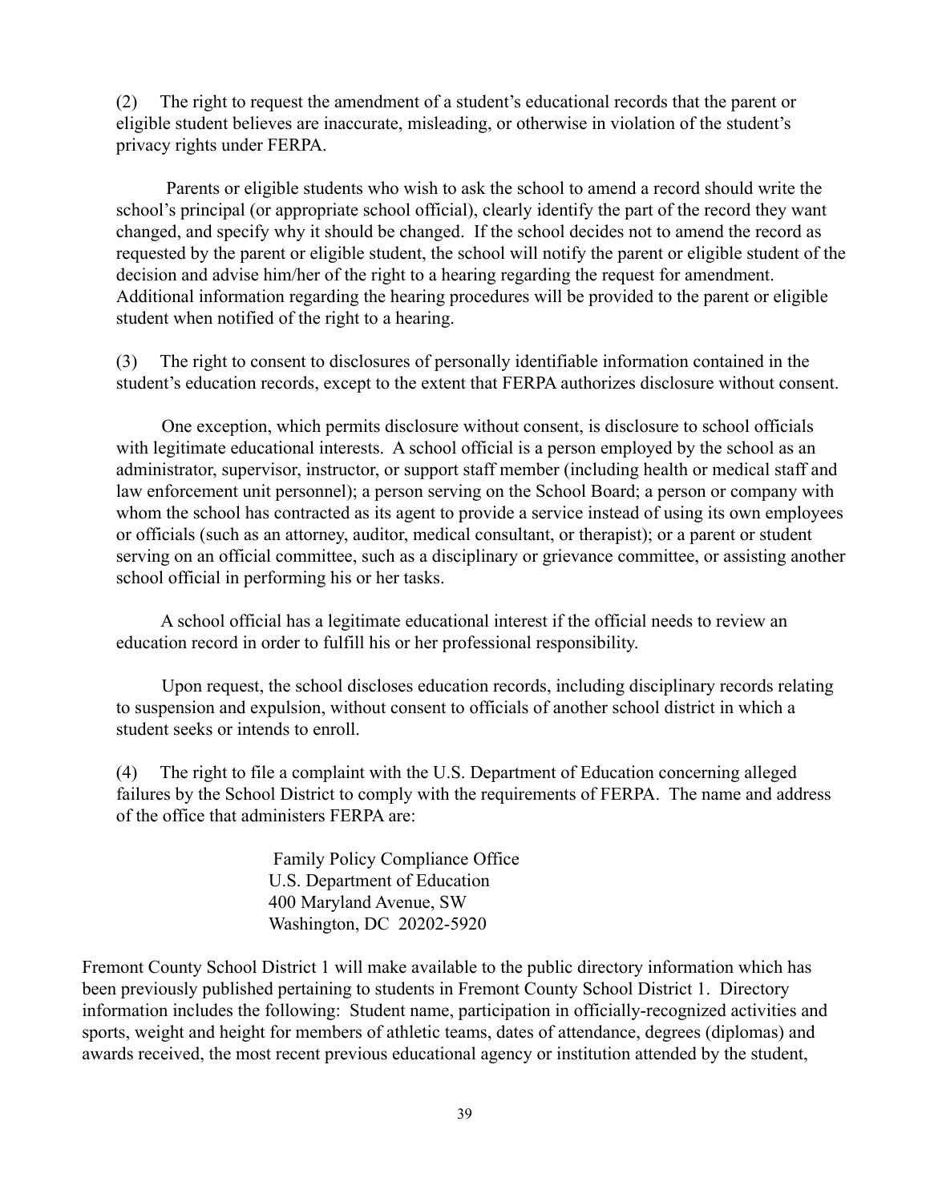(2) The right to request the amendment of a student's educational records that the parent or eligible student believes are inaccurate, misleading, or otherwise in violation of the student's privacy rights under FERPA.

Parents or eligible students who wish to ask the school to amend a record should write the school's principal (or appropriate school official), clearly identify the part of the record they want changed, and specify why it should be changed. If the school decides not to amend the record as requested by the parent or eligible student, the school will notify the parent or eligible student of the decision and advise him/her of the right to a hearing regarding the request for amendment. Additional information regarding the hearing procedures will be provided to the parent or eligible student when notified of the right to a hearing.

(3) The right to consent to disclosures of personally identifiable information contained in the student's education records, except to the extent that FERPA authorizes disclosure without consent.

One exception, which permits disclosure without consent, is disclosure to school officials with legitimate educational interests. A school official is a person employed by the school as an administrator, supervisor, instructor, or support staff member (including health or medical staff and law enforcement unit personnel); a person serving on the School Board; a person or company with whom the school has contracted as its agent to provide a service instead of using its own employees or officials (such as an attorney, auditor, medical consultant, or therapist); or a parent or student serving on an official committee, such as a disciplinary or grievance committee, or assisting another school official in performing his or her tasks.

A school official has a legitimate educational interest if the official needs to review an education record in order to fulfill his or her professional responsibility.

Upon request, the school discloses education records, including disciplinary records relating to suspension and expulsion, without consent to officials of another school district in which a student seeks or intends to enroll.

(4) The right to file a complaint with the U.S. Department of Education concerning alleged failures by the School District to comply with the requirements of FERPA. The name and address of the office that administers FERPA are:

Family Policy Compliance Office  
U.S. Department of Education  
400 Maryland Avenue, SW  
Washington, DC 20202-5920

Fremont County School District 1 will make available to the public directory information which has been previously published pertaining to students in Fremont County School District 1. Directory information includes the following: Student name, participation in officially-recognized activities and sports, weight and height for members of athletic teams, dates of attendance, degrees (diplomas) and awards received, the most recent previous educational agency or institution attended by the student,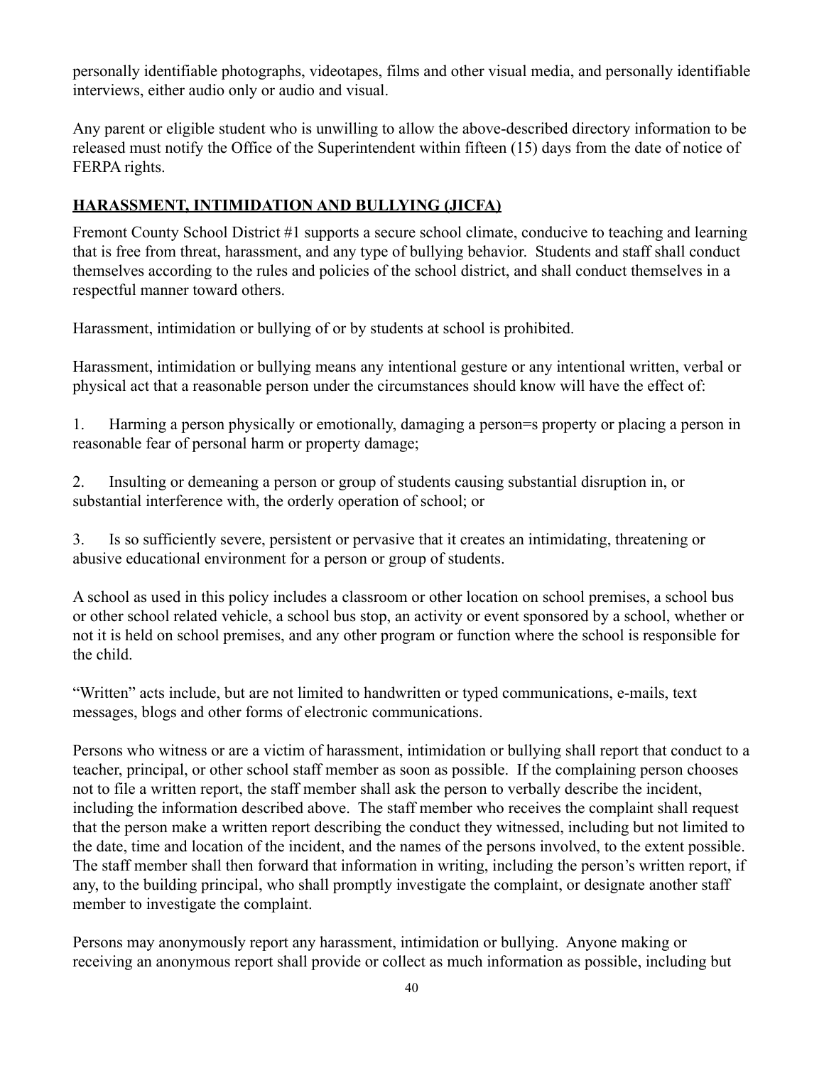personally identifiable photographs, videotapes, films and other visual media, and personally identifiable interviews, either audio only or audio and visual.

Any parent or eligible student who is unwilling to allow the above-described directory information to be released must notify the Office of the Superintendent within fifteen (15) days from the date of notice of FERPA rights.

## **HARASSMENT, INTIMIDATION AND BULLYING (JICFA)**

Fremont County School District #1 supports a secure school climate, conducive to teaching and learning that is free from threat, harassment, and any type of bullying behavior. Students and staff shall conduct themselves according to the rules and policies of the school district, and shall conduct themselves in a respectful manner toward others.

Harassment, intimidation or bullying of or by students at school is prohibited.

Harassment, intimidation or bullying means any intentional gesture or any intentional written, verbal or physical act that a reasonable person under the circumstances should know will have the effect of:

1. Harming a person physically or emotionally, damaging a person=s property or placing a person in reasonable fear of personal harm or property damage;

2. Insulting or demeaning a person or group of students causing substantial disruption in, or substantial interference with, the orderly operation of school; or

3. Is so sufficiently severe, persistent or pervasive that it creates an intimidating, threatening or abusive educational environment for a person or group of students.

A school as used in this policy includes a classroom or other location on school premises, a school bus or other school related vehicle, a school bus stop, an activity or event sponsored by a school, whether or not it is held on school premises, and any other program or function where the school is responsible for the child.

"Written" acts include, but are not limited to handwritten or typed communications, e-mails, text messages, blogs and other forms of electronic communications.

Persons who witness or are a victim of harassment, intimidation or bullying shall report that conduct to a teacher, principal, or other school staff member as soon as possible. If the complaining person chooses not to file a written report, the staff member shall ask the person to verbally describe the incident, including the information described above. The staff member who receives the complaint shall request that the person make a written report describing the conduct they witnessed, including but not limited to the date, time and location of the incident, and the names of the persons involved, to the extent possible. The staff member shall then forward that information in writing, including the person's written report, if any, to the building principal, who shall promptly investigate the complaint, or designate another staff member to investigate the complaint.

Persons may anonymously report any harassment, intimidation or bullying. Anyone making or receiving an anonymous report shall provide or collect as much information as possible, including but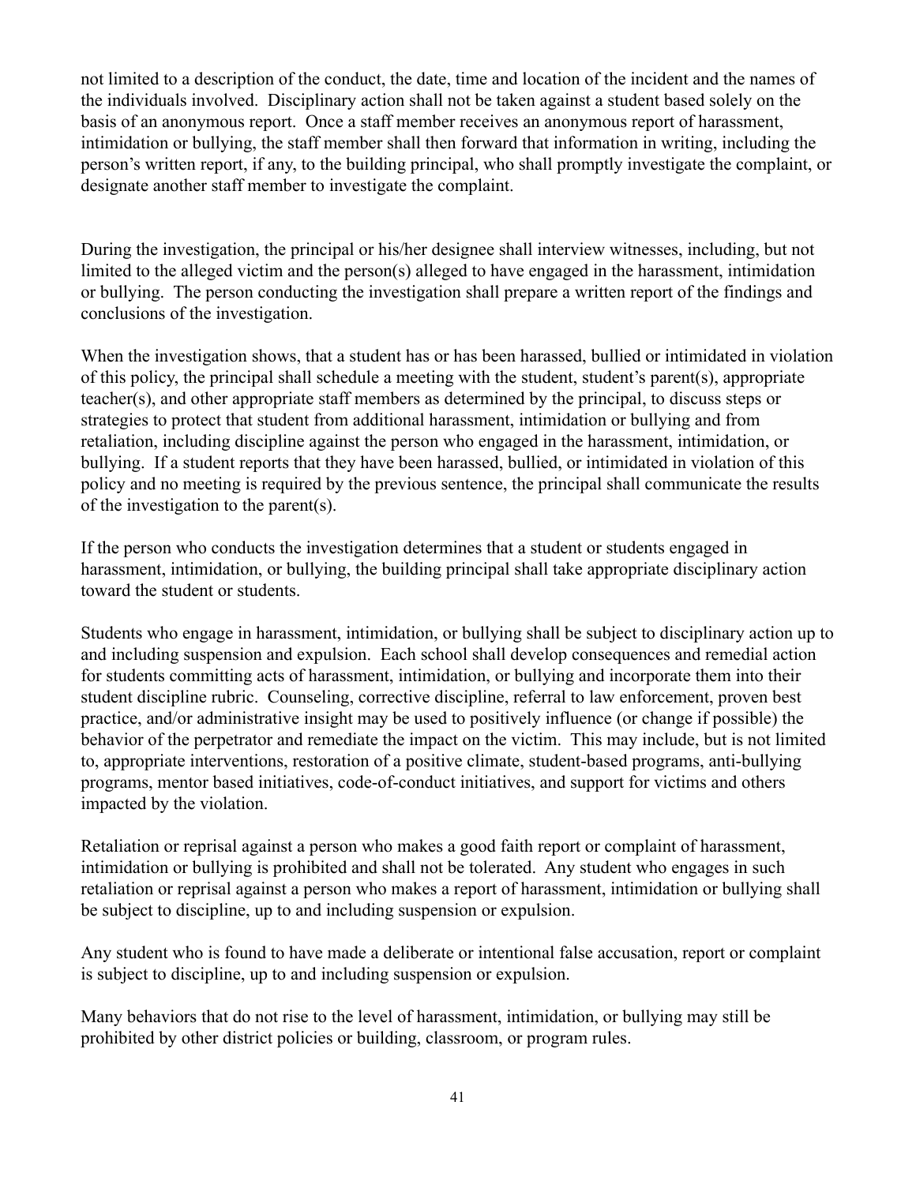not limited to a description of the conduct, the date, time and location of the incident and the names of the individuals involved. Disciplinary action shall not be taken against a student based solely on the basis of an anonymous report. Once a staff member receives an anonymous report of harassment, intimidation or bullying, the staff member shall then forward that information in writing, including the person's written report, if any, to the building principal, who shall promptly investigate the complaint, or designate another staff member to investigate the complaint.

During the investigation, the principal or his/her designee shall interview witnesses, including, but not limited to the alleged victim and the person(s) alleged to have engaged in the harassment, intimidation or bullying. The person conducting the investigation shall prepare a written report of the findings and conclusions of the investigation.

When the investigation shows, that a student has or has been harassed, bullied or intimidated in violation of this policy, the principal shall schedule a meeting with the student, student's parent(s), appropriate teacher(s), and other appropriate staff members as determined by the principal, to discuss steps or strategies to protect that student from additional harassment, intimidation or bullying and from retaliation, including discipline against the person who engaged in the harassment, intimidation, or bullying. If a student reports that they have been harassed, bullied, or intimidated in violation of this policy and no meeting is required by the previous sentence, the principal shall communicate the results of the investigation to the parent(s).

If the person who conducts the investigation determines that a student or students engaged in harassment, intimidation, or bullying, the building principal shall take appropriate disciplinary action toward the student or students.

Students who engage in harassment, intimidation, or bullying shall be subject to disciplinary action up to and including suspension and expulsion. Each school shall develop consequences and remedial action for students committing acts of harassment, intimidation, or bullying and incorporate them into their student discipline rubric. Counseling, corrective discipline, referral to law enforcement, proven best practice, and/or administrative insight may be used to positively influence (or change if possible) the behavior of the perpetrator and remediate the impact on the victim. This may include, but is not limited to, appropriate interventions, restoration of a positive climate, student-based programs, anti-bullying programs, mentor based initiatives, code-of-conduct initiatives, and support for victims and others impacted by the violation.

Retaliation or reprisal against a person who makes a good faith report or complaint of harassment, intimidation or bullying is prohibited and shall not be tolerated. Any student who engages in such retaliation or reprisal against a person who makes a report of harassment, intimidation or bullying shall be subject to discipline, up to and including suspension or expulsion.

Any student who is found to have made a deliberate or intentional false accusation, report or complaint is subject to discipline, up to and including suspension or expulsion.

Many behaviors that do not rise to the level of harassment, intimidation, or bullying may still be prohibited by other district policies or building, classroom, or program rules.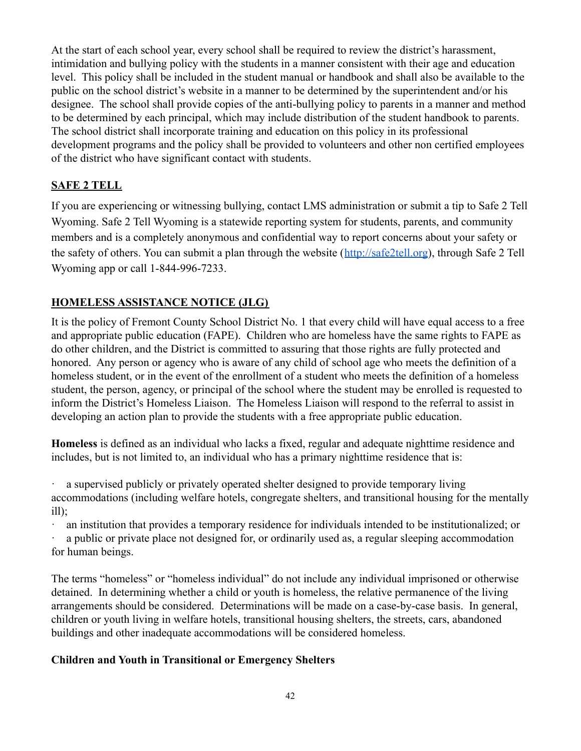At the start of each school year, every school shall be required to review the district's harassment, intimidation and bullying policy with the students in a manner consistent with their age and education level. This policy shall be included in the student manual or handbook and shall also be available to the public on the school district's website in a manner to be determined by the superintendent and/or his designee. The school shall provide copies of the anti-bullying policy to parents in a manner and method to be determined by each principal, which may include distribution of the student handbook to parents. The school district shall incorporate training and education on this policy in its professional development programs and the policy shall be provided to volunteers and other non certified employees of the district who have significant contact with students.

## SAFE 2 TELL

If you are experiencing or witnessing bullying, contact LMS administration or submit a tip to Safe 2 Tell Wyoming. Safe 2 Tell Wyoming is a statewide reporting system for students, parents, and community members and is a completely anonymous and confidential way to report concerns about your safety or the safety of others. You can submit a plan through the website ([http://safe2tell.org](http://safe2tell.org)), through Safe 2 Tell Wyoming app or call 1-844-996-7233.

## HOMELESS ASSISTANCE NOTICE (JLG)

It is the policy of Fremont County School District No. 1 that every child will have equal access to a free and appropriate public education (FAPE). Children who are homeless have the same rights to FAPE as do other children, and the District is committed to assuring that those rights are fully protected and honored. Any person or agency who is aware of any child of school age who meets the definition of a homeless student, or in the event of the enrollment of a student who meets the definition of a homeless student, the person, agency, or principal of the school where the student may be enrolled is requested to inform the District's Homeless Liaison. The Homeless Liaison will respond to the referral to assist in developing an action plan to provide the students with a free appropriate public education.

**Homeless** is defined as an individual who lacks a fixed, regular and adequate nighttime residence and includes, but is not limited to, an individual who has a primary nighttime residence that is:

- a supervised publicly or privately operated shelter designed to provide temporary living accommodations (including welfare hotels, congregate shelters, and transitional housing for the mentally ill);
- an institution that provides a temporary residence for individuals intended to be institutionalized; or
- a public or private place not designed for, or ordinarily used as, a regular sleeping accommodation for human beings.

The terms "homeless" or "homeless individual" do not include any individual imprisoned or otherwise detained. In determining whether a child or youth is homeless, the relative permanence of the living arrangements should be considered. Determinations will be made on a case-by-case basis. In general, children or youth living in welfare hotels, transitional housing shelters, the streets, cars, abandoned buildings and other inadequate accommodations will be considered homeless.

### Children and Youth in Transitional or Emergency Shelters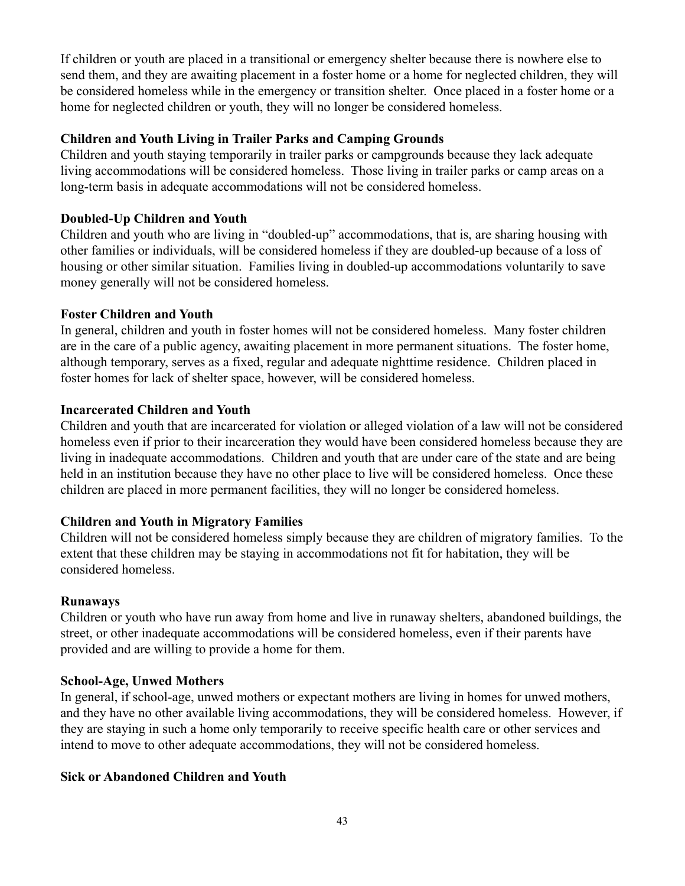If children or youth are placed in a transitional or emergency shelter because there is nowhere else to send them, and they are awaiting placement in a foster home or a home for neglected children, they will be considered homeless while in the emergency or transition shelter. Once placed in a foster home or a home for neglected children or youth, they will no longer be considered homeless.

**Children and Youth Living in Trailer Parks and Camping Grounds**

Children and youth staying temporarily in trailer parks or campgrounds because they lack adequate living accommodations will be considered homeless. Those living in trailer parks or camp areas on a long-term basis in adequate accommodations will not be considered homeless.

**Doubled-Up Children and Youth**

Children and youth who are living in "doubled-up" accommodations, that is, are sharing housing with other families or individuals, will be considered homeless if they are doubled-up because of a loss of housing or other similar situation. Families living in doubled-up accommodations voluntarily to save money generally will not be considered homeless.

**Foster Children and Youth**

In general, children and youth in foster homes will not be considered homeless. Many foster children are in the care of a public agency, awaiting placement in more permanent situations. The foster home, although temporary, serves as a fixed, regular and adequate nighttime residence. Children placed in foster homes for lack of shelter space, however, will be considered homeless.

**Incarcerated Children and Youth**

Children and youth that are incarcerated for violation or alleged violation of a law will not be considered homeless even if prior to their incarceration they would have been considered homeless because they are living in inadequate accommodations. Children and youth that are under care of the state and are being held in an institution because they have no other place to live will be considered homeless. Once these children are placed in more permanent facilities, they will no longer be considered homeless.

**Children and Youth in Migratory Families**

Children will not be considered homeless simply because they are children of migratory families. To the extent that these children may be staying in accommodations not fit for habitation, they will be considered homeless.

**Runaways**

Children or youth who have run away from home and live in runaway shelters, abandoned buildings, the street, or other inadequate accommodations will be considered homeless, even if their parents have provided and are willing to provide a home for them.

**School-Age, Unwed Mothers**

In general, if school-age, unwed mothers or expectant mothers are living in homes for unwed mothers, and they have no other available living accommodations, they will be considered homeless. However, if they are staying in such a home only temporarily to receive specific health care or other services and intend to move to other adequate accommodations, they will not be considered homeless.

**Sick or Abandoned Children and Youth**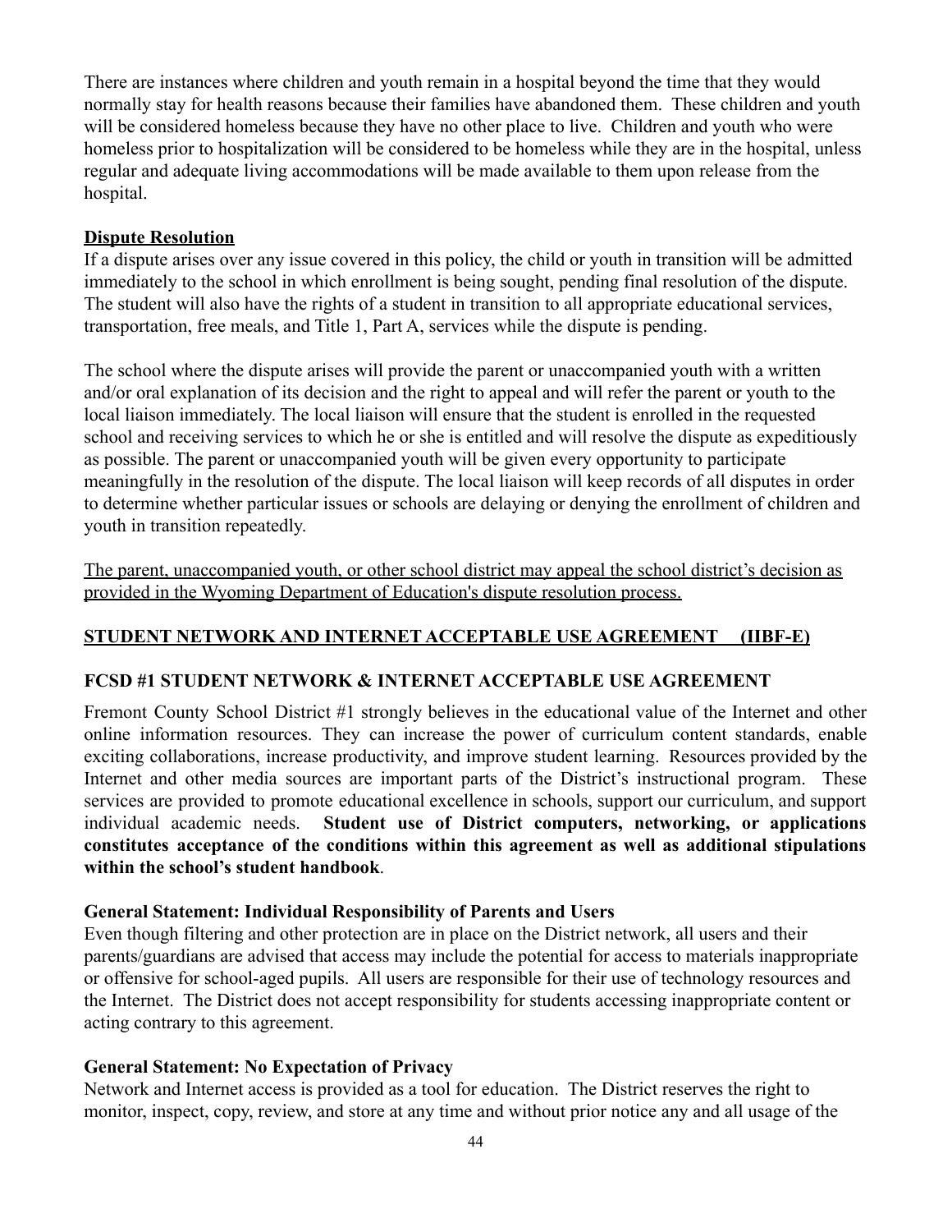There are instances where children and youth remain in a hospital beyond the time that they would normally stay for health reasons because their families have abandoned them. These children and youth will be considered homeless because they have no other place to live. Children and youth who were homeless prior to hospitalization will be considered to be homeless while they are in the hospital, unless regular and adequate living accommodations will be made available to them upon release from the hospital.

**Dispute Resolution**

If a dispute arises over any issue covered in this policy, the child or youth in transition will be admitted immediately to the school in which enrollment is being sought, pending final resolution of the dispute. The student will also have the rights of a student in transition to all appropriate educational services, transportation, free meals, and Title 1, Part A, services while the dispute is pending.

The school where the dispute arises will provide the parent or unaccompanied youth with a written and/or oral explanation of its decision and the right to appeal and will refer the parent or youth to the local liaison immediately. The local liaison will ensure that the student is enrolled in the requested school and receiving services to which he or she is entitled and will resolve the dispute as expeditiously as possible. The parent or unaccompanied youth will be given every opportunity to participate meaningfully in the resolution of the dispute. The local liaison will keep records of all disputes in order to determine whether particular issues or schools are delaying or denying the enrollment of children and youth in transition repeatedly.

The parent, unaccompanied youth, or other school district may appeal the school district's decision as provided in the Wyoming Department of Education's dispute resolution process.

## STUDENT NETWORK AND INTERNET ACCEPTABLE USE AGREEMENT (IIBF-E)

### FCSD #1 STUDENT NETWORK & INTERNET ACCEPTABLE USE AGREEMENT

Fremont County School District #1 strongly believes in the educational value of the Internet and other online information resources. They can increase the power of curriculum content standards, enable exciting collaborations, increase productivity, and improve student learning. Resources provided by the Internet and other media sources are important parts of the District's instructional program. These services are provided to promote educational excellence in schools, support our curriculum, and support individual academic needs. **Student use of District computers, networking, or applications constitutes acceptance of the conditions within this agreement as well as additional stipulations within the school's student handbook**.

**General Statement: Individual Responsibility of Parents and Users**

Even though filtering and other protection are in place on the District network, all users and their parents/guardians are advised that access may include the potential for access to materials inappropriate or offensive for school-aged pupils. All users are responsible for their use of technology resources and the Internet. The District does not accept responsibility for students accessing inappropriate content or acting contrary to this agreement.

**General Statement: No Expectation of Privacy**

Network and Internet access is provided as a tool for education. The District reserves the right to monitor, inspect, copy, review, and store at any time and without prior notice any and all usage of the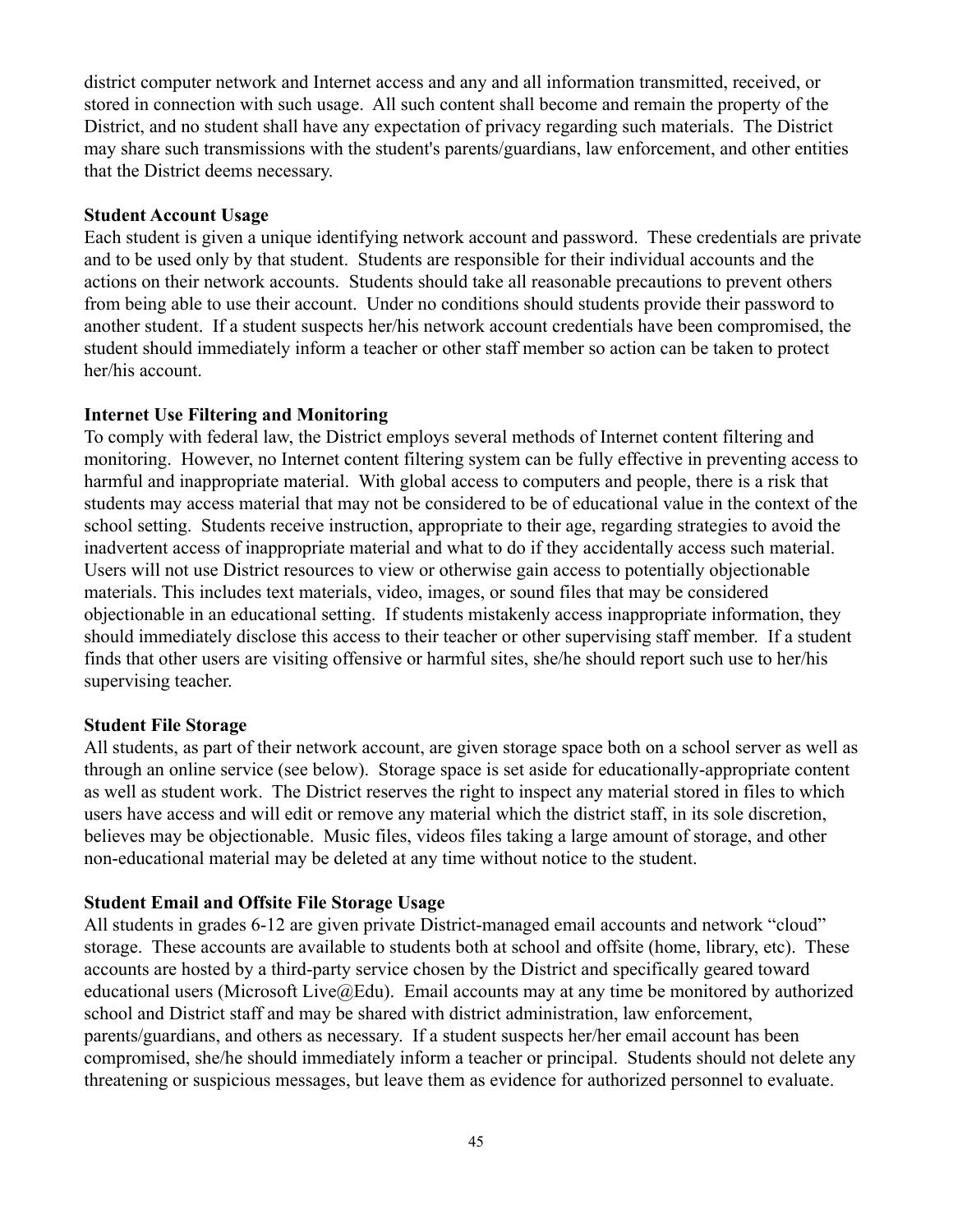district computer network and Internet access and any and all information transmitted, received, or stored in connection with such usage. All such content shall become and remain the property of the District, and no student shall have any expectation of privacy regarding such materials. The District may share such transmissions with the student's parents/guardians, law enforcement, and other entities that the District deems necessary.

**Student Account Usage**

Each student is given a unique identifying network account and password. These credentials are private and to be used only by that student. Students are responsible for their individual accounts and the actions on their network accounts. Students should take all reasonable precautions to prevent others from being able to use their account. Under no conditions should students provide their password to another student. If a student suspects her/his network account credentials have been compromised, the student should immediately inform a teacher or other staff member so action can be taken to protect her/his account.

**Internet Use Filtering and Monitoring**

To comply with federal law, the District employs several methods of Internet content filtering and monitoring. However, no Internet content filtering system can be fully effective in preventing access to harmful and inappropriate material. With global access to computers and people, there is a risk that students may access material that may not be considered to be of educational value in the context of the school setting. Students receive instruction, appropriate to their age, regarding strategies to avoid the inadvertent access of inappropriate material and what to do if they accidentally access such material. Users will not use District resources to view or otherwise gain access to potentially objectionable materials. This includes text materials, video, images, or sound files that may be considered objectionable in an educational setting. If students mistakenly access inappropriate information, they should immediately disclose this access to their teacher or other supervising staff member. If a student finds that other users are visiting offensive or harmful sites, she/he should report such use to her/his supervising teacher.

**Student File Storage**

All students, as part of their network account, are given storage space both on a school server as well as through an online service (see below). Storage space is set aside for educationally-appropriate content as well as student work. The District reserves the right to inspect any material stored in files to which users have access and will edit or remove any material which the district staff, in its sole discretion, believes may be objectionable. Music files, videos files taking a large amount of storage, and other non-educational material may be deleted at any time without notice to the student.

**Student Email and Offsite File Storage Usage**

All students in grades 6-12 are given private District-managed email accounts and network "cloud" storage. These accounts are available to students both at school and offsite (home, library, etc). These accounts are hosted by a third-party service chosen by the District and specifically geared toward educational users (Microsoft Live@Edu). Email accounts may at any time be monitored by authorized school and District staff and may be shared with district administration, law enforcement, parents/guardians, and others as necessary. If a student suspects her/her email account has been compromised, she/he should immediately inform a teacher or principal. Students should not delete any threatening or suspicious messages, but leave them as evidence for authorized personnel to evaluate.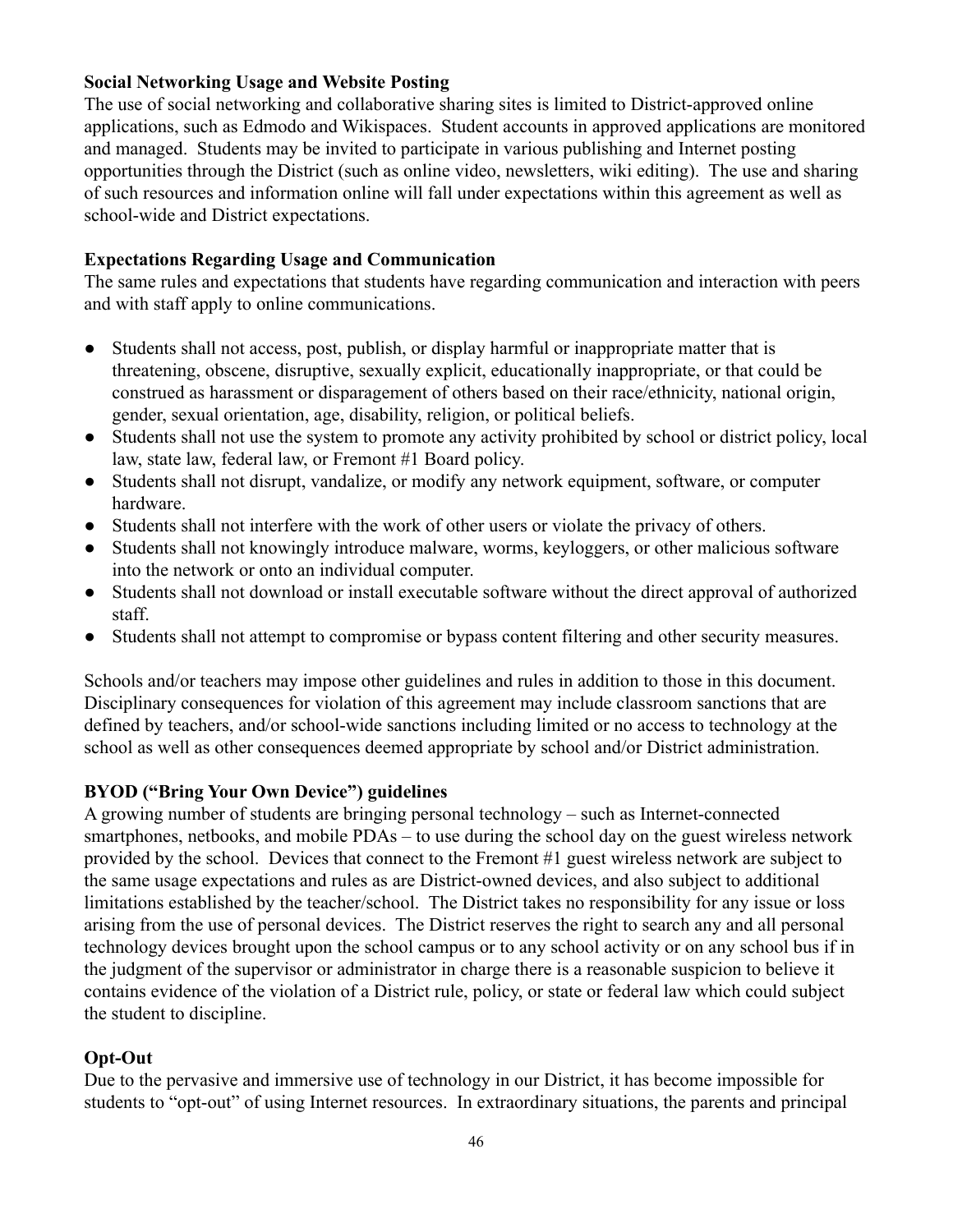**Social Networking Usage and Website Posting**

The use of social networking and collaborative sharing sites is limited to District-approved online applications, such as Edmodo and Wikispaces. Student accounts in approved applications are monitored and managed. Students may be invited to participate in various publishing and Internet posting opportunities through the District (such as online video, newsletters, wiki editing). The use and sharing of such resources and information online will fall under expectations within this agreement as well as school-wide and District expectations.

**Expectations Regarding Usage and Communication**

The same rules and expectations that students have regarding communication and interaction with peers and with staff apply to online communications.

- Students shall not access, post, publish, or display harmful or inappropriate matter that is threatening, obscene, disruptive, sexually explicit, educationally inappropriate, or that could be construed as harassment or disparagement of others based on their race/ethnicity, national origin, gender, sexual orientation, age, disability, religion, or political beliefs.
- Students shall not use the system to promote any activity prohibited by school or district policy, local law, state law, federal law, or Fremont #1 Board policy.
- Students shall not disrupt, vandalize, or modify any network equipment, software, or computer hardware.
- Students shall not interfere with the work of other users or violate the privacy of others.
- Students shall not knowingly introduce malware, worms, keyloggers, or other malicious software into the network or onto an individual computer.
- Students shall not download or install executable software without the direct approval of authorized staff.
- Students shall not attempt to compromise or bypass content filtering and other security measures.

Schools and/or teachers may impose other guidelines and rules in addition to those in this document. Disciplinary consequences for violation of this agreement may include classroom sanctions that are defined by teachers, and/or school-wide sanctions including limited or no access to technology at the school as well as other consequences deemed appropriate by school and/or District administration.

**BYOD ("Bring Your Own Device") guidelines**

A growing number of students are bringing personal technology – such as Internet-connected smartphones, netbooks, and mobile PDAs – to use during the school day on the guest wireless network provided by the school. Devices that connect to the Fremont #1 guest wireless network are subject to the same usage expectations and rules as are District-owned devices, and also subject to additional limitations established by the teacher/school. The District takes no responsibility for any issue or loss arising from the use of personal devices. The District reserves the right to search any and all personal technology devices brought upon the school campus or to any school activity or on any school bus if in the judgment of the supervisor or administrator in charge there is a reasonable suspicion to believe it contains evidence of the violation of a District rule, policy, or state or federal law which could subject the student to discipline.

**Opt-Out**

Due to the pervasive and immersive use of technology in our District, it has become impossible for students to "opt-out" of using Internet resources. In extraordinary situations, the parents and principal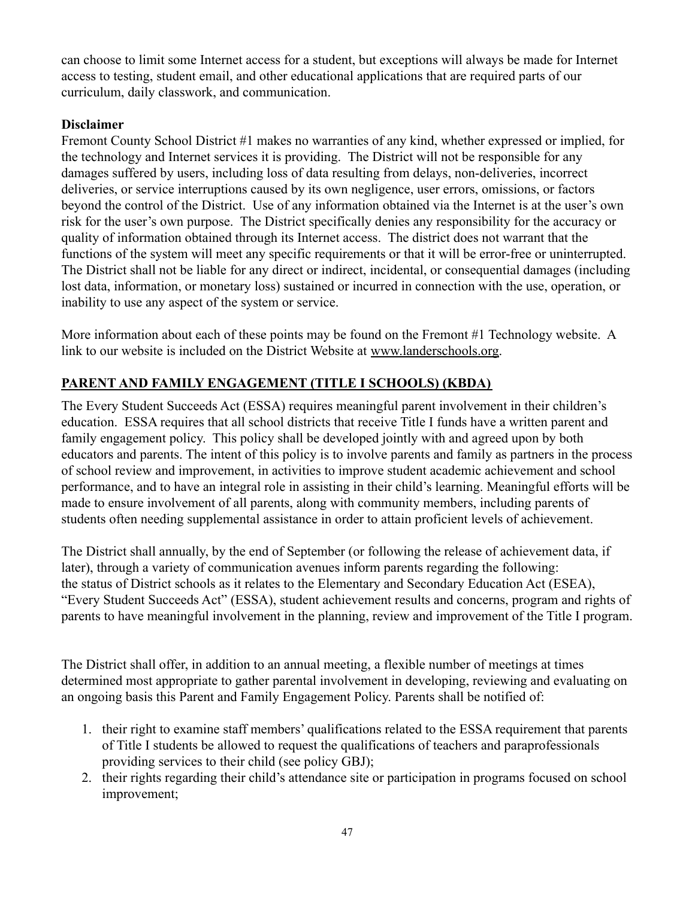can choose to limit some Internet access for a student, but exceptions will always be made for Internet access to testing, student email, and other educational applications that are required parts of our curriculum, daily classwork, and communication.

**Disclaimer**

Fremont County School District #1 makes no warranties of any kind, whether expressed or implied, for the technology and Internet services it is providing. The District will not be responsible for any damages suffered by users, including loss of data resulting from delays, non-deliveries, incorrect deliveries, or service interruptions caused by its own negligence, user errors, omissions, or factors beyond the control of the District. Use of any information obtained via the Internet is at the user's own risk for the user's own purpose. The District specifically denies any responsibility for the accuracy or quality of information obtained through its Internet access. The district does not warrant that the functions of the system will meet any specific requirements or that it will be error-free or uninterrupted. The District shall not be liable for any direct or indirect, incidental, or consequential damages (including lost data, information, or monetary loss) sustained or incurred in connection with the use, operation, or inability to use any aspect of the system or service.

More information about each of these points may be found on the Fremont #1 Technology website. A link to our website is included on the District Website at www.landerschools.org.

## PARENT AND FAMILY ENGAGEMENT (TITLE I SCHOOLS) (KBDA)

The Every Student Succeeds Act (ESSA) requires meaningful parent involvement in their children's education. ESSA requires that all school districts that receive Title I funds have a written parent and family engagement policy. This policy shall be developed jointly with and agreed upon by both educators and parents. The intent of this policy is to involve parents and family as partners in the process of school review and improvement, in activities to improve student academic achievement and school performance, and to have an integral role in assisting in their child's learning. Meaningful efforts will be made to ensure involvement of all parents, along with community members, including parents of students often needing supplemental assistance in order to attain proficient levels of achievement.

The District shall annually, by the end of September (or following the release of achievement data, if later), through a variety of communication avenues inform parents regarding the following: the status of District schools as it relates to the Elementary and Secondary Education Act (ESEA), "Every Student Succeeds Act" (ESSA), student achievement results and concerns, program and rights of parents to have meaningful involvement in the planning, review and improvement of the Title I program.

The District shall offer, in addition to an annual meeting, a flexible number of meetings at times determined most appropriate to gather parental involvement in developing, reviewing and evaluating on an ongoing basis this Parent and Family Engagement Policy. Parents shall be notified of:

1. their right to examine staff members' qualifications related to the ESSA requirement that parents of Title I students be allowed to request the qualifications of teachers and paraprofessionals providing services to their child (see policy GBJ);
2. their rights regarding their child's attendance site or participation in programs focused on school improvement;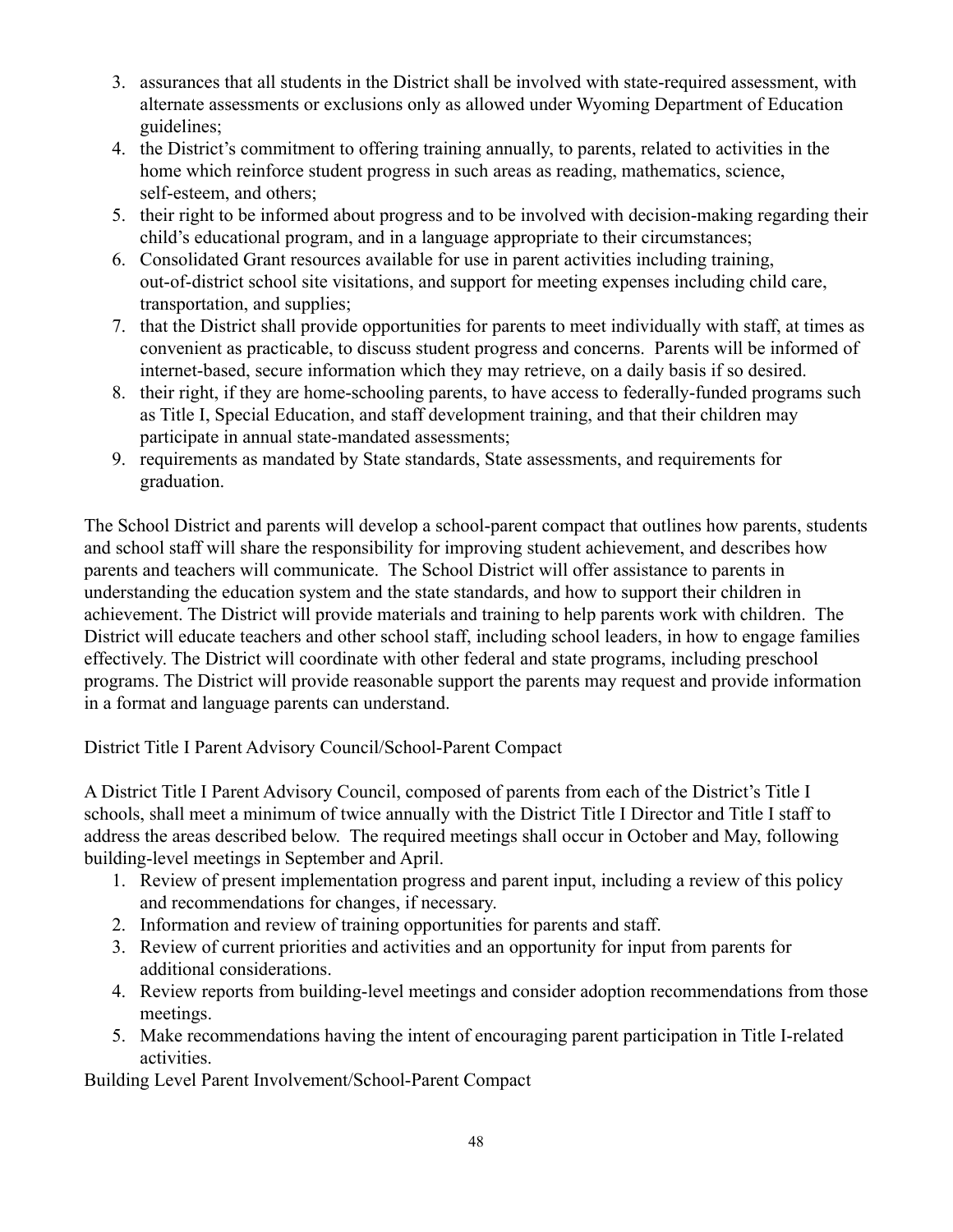3. assurances that all students in the District shall be involved with state-required assessment, with alternate assessments or exclusions only as allowed under Wyoming Department of Education guidelines;
4. the District's commitment to offering training annually, to parents, related to activities in the home which reinforce student progress in such areas as reading, mathematics, science, self-esteem, and others;
5. their right to be informed about progress and to be involved with decision-making regarding their child's educational program, and in a language appropriate to their circumstances;
6. Consolidated Grant resources available for use in parent activities including training, out-of-district school site visitations, and support for meeting expenses including child care, transportation, and supplies;
7. that the District shall provide opportunities for parents to meet individually with staff, at times as convenient as practicable, to discuss student progress and concerns. Parents will be informed of internet-based, secure information which they may retrieve, on a daily basis if so desired.
8. their right, if they are home-schooling parents, to have access to federally-funded programs such as Title I, Special Education, and staff development training, and that their children may participate in annual state-mandated assessments;
9. requirements as mandated by State standards, State assessments, and requirements for graduation.

The School District and parents will develop a school-parent compact that outlines how parents, students and school staff will share the responsibility for improving student achievement, and describes how parents and teachers will communicate. The School District will offer assistance to parents in understanding the education system and the state standards, and how to support their children in achievement. The District will provide materials and training to help parents work with children. The District will educate teachers and other school staff, including school leaders, in how to engage families effectively. The District will coordinate with other federal and state programs, including preschool programs. The District will provide reasonable support the parents may request and provide information in a format and language parents can understand.

District Title I Parent Advisory Council/School-Parent Compact

A District Title I Parent Advisory Council, composed of parents from each of the District's Title I schools, shall meet a minimum of twice annually with the District Title I Director and Title I staff to address the areas described below. The required meetings shall occur in October and May, following building-level meetings in September and April.

1. Review of present implementation progress and parent input, including a review of this policy and recommendations for changes, if necessary.
2. Information and review of training opportunities for parents and staff.
3. Review of current priorities and activities and an opportunity for input from parents for additional considerations.
4. Review reports from building-level meetings and consider adoption recommendations from those meetings.
5. Make recommendations having the intent of encouraging parent participation in Title I-related activities.

Building Level Parent Involvement/School-Parent Compact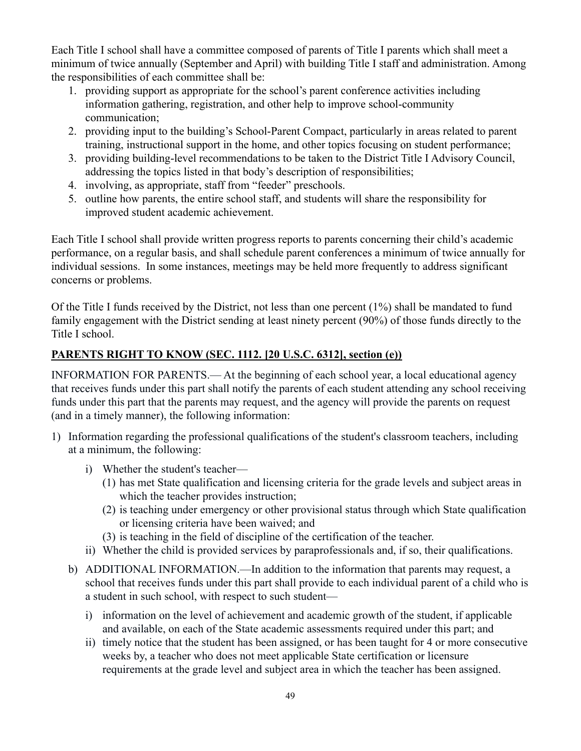Each Title I school shall have a committee composed of parents of Title I parents which shall meet a minimum of twice annually (September and April) with building Title I staff and administration. Among the responsibilities of each committee shall be:

1. providing support as appropriate for the school's parent conference activities including information gathering, registration, and other help to improve school-community communication;
2. providing input to the building's School-Parent Compact, particularly in areas related to parent training, instructional support in the home, and other topics focusing on student performance;
3. providing building-level recommendations to be taken to the District Title I Advisory Council, addressing the topics listed in that body's description of responsibilities;
4. involving, as appropriate, staff from "feeder" preschools.
5. outline how parents, the entire school staff, and students will share the responsibility for improved student academic achievement.

Each Title I school shall provide written progress reports to parents concerning their child's academic performance, on a regular basis, and shall schedule parent conferences a minimum of twice annually for individual sessions. In some instances, meetings may be held more frequently to address significant concerns or problems.

Of the Title I funds received by the District, not less than one percent (1%) shall be mandated to fund family engagement with the District sending at least ninety percent (90%) of those funds directly to the Title I school.

**PARENTS RIGHT TO KNOW (SEC. 1112. [20 U.S.C. 6312], section (e))**

INFORMATION FOR PARENTS.— At the beginning of each school year, a local educational agency that receives funds under this part shall notify the parents of each student attending any school receiving funds under this part that the parents may request, and the agency will provide the parents on request (and in a timely manner), the following information:

1) Information regarding the professional qualifications of the student's classroom teachers, including at a minimum, the following:
   - i) Whether the student's teacher—
     - (1) has met State qualification and licensing criteria for the grade levels and subject areas in which the teacher provides instruction;
     - (2) is teaching under emergency or other provisional status through which State qualification or licensing criteria have been waived; and
     - (3) is teaching in the field of discipline of the certification of the teacher.
   - ii) Whether the child is provided services by paraprofessionals and, if so, their qualifications.

   b) ADDITIONAL INFORMATION.—In addition to the information that parents may request, a school that receives funds under this part shall provide to each individual parent of a child who is a student in such school, with respect to such student—
   - i) information on the level of achievement and academic growth of the student, if applicable and available, on each of the State academic assessments required under this part; and
   - ii) timely notice that the student has been assigned, or has been taught for 4 or more consecutive weeks by, a teacher who does not meet applicable State certification or licensure requirements at the grade level and subject area in which the teacher has been assigned.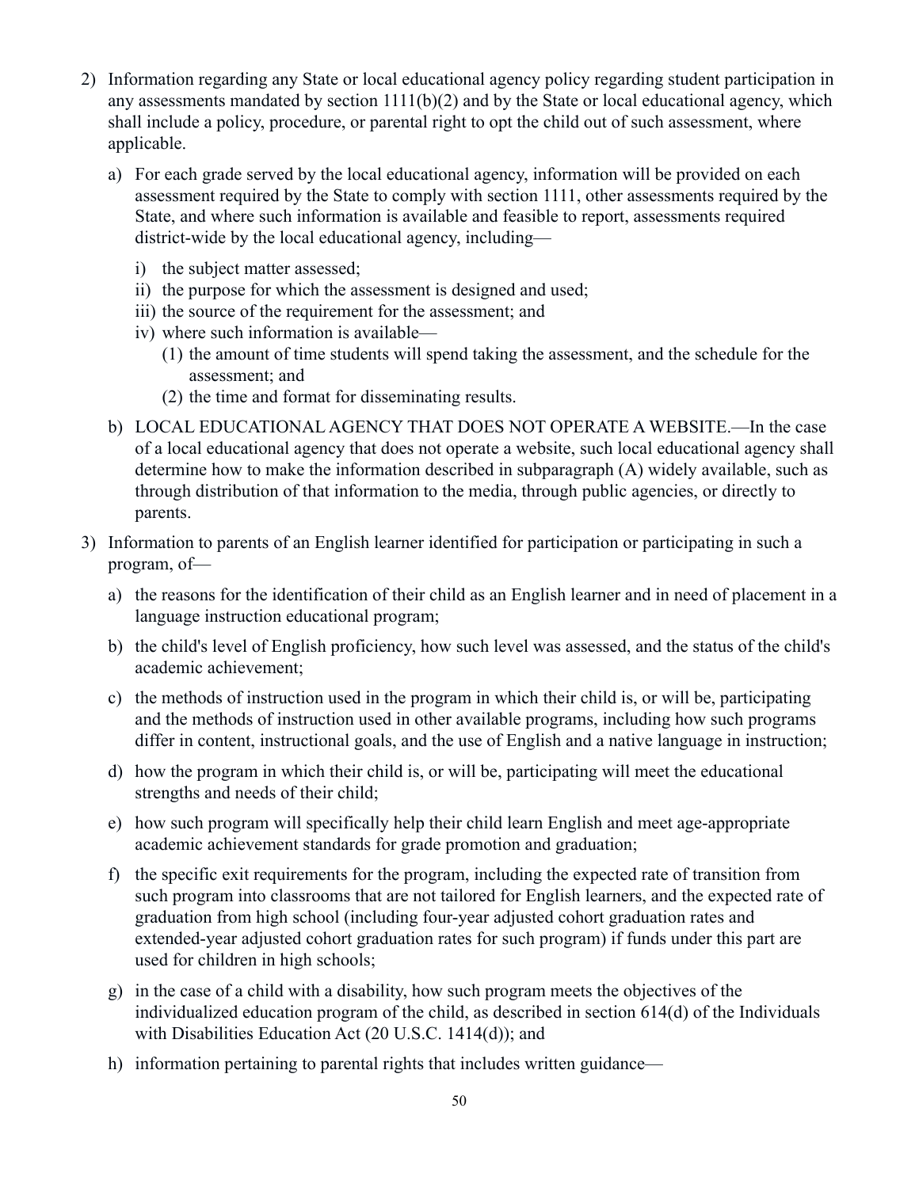2) Information regarding any State or local educational agency policy regarding student participation in any assessments mandated by section 1111(b)(2) and by the State or local educational agency, which shall include a policy, procedure, or parental right to opt the child out of such assessment, where applicable.

   a) For each grade served by the local educational agency, information will be provided on each assessment required by the State to comply with section 1111, other assessments required by the State, and where such information is available and feasible to report, assessments required district-wide by the local educational agency, including—

      i) the subject matter assessed;

      ii) the purpose for which the assessment is designed and used;

      iii) the source of the requirement for the assessment; and

      iv) where such information is available—

         (1) the amount of time students will spend taking the assessment, and the schedule for the assessment; and

         (2) the time and format for disseminating results.

   b) LOCAL EDUCATIONAL AGENCY THAT DOES NOT OPERATE A WEBSITE.—In the case of a local educational agency that does not operate a website, such local educational agency shall determine how to make the information described in subparagraph (A) widely available, such as through distribution of that information to the media, through public agencies, or directly to parents.

3) Information to parents of an English learner identified for participation or participating in such a program, of—

   a) the reasons for the identification of their child as an English learner and in need of placement in a language instruction educational program;

   b) the child's level of English proficiency, how such level was assessed, and the status of the child's academic achievement;

   c) the methods of instruction used in the program in which their child is, or will be, participating and the methods of instruction used in other available programs, including how such programs differ in content, instructional goals, and the use of English and a native language in instruction;

   d) how the program in which their child is, or will be, participating will meet the educational strengths and needs of their child;

   e) how such program will specifically help their child learn English and meet age-appropriate academic achievement standards for grade promotion and graduation;

   f) the specific exit requirements for the program, including the expected rate of transition from such program into classrooms that are not tailored for English learners, and the expected rate of graduation from high school (including four-year adjusted cohort graduation rates and extended-year adjusted cohort graduation rates for such program) if funds under this part are used for children in high schools;

   g) in the case of a child with a disability, how such program meets the objectives of the individualized education program of the child, as described in section 614(d) of the Individuals with Disabilities Education Act (20 U.S.C. 1414(d)); and

   h) information pertaining to parental rights that includes written guidance—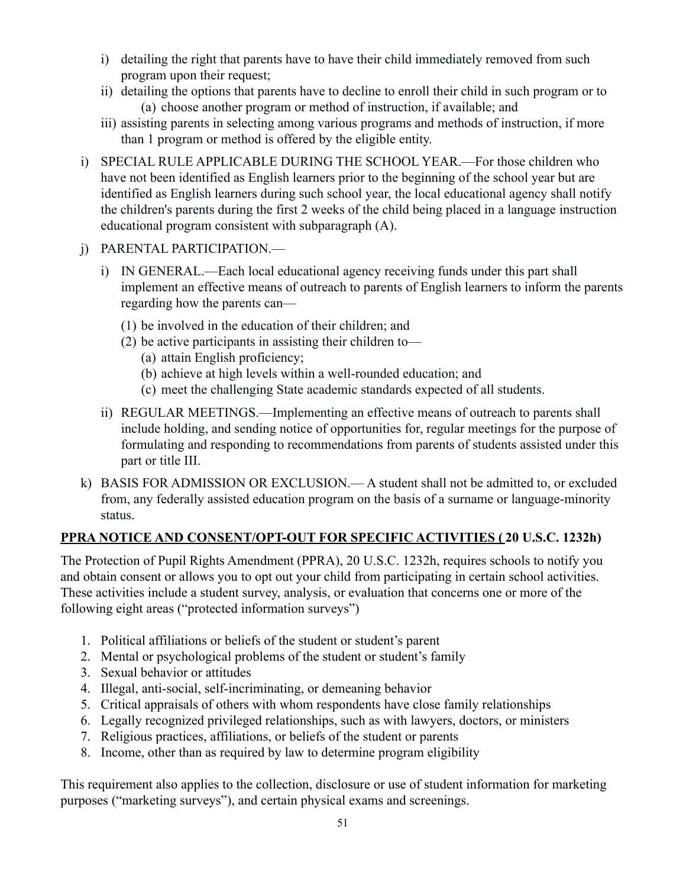- i) detailing the right that parents have to have their child immediately removed from such program upon their request;
- ii) detailing the options that parents have to decline to enroll their child in such program or to
  - (a) choose another program or method of instruction, if available; and
- iii) assisting parents in selecting among various programs and methods of instruction, if more than 1 program or method is offered by the eligible entity.

i) SPECIAL RULE APPLICABLE DURING THE SCHOOL YEAR.—For those children who have not been identified as English learners prior to the beginning of the school year but are identified as English learners during such school year, the local educational agency shall notify the children's parents during the first 2 weeks of the child being placed in a language instruction educational program consistent with subparagraph (A).

j) PARENTAL PARTICIPATION.—

- i) IN GENERAL.—Each local educational agency receiving funds under this part shall implement an effective means of outreach to parents of English learners to inform the parents regarding how the parents can—
  - (1) be involved in the education of their children; and
  - (2) be active participants in assisting their children to—
    - (a) attain English proficiency;
    - (b) achieve at high levels within a well-rounded education; and
    - (c) meet the challenging State academic standards expected of all students.
- ii) REGULAR MEETINGS.—Implementing an effective means of outreach to parents shall include holding, and sending notice of opportunities for, regular meetings for the purpose of formulating and responding to recommendations from parents of students assisted under this part or title III.

k) BASIS FOR ADMISSION OR EXCLUSION.— A student shall not be admitted to, or excluded from, any federally assisted education program on the basis of a surname or language-minority status.

**PPRA NOTICE AND CONSENT/OPT-OUT FOR SPECIFIC ACTIVITIES ( 20 U.S.C. 1232h)**

The Protection of Pupil Rights Amendment (PPRA), 20 U.S.C. 1232h, requires schools to notify you and obtain consent or allows you to opt out your child from participating in certain school activities. These activities include a student survey, analysis, or evaluation that concerns one or more of the following eight areas ("protected information surveys")

1. Political affiliations or beliefs of the student or student's parent
2. Mental or psychological problems of the student or student's family
3. Sexual behavior or attitudes
4. Illegal, anti-social, self-incriminating, or demeaning behavior
5. Critical appraisals of others with whom respondents have close family relationships
6. Legally recognized privileged relationships, such as with lawyers, doctors, or ministers
7. Religious practices, affiliations, or beliefs of the student or parents
8. Income, other than as required by law to determine program eligibility

This requirement also applies to the collection, disclosure or use of student information for marketing purposes ("marketing surveys"), and certain physical exams and screenings.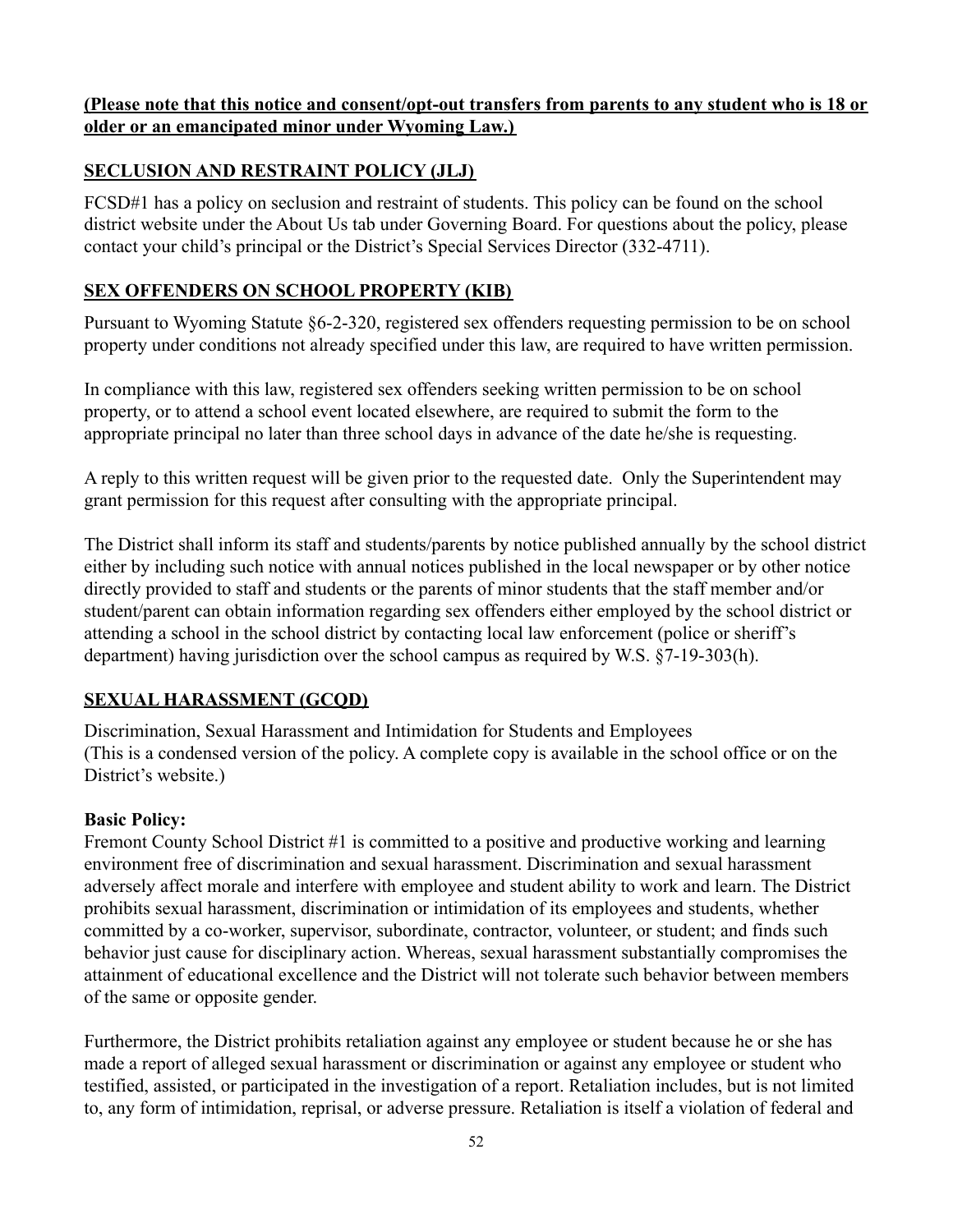**(Please note that this notice and consent/opt-out transfers from parents to any student who is 18 or older or an emancipated minor under Wyoming Law.)**

## SECLUSION AND RESTRAINT POLICY (JLJ)

FCSD#1 has a policy on seclusion and restraint of students. This policy can be found on the school district website under the About Us tab under Governing Board. For questions about the policy, please contact your child's principal or the District's Special Services Director (332-4711).

## SEX OFFENDERS ON SCHOOL PROPERTY (KIB)

Pursuant to Wyoming Statute §6-2-320, registered sex offenders requesting permission to be on school property under conditions not already specified under this law, are required to have written permission.

In compliance with this law, registered sex offenders seeking written permission to be on school property, or to attend a school event located elsewhere, are required to submit the form to the appropriate principal no later than three school days in advance of the date he/she is requesting.

A reply to this written request will be given prior to the requested date. Only the Superintendent may grant permission for this request after consulting with the appropriate principal.

The District shall inform its staff and students/parents by notice published annually by the school district either by including such notice with annual notices published in the local newspaper or by other notice directly provided to staff and students or the parents of minor students that the staff member and/or student/parent can obtain information regarding sex offenders either employed by the school district or attending a school in the school district by contacting local law enforcement (police or sheriff's department) having jurisdiction over the school campus as required by W.S. §7-19-303(h).

## SEXUAL HARASSMENT (GCQD)

Discrimination, Sexual Harassment and Intimidation for Students and Employees
(This is a condensed version of the policy. A complete copy is available in the school office or on the District's website.)

**Basic Policy:**
Fremont County School District #1 is committed to a positive and productive working and learning environment free of discrimination and sexual harassment. Discrimination and sexual harassment adversely affect morale and interfere with employee and student ability to work and learn. The District prohibits sexual harassment, discrimination or intimidation of its employees and students, whether committed by a co-worker, supervisor, subordinate, contractor, volunteer, or student; and finds such behavior just cause for disciplinary action. Whereas, sexual harassment substantially compromises the attainment of educational excellence and the District will not tolerate such behavior between members of the same or opposite gender.

Furthermore, the District prohibits retaliation against any employee or student because he or she has made a report of alleged sexual harassment or discrimination or against any employee or student who testified, assisted, or participated in the investigation of a report. Retaliation includes, but is not limited to, any form of intimidation, reprisal, or adverse pressure. Retaliation is itself a violation of federal and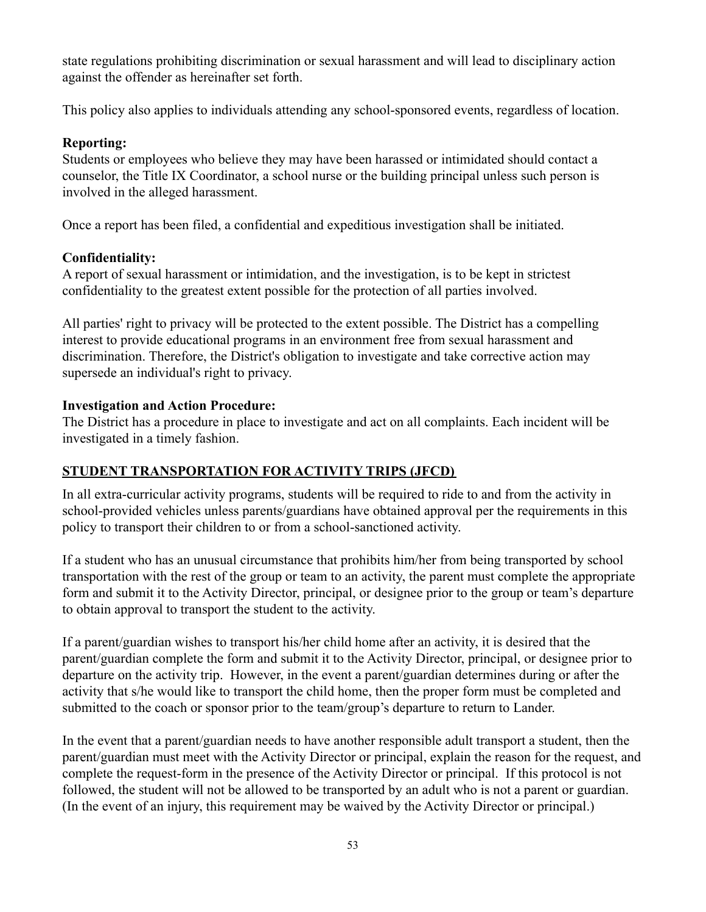state regulations prohibiting discrimination or sexual harassment and will lead to disciplinary action against the offender as hereinafter set forth.

This policy also applies to individuals attending any school-sponsored events, regardless of location.

**Reporting:**
Students or employees who believe they may have been harassed or intimidated should contact a counselor, the Title IX Coordinator, a school nurse or the building principal unless such person is involved in the alleged harassment.

Once a report has been filed, a confidential and expeditious investigation shall be initiated.

**Confidentiality:**
A report of sexual harassment or intimidation, and the investigation, is to be kept in strictest confidentiality to the greatest extent possible for the protection of all parties involved.

All parties' right to privacy will be protected to the extent possible. The District has a compelling interest to provide educational programs in an environment free from sexual harassment and discrimination. Therefore, the District's obligation to investigate and take corrective action may supersede an individual's right to privacy.

**Investigation and Action Procedure:**
The District has a procedure in place to investigate and act on all complaints. Each incident will be investigated in a timely fashion.

## STUDENT TRANSPORTATION FOR ACTIVITY TRIPS (JFCD)

In all extra-curricular activity programs, students will be required to ride to and from the activity in school-provided vehicles unless parents/guardians have obtained approval per the requirements in this policy to transport their children to or from a school-sanctioned activity.

If a student who has an unusual circumstance that prohibits him/her from being transported by school transportation with the rest of the group or team to an activity, the parent must complete the appropriate form and submit it to the Activity Director, principal, or designee prior to the group or team's departure to obtain approval to transport the student to the activity.

If a parent/guardian wishes to transport his/her child home after an activity, it is desired that the parent/guardian complete the form and submit it to the Activity Director, principal, or designee prior to departure on the activity trip. However, in the event a parent/guardian determines during or after the activity that s/he would like to transport the child home, then the proper form must be completed and submitted to the coach or sponsor prior to the team/group's departure to return to Lander.

In the event that a parent/guardian needs to have another responsible adult transport a student, then the parent/guardian must meet with the Activity Director or principal, explain the reason for the request, and complete the request-form in the presence of the Activity Director or principal. If this protocol is not followed, the student will not be allowed to be transported by an adult who is not a parent or guardian. (In the event of an injury, this requirement may be waived by the Activity Director or principal.)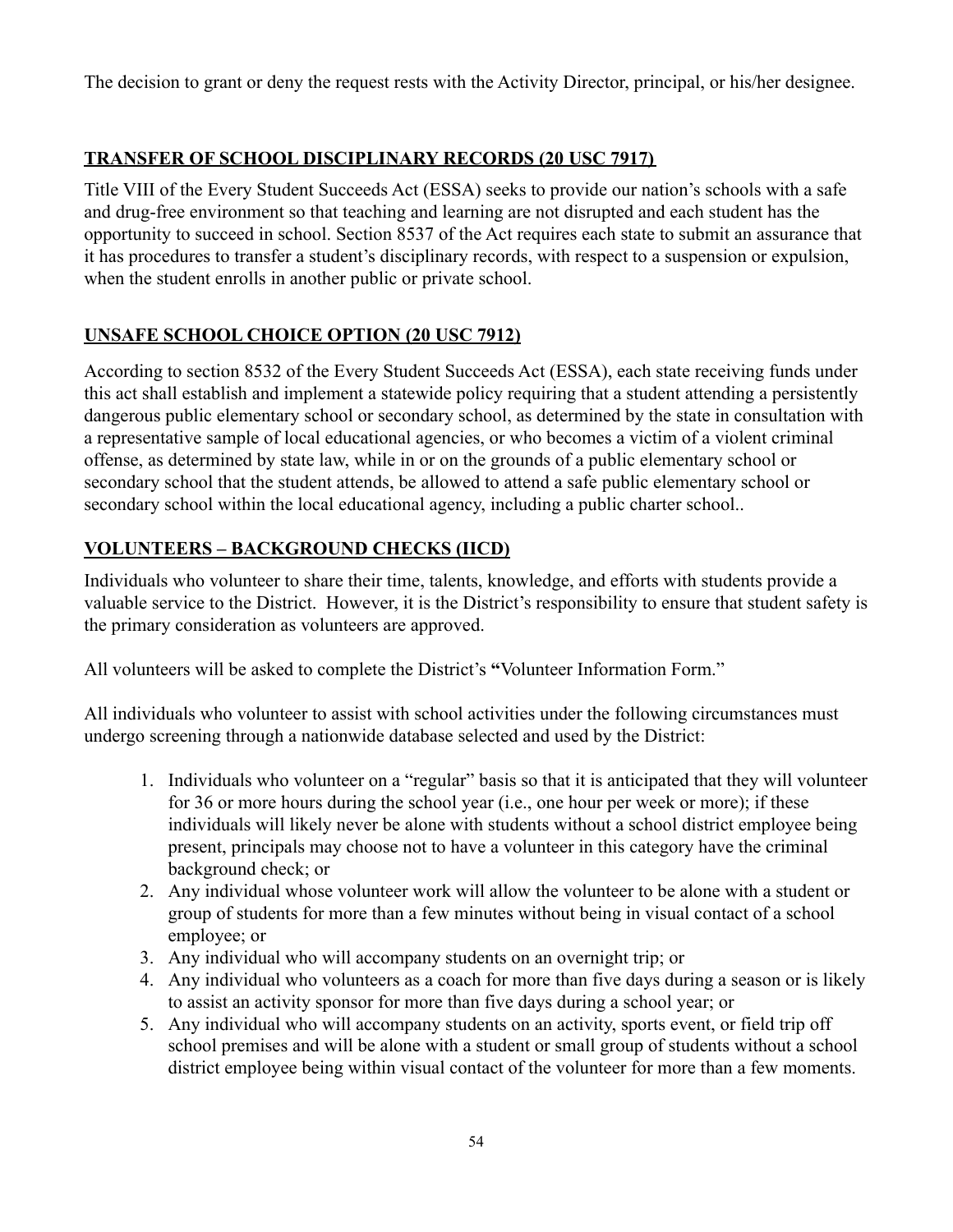The decision to grant or deny the request rests with the Activity Director, principal, or his/her designee.

## **TRANSFER OF SCHOOL DISCIPLINARY RECORDS (20 USC 7917)**

Title VIII of the Every Student Succeeds Act (ESSA) seeks to provide our nation's schools with a safe and drug-free environment so that teaching and learning are not disrupted and each student has the opportunity to succeed in school. Section 8537 of the Act requires each state to submit an assurance that it has procedures to transfer a student's disciplinary records, with respect to a suspension or expulsion, when the student enrolls in another public or private school.

## **UNSAFE SCHOOL CHOICE OPTION (20 USC 7912)**

According to section 8532 of the Every Student Succeeds Act (ESSA), each state receiving funds under this act shall establish and implement a statewide policy requiring that a student attending a persistently dangerous public elementary school or secondary school, as determined by the state in consultation with a representative sample of local educational agencies, or who becomes a victim of a violent criminal offense, as determined by state law, while in or on the grounds of a public elementary school or secondary school that the student attends, be allowed to attend a safe public elementary school or secondary school within the local educational agency, including a public charter school..

## **VOLUNTEERS – BACKGROUND CHECKS (IICD)**

Individuals who volunteer to share their time, talents, knowledge, and efforts with students provide a valuable service to the District. However, it is the District's responsibility to ensure that student safety is the primary consideration as volunteers are approved.

All volunteers will be asked to complete the District's **"**Volunteer Information Form."

All individuals who volunteer to assist with school activities under the following circumstances must undergo screening through a nationwide database selected and used by the District:

1. Individuals who volunteer on a "regular" basis so that it is anticipated that they will volunteer for 36 or more hours during the school year (i.e., one hour per week or more); if these individuals will likely never be alone with students without a school district employee being present, principals may choose not to have a volunteer in this category have the criminal background check; or
2. Any individual whose volunteer work will allow the volunteer to be alone with a student or group of students for more than a few minutes without being in visual contact of a school employee; or
3. Any individual who will accompany students on an overnight trip; or
4. Any individual who volunteers as a coach for more than five days during a season or is likely to assist an activity sponsor for more than five days during a school year; or
5. Any individual who will accompany students on an activity, sports event, or field trip off school premises and will be alone with a student or small group of students without a school district employee being within visual contact of the volunteer for more than a few moments.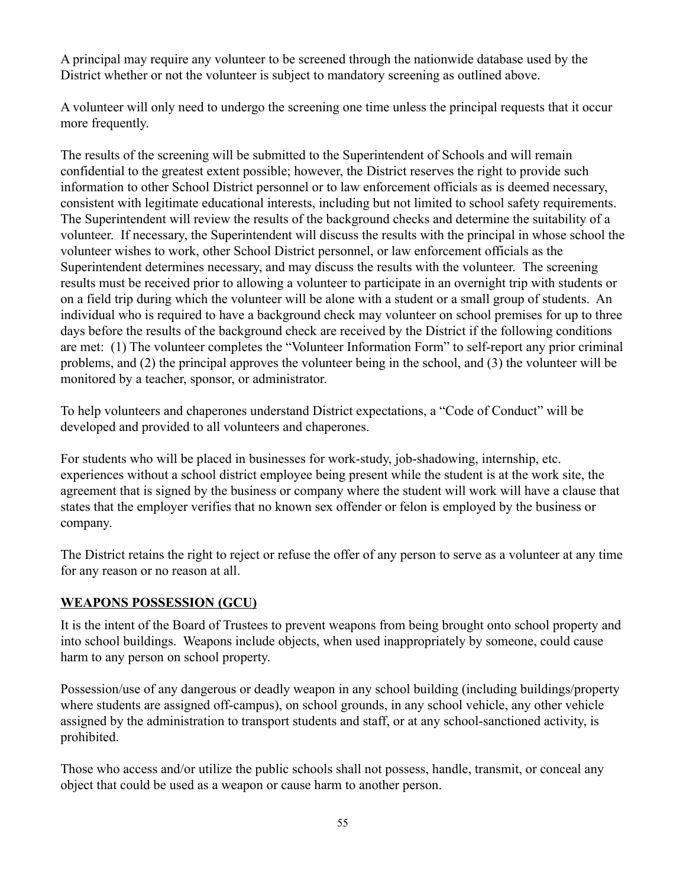A principal may require any volunteer to be screened through the nationwide database used by the District whether or not the volunteer is subject to mandatory screening as outlined above.

A volunteer will only need to undergo the screening one time unless the principal requests that it occur more frequently.

The results of the screening will be submitted to the Superintendent of Schools and will remain confidential to the greatest extent possible; however, the District reserves the right to provide such information to other School District personnel or to law enforcement officials as is deemed necessary, consistent with legitimate educational interests, including but not limited to school safety requirements. The Superintendent will review the results of the background checks and determine the suitability of a volunteer. If necessary, the Superintendent will discuss the results with the principal in whose school the volunteer wishes to work, other School District personnel, or law enforcement officials as the Superintendent determines necessary, and may discuss the results with the volunteer. The screening results must be received prior to allowing a volunteer to participate in an overnight trip with students or on a field trip during which the volunteer will be alone with a student or a small group of students. An individual who is required to have a background check may volunteer on school premises for up to three days before the results of the background check are received by the District if the following conditions are met: (1) The volunteer completes the "Volunteer Information Form" to self-report any prior criminal problems, and (2) the principal approves the volunteer being in the school, and (3) the volunteer will be monitored by a teacher, sponsor, or administrator.

To help volunteers and chaperones understand District expectations, a "Code of Conduct" will be developed and provided to all volunteers and chaperones.

For students who will be placed in businesses for work-study, job-shadowing, internship, etc. experiences without a school district employee being present while the student is at the work site, the agreement that is signed by the business or company where the student will work will have a clause that states that the employer verifies that no known sex offender or felon is employed by the business or company.

The District retains the right to reject or refuse the offer of any person to serve as a volunteer at any time for any reason or no reason at all.

## WEAPONS POSSESSION (GCU)

It is the intent of the Board of Trustees to prevent weapons from being brought onto school property and into school buildings. Weapons include objects, when used inappropriately by someone, could cause harm to any person on school property.

Possession/use of any dangerous or deadly weapon in any school building (including buildings/property where students are assigned off-campus), on school grounds, in any school vehicle, any other vehicle assigned by the administration to transport students and staff, or at any school-sanctioned activity, is prohibited.

Those who access and/or utilize the public schools shall not possess, handle, transmit, or conceal any object that could be used as a weapon or cause harm to another person.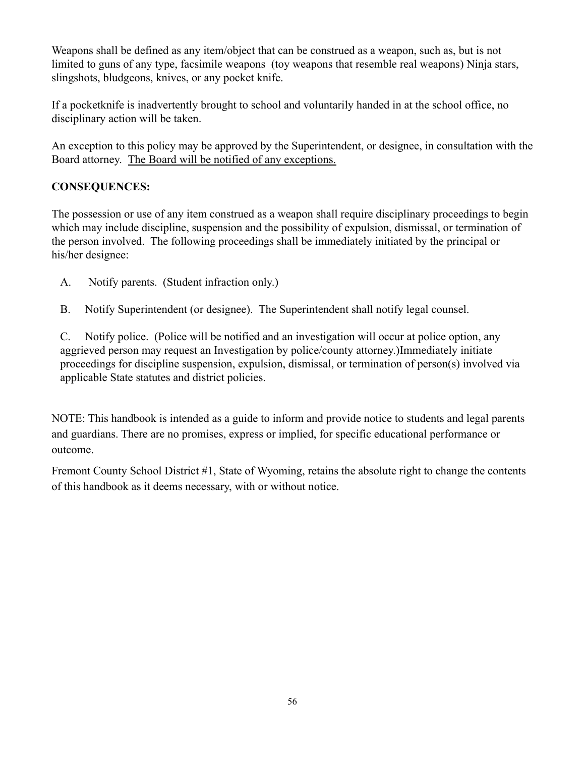Weapons shall be defined as any item/object that can be construed as a weapon, such as, but is not limited to guns of any type, facsimile weapons (toy weapons that resemble real weapons) Ninja stars, slingshots, bludgeons, knives, or any pocket knife.

If a pocketknife is inadvertently brought to school and voluntarily handed in at the school office, no disciplinary action will be taken.

An exception to this policy may be approved by the Superintendent, or designee, in consultation with the Board attorney. <u>The Board will be notified of any exceptions.</u>

**CONSEQUENCES:**

The possession or use of any item construed as a weapon shall require disciplinary proceedings to begin which may include discipline, suspension and the possibility of expulsion, dismissal, or termination of the person involved. The following proceedings shall be immediately initiated by the principal or his/her designee:

A. Notify parents. (Student infraction only.)

B. Notify Superintendent (or designee). The Superintendent shall notify legal counsel.

C. Notify police. (Police will be notified and an investigation will occur at police option, any aggrieved person may request an Investigation by police/county attorney.)Immediately initiate proceedings for discipline suspension, expulsion, dismissal, or termination of person(s) involved via applicable State statutes and district policies.

NOTE: This handbook is intended as a guide to inform and provide notice to students and legal parents and guardians. There are no promises, express or implied, for specific educational performance or outcome.

Fremont County School District #1, State of Wyoming, retains the absolute right to change the contents of this handbook as it deems necessary, with or without notice.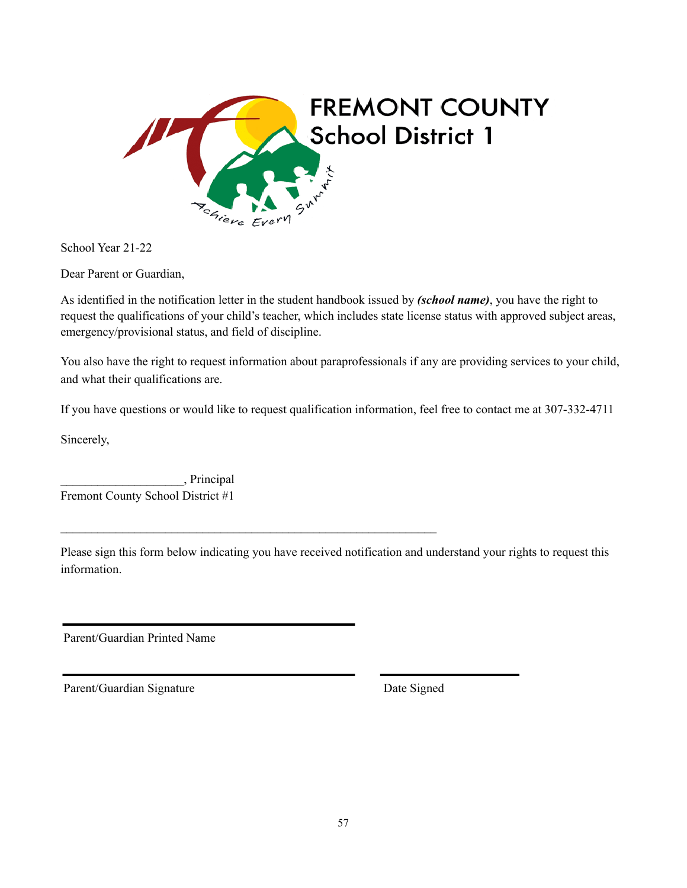FREMONT COUNTY
School District 1

Achieve Every Summit

School Year 21-22

Dear Parent or Guardian,

As identified in the notification letter in the student handbook issued by ***(school name)***, you have the right to request the qualifications of your child's teacher, which includes state license status with approved subject areas, emergency/provisional status, and field of discipline.

You also have the right to request information about paraprofessionals if any are providing services to your child, and what their qualifications are.

If you have questions or would like to request qualification information, feel free to contact me at 307-332-4711

Sincerely,

____________________, Principal
Fremont County School District #1

_________________________________________________________________

Please sign this form below indicating you have received notification and understand your rights to request this information.

_________________________________________

Parent/Guardian Printed Name

_________________________________________ ____________________

Parent/Guardian Signature Date Signed